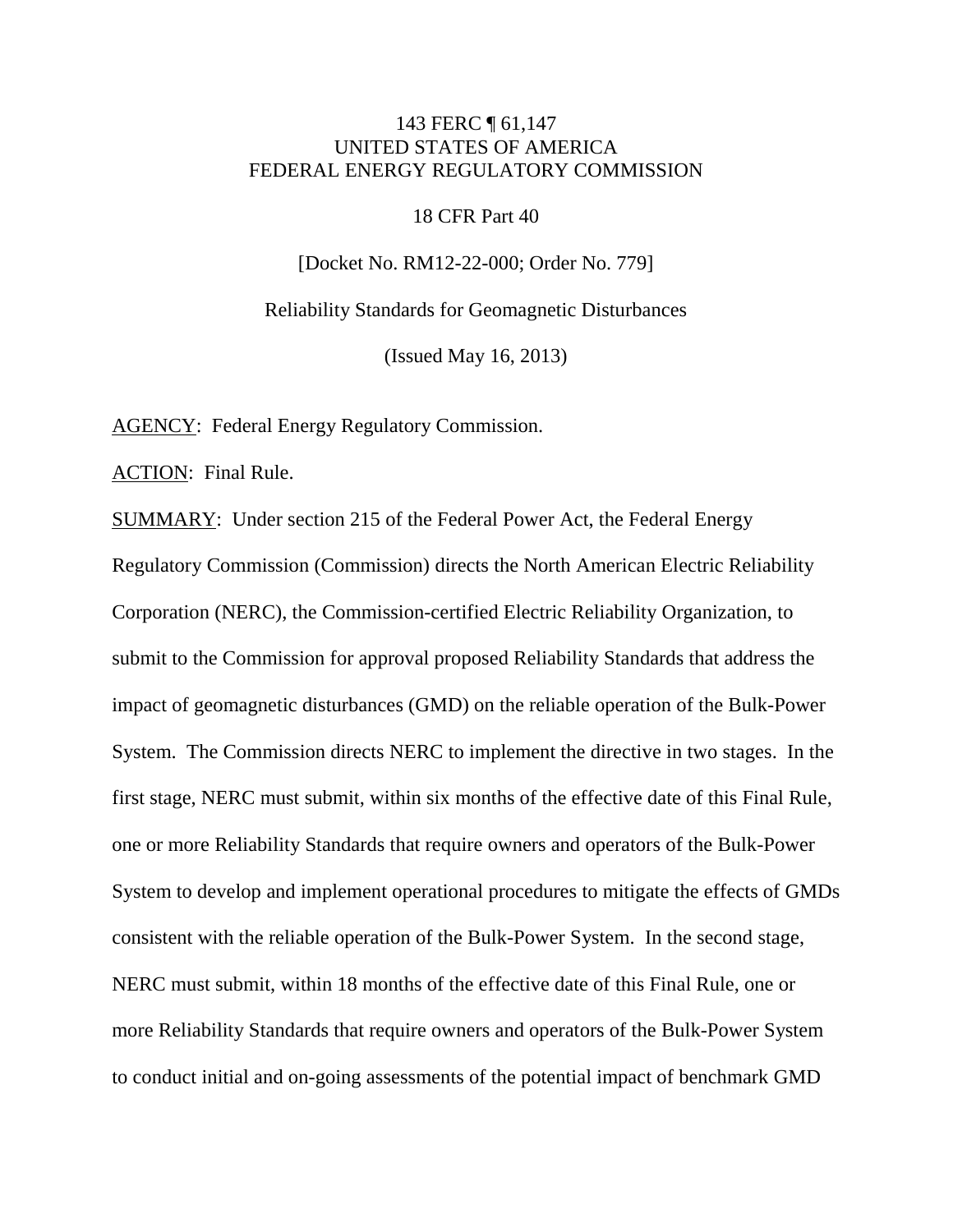143 FERC ¶ 61,147
UNITED STATES OF AMERICA
FEDERAL ENERGY REGULATORY COMMISSION

18 CFR Part 40

[Docket No. RM12-22-000; Order No. 779]

Reliability Standards for Geomagnetic Disturbances

(Issued May 16, 2013)

AGENCY: Federal Energy Regulatory Commission.

ACTION: Final Rule.

SUMMARY: Under section 215 of the Federal Power Act, the Federal Energy Regulatory Commission (Commission) directs the North American Electric Reliability Corporation (NERC), the Commission-certified Electric Reliability Organization, to submit to the Commission for approval proposed Reliability Standards that address the impact of geomagnetic disturbances (GMD) on the reliable operation of the Bulk-Power System. The Commission directs NERC to implement the directive in two stages. In the first stage, NERC must submit, within six months of the effective date of this Final Rule, one or more Reliability Standards that require owners and operators of the Bulk-Power System to develop and implement operational procedures to mitigate the effects of GMDs consistent with the reliable operation of the Bulk-Power System. In the second stage, NERC must submit, within 18 months of the effective date of this Final Rule, one or more Reliability Standards that require owners and operators of the Bulk-Power System to conduct initial and on-going assessments of the potential impact of benchmark GMD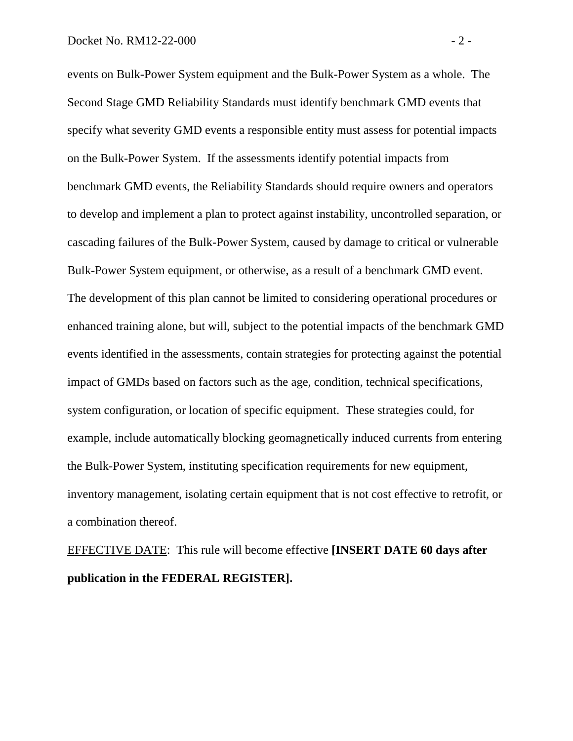events on Bulk-Power System equipment and the Bulk-Power System as a whole. The Second Stage GMD Reliability Standards must identify benchmark GMD events that specify what severity GMD events a responsible entity must assess for potential impacts on the Bulk-Power System. If the assessments identify potential impacts from benchmark GMD events, the Reliability Standards should require owners and operators to develop and implement a plan to protect against instability, uncontrolled separation, or cascading failures of the Bulk-Power System, caused by damage to critical or vulnerable Bulk-Power System equipment, or otherwise, as a result of a benchmark GMD event. The development of this plan cannot be limited to considering operational procedures or enhanced training alone, but will, subject to the potential impacts of the benchmark GMD events identified in the assessments, contain strategies for protecting against the potential impact of GMDs based on factors such as the age, condition, technical specifications, system configuration, or location of specific equipment. These strategies could, for example, include automatically blocking geomagnetically induced currents from entering the Bulk-Power System, instituting specification requirements for new equipment, inventory management, isolating certain equipment that is not cost effective to retrofit, or a combination thereof.

EFFECTIVE DATE: This rule will become effective **[INSERT DATE 60 days after publication in the FEDERAL REGISTER].**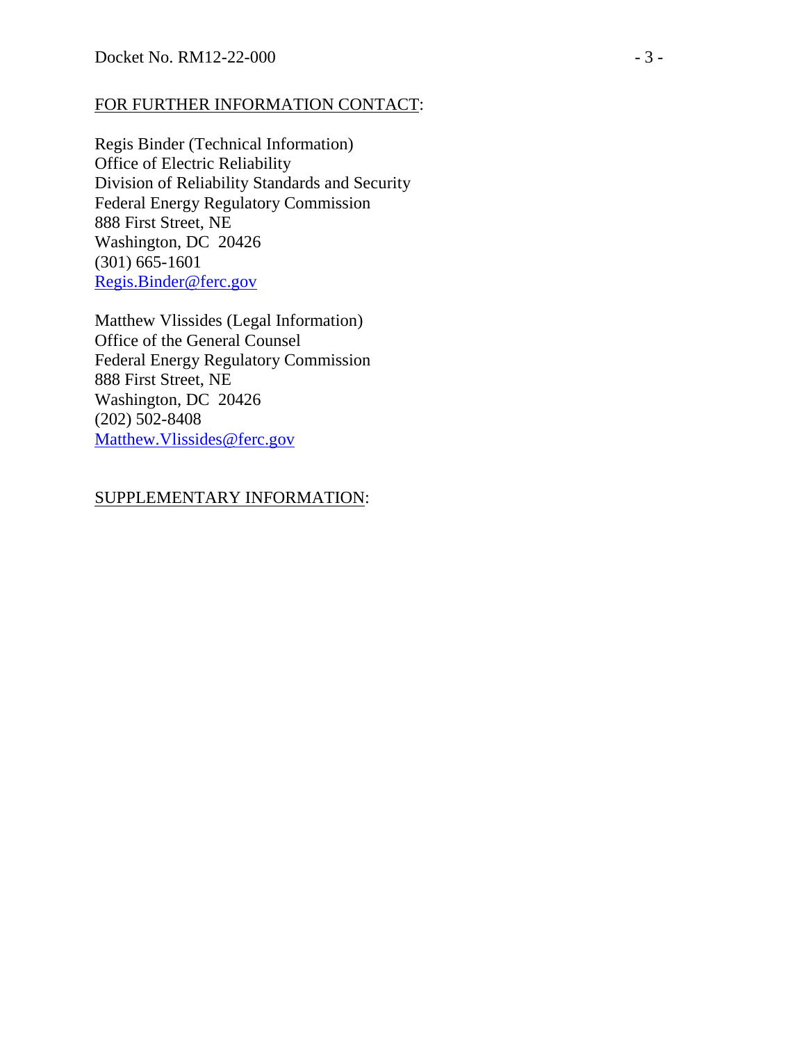<u>FOR FURTHER INFORMATION CONTACT</u>:

Regis Binder (Technical Information)
Office of Electric Reliability
Division of Reliability Standards and Security
Federal Energy Regulatory Commission
888 First Street, NE
Washington, DC 20426
(301) 665-1601
Regis.Binder@ferc.gov

Matthew Vlissides (Legal Information)
Office of the General Counsel
Federal Energy Regulatory Commission
888 First Street, NE
Washington, DC 20426
(202) 502-8408
Matthew.Vlissides@ferc.gov

<u>SUPPLEMENTARY INFORMATION</u>: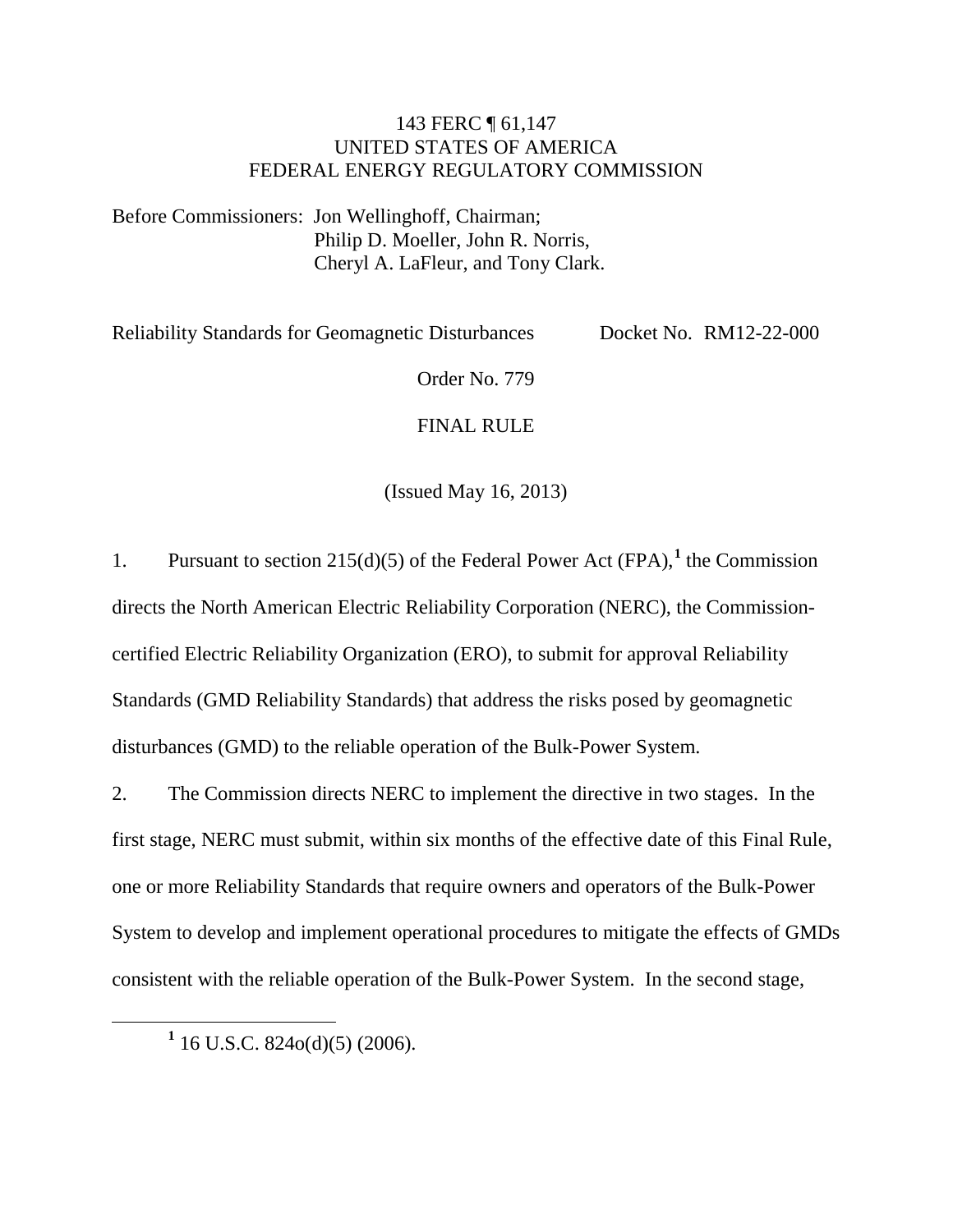143 FERC ¶ 61,147
UNITED STATES OF AMERICA
FEDERAL ENERGY REGULATORY COMMISSION

Before Commissioners: Jon Wellinghoff, Chairman;
Philip D. Moeller, John R. Norris,
Cheryl A. LaFleur, and Tony Clark.

Reliability Standards for Geomagnetic Disturbances — Docket No. RM12-22-000

Order No. 779

FINAL RULE

(Issued May 16, 2013)

1. Pursuant to section 215(d)(5) of the Federal Power Act (FPA),[1] the Commission directs the North American Electric Reliability Corporation (NERC), the Commission-certified Electric Reliability Organization (ERO), to submit for approval Reliability Standards (GMD Reliability Standards) that address the risks posed by geomagnetic disturbances (GMD) to the reliable operation of the Bulk-Power System.

2. The Commission directs NERC to implement the directive in two stages. In the first stage, NERC must submit, within six months of the effective date of this Final Rule, one or more Reliability Standards that require owners and operators of the Bulk-Power System to develop and implement operational procedures to mitigate the effects of GMDs consistent with the reliable operation of the Bulk-Power System. In the second stage,

[1] 16 U.S.C. 824o(d)(5) (2006).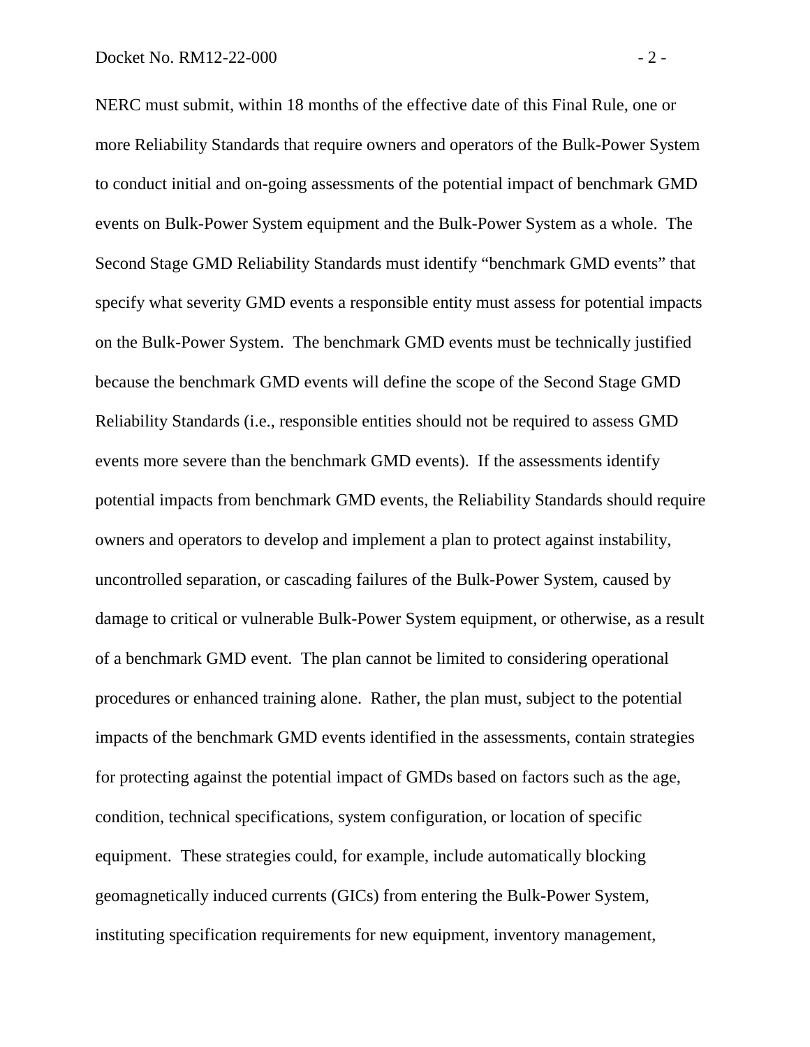NERC must submit, within 18 months of the effective date of this Final Rule, one or more Reliability Standards that require owners and operators of the Bulk-Power System to conduct initial and on-going assessments of the potential impact of benchmark GMD events on Bulk-Power System equipment and the Bulk-Power System as a whole. The Second Stage GMD Reliability Standards must identify "benchmark GMD events" that specify what severity GMD events a responsible entity must assess for potential impacts on the Bulk-Power System. The benchmark GMD events must be technically justified because the benchmark GMD events will define the scope of the Second Stage GMD Reliability Standards (i.e., responsible entities should not be required to assess GMD events more severe than the benchmark GMD events). If the assessments identify potential impacts from benchmark GMD events, the Reliability Standards should require owners and operators to develop and implement a plan to protect against instability, uncontrolled separation, or cascading failures of the Bulk-Power System, caused by damage to critical or vulnerable Bulk-Power System equipment, or otherwise, as a result of a benchmark GMD event. The plan cannot be limited to considering operational procedures or enhanced training alone. Rather, the plan must, subject to the potential impacts of the benchmark GMD events identified in the assessments, contain strategies for protecting against the potential impact of GMDs based on factors such as the age, condition, technical specifications, system configuration, or location of specific equipment. These strategies could, for example, include automatically blocking geomagnetically induced currents (GICs) from entering the Bulk-Power System, instituting specification requirements for new equipment, inventory management,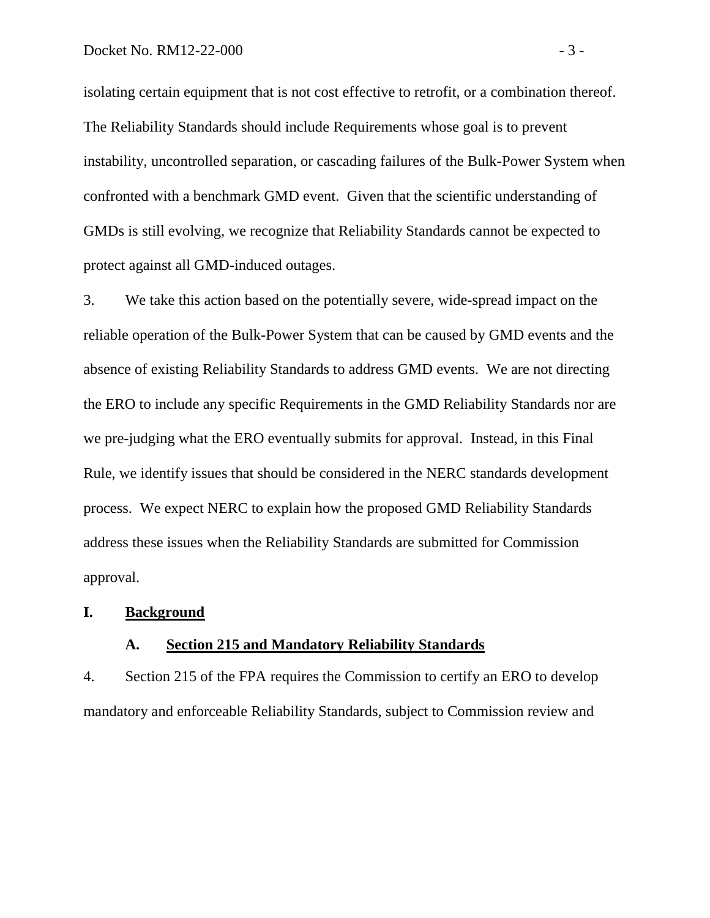isolating certain equipment that is not cost effective to retrofit, or a combination thereof. The Reliability Standards should include Requirements whose goal is to prevent instability, uncontrolled separation, or cascading failures of the Bulk-Power System when confronted with a benchmark GMD event. Given that the scientific understanding of GMDs is still evolving, we recognize that Reliability Standards cannot be expected to protect against all GMD-induced outages.

3. We take this action based on the potentially severe, wide-spread impact on the reliable operation of the Bulk-Power System that can be caused by GMD events and the absence of existing Reliability Standards to address GMD events. We are not directing the ERO to include any specific Requirements in the GMD Reliability Standards nor are we pre-judging what the ERO eventually submits for approval. Instead, in this Final Rule, we identify issues that should be considered in the NERC standards development process. We expect NERC to explain how the proposed GMD Reliability Standards address these issues when the Reliability Standards are submitted for Commission approval.

## I. Background

### A. Section 215 and Mandatory Reliability Standards

4. Section 215 of the FPA requires the Commission to certify an ERO to develop mandatory and enforceable Reliability Standards, subject to Commission review and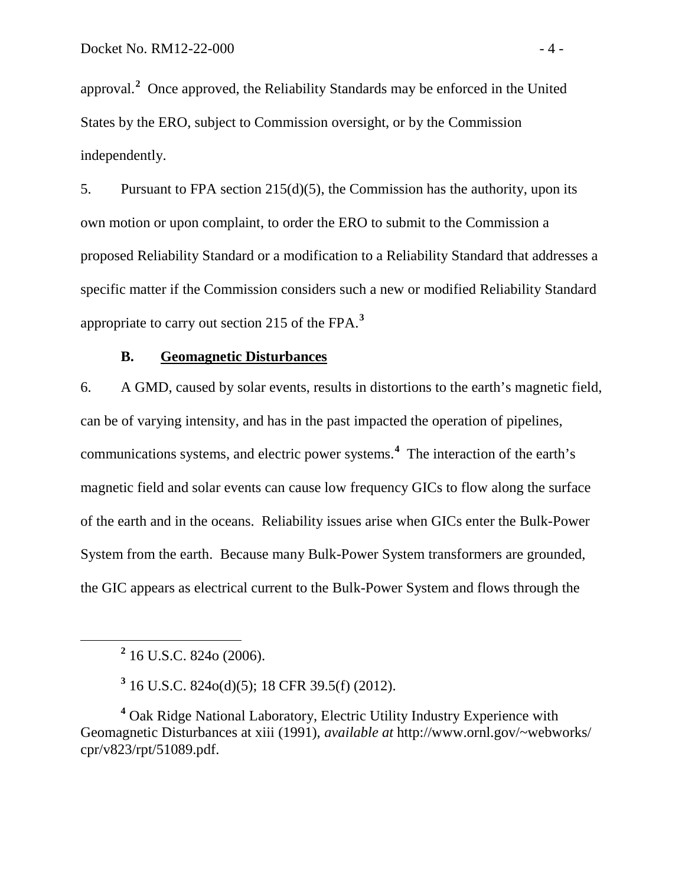approval.[2] Once approved, the Reliability Standards may be enforced in the United States by the ERO, subject to Commission oversight, or by the Commission independently.

5. Pursuant to FPA section 215(d)(5), the Commission has the authority, upon its own motion or upon complaint, to order the ERO to submit to the Commission a proposed Reliability Standard or a modification to a Reliability Standard that addresses a specific matter if the Commission considers such a new or modified Reliability Standard appropriate to carry out section 215 of the FPA.[3]

### B. Geomagnetic Disturbances

6. A GMD, caused by solar events, results in distortions to the earth's magnetic field, can be of varying intensity, and has in the past impacted the operation of pipelines, communications systems, and electric power systems.[4] The interaction of the earth's magnetic field and solar events can cause low frequency GICs to flow along the surface of the earth and in the oceans. Reliability issues arise when GICs enter the Bulk-Power System from the earth. Because many Bulk-Power System transformers are grounded, the GIC appears as electrical current to the Bulk-Power System and flows through the

---

[2] 16 U.S.C. 824o (2006).

[3] 16 U.S.C. 824o(d)(5); 18 CFR 39.5(f) (2012).

[4] Oak Ridge National Laboratory, Electric Utility Industry Experience with Geomagnetic Disturbances at xiii (1991), *available at* http://www.ornl.gov/~webworks/cpr/v823/rpt/51089.pdf.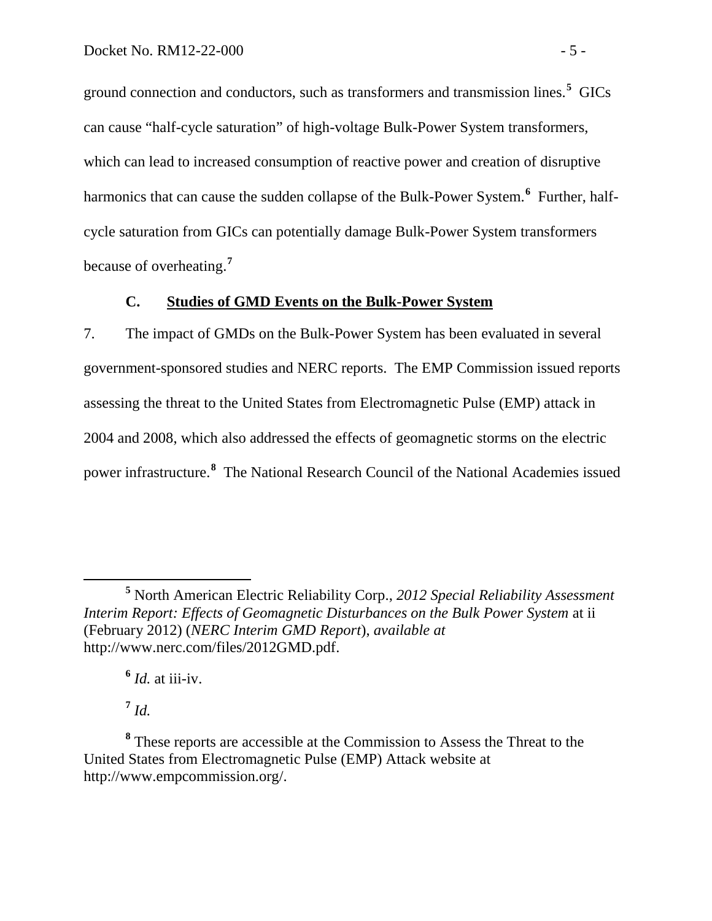ground connection and conductors, such as transformers and transmission lines.[5] GICs can cause "half-cycle saturation" of high-voltage Bulk-Power System transformers, which can lead to increased consumption of reactive power and creation of disruptive harmonics that can cause the sudden collapse of the Bulk-Power System.[6] Further, half-cycle saturation from GICs can potentially damage Bulk-Power System transformers because of overheating.[7]

### C. Studies of GMD Events on the Bulk-Power System

7. The impact of GMDs on the Bulk-Power System has been evaluated in several government-sponsored studies and NERC reports. The EMP Commission issued reports assessing the threat to the United States from Electromagnetic Pulse (EMP) attack in 2004 and 2008, which also addressed the effects of geomagnetic storms on the electric power infrastructure.[8] The National Research Council of the National Academies issued

---

[5] North American Electric Reliability Corp., *2012 Special Reliability Assessment Interim Report: Effects of Geomagnetic Disturbances on the Bulk Power System* at ii (February 2012) (*NERC Interim GMD Report*), *available at* http://www.nerc.com/files/2012GMD.pdf.

[6] *Id.* at iii-iv.

[7] *Id.*

[8] These reports are accessible at the Commission to Assess the Threat to the United States from Electromagnetic Pulse (EMP) Attack website at http://www.empcommission.org/.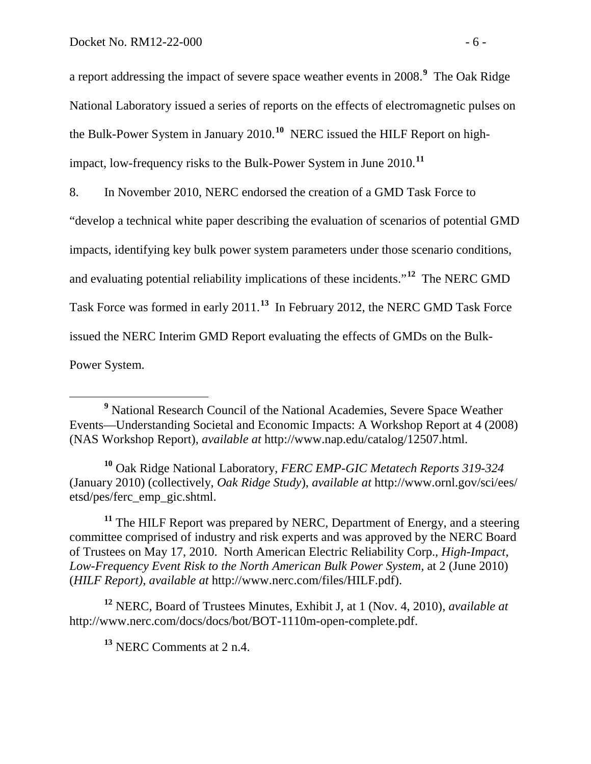a report addressing the impact of severe space weather events in 2008.[9] The Oak Ridge National Laboratory issued a series of reports on the effects of electromagnetic pulses on the Bulk-Power System in January 2010.[10] NERC issued the HILF Report on high-impact, low-frequency risks to the Bulk-Power System in June 2010.[11]

8. In November 2010, NERC endorsed the creation of a GMD Task Force to "develop a technical white paper describing the evaluation of scenarios of potential GMD impacts, identifying key bulk power system parameters under those scenario conditions, and evaluating potential reliability implications of these incidents."[12] The NERC GMD Task Force was formed in early 2011.[13] In February 2012, the NERC GMD Task Force issued the NERC Interim GMD Report evaluating the effects of GMDs on the Bulk-Power System.

---

[9] National Research Council of the National Academies, Severe Space Weather Events—Understanding Societal and Economic Impacts: A Workshop Report at 4 (2008) (NAS Workshop Report), *available at* http://www.nap.edu/catalog/12507.html.

[10] Oak Ridge National Laboratory, *FERC EMP-GIC Metatech Reports 319-324* (January 2010) (collectively, *Oak Ridge Study*), *available at* http://www.ornl.gov/sci/ees/etsd/pes/ferc_emp_gic.shtml.

[11] The HILF Report was prepared by NERC, Department of Energy, and a steering committee comprised of industry and risk experts and was approved by the NERC Board of Trustees on May 17, 2010. North American Electric Reliability Corp., *High-Impact, Low-Frequency Event Risk to the North American Bulk Power System*, at 2 (June 2010) (*HILF Report)*, *available at* http://www.nerc.com/files/HILF.pdf).

[12] NERC, Board of Trustees Minutes, Exhibit J, at 1 (Nov. 4, 2010), *available at* http://www.nerc.com/docs/docs/bot/BOT-1110m-open-complete.pdf.

[13] NERC Comments at 2 n.4.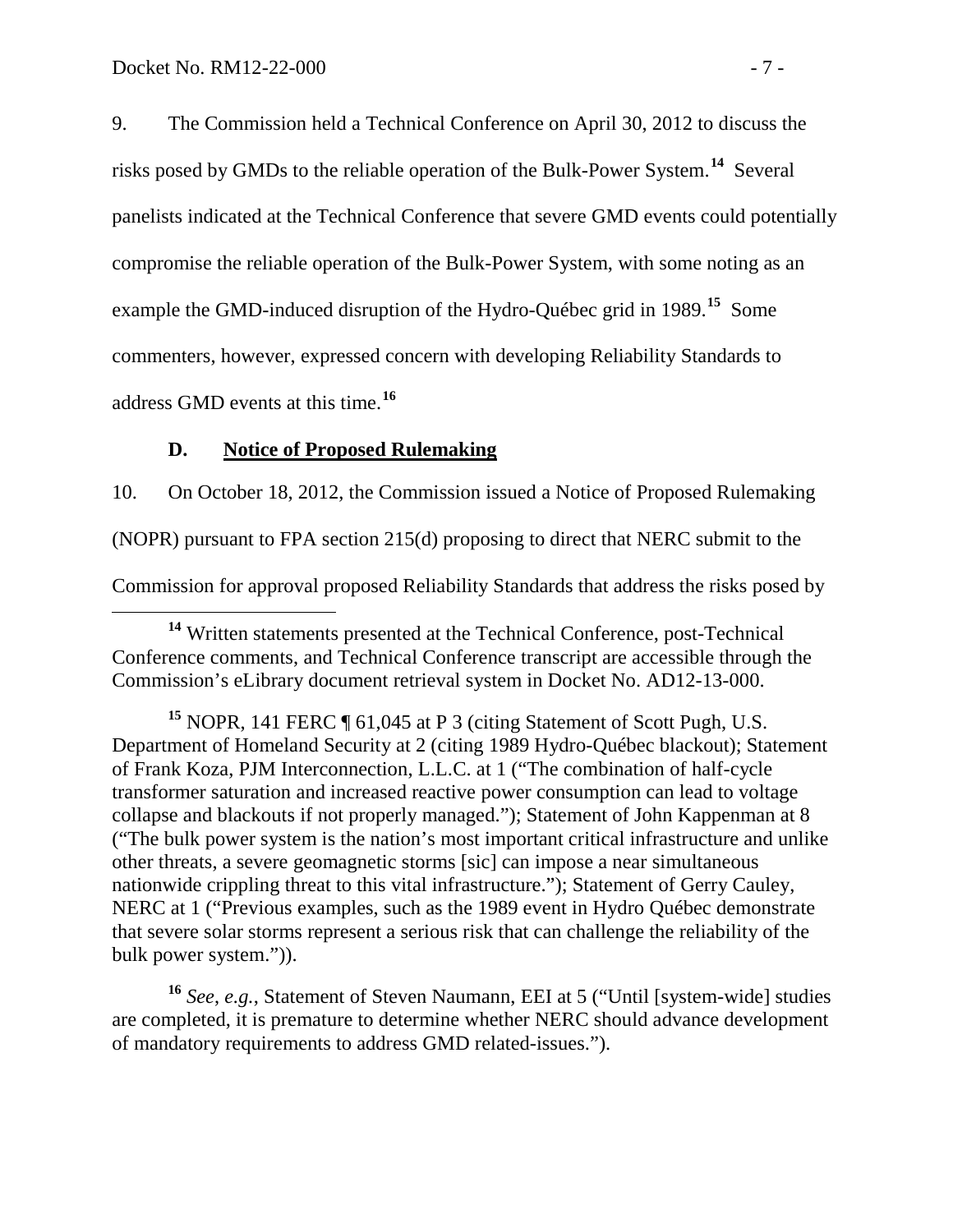9. The Commission held a Technical Conference on April 30, 2012 to discuss the risks posed by GMDs to the reliable operation of the Bulk-Power System.[14] Several panelists indicated at the Technical Conference that severe GMD events could potentially compromise the reliable operation of the Bulk-Power System, with some noting as an example the GMD-induced disruption of the Hydro-Québec grid in 1989.[15] Some commenters, however, expressed concern with developing Reliability Standards to address GMD events at this time.[16]

### D. Notice of Proposed Rulemaking

10. On October 18, 2012, the Commission issued a Notice of Proposed Rulemaking (NOPR) pursuant to FPA section 215(d) proposing to direct that NERC submit to the Commission for approval proposed Reliability Standards that address the risks posed by

---

[14] Written statements presented at the Technical Conference, post-Technical Conference comments, and Technical Conference transcript are accessible through the Commission's eLibrary document retrieval system in Docket No. AD12-13-000.

[15] NOPR, 141 FERC ¶ 61,045 at P 3 (citing Statement of Scott Pugh, U.S. Department of Homeland Security at 2 (citing 1989 Hydro-Québec blackout); Statement of Frank Koza, PJM Interconnection, L.L.C. at 1 ("The combination of half-cycle transformer saturation and increased reactive power consumption can lead to voltage collapse and blackouts if not properly managed."); Statement of John Kappenman at 8 ("The bulk power system is the nation's most important critical infrastructure and unlike other threats, a severe geomagnetic storms [sic] can impose a near simultaneous nationwide crippling threat to this vital infrastructure."); Statement of Gerry Cauley, NERC at 1 ("Previous examples, such as the 1989 event in Hydro Québec demonstrate that severe solar storms represent a serious risk that can challenge the reliability of the bulk power system.")).

[16] *See, e.g.*, Statement of Steven Naumann, EEI at 5 ("Until [system-wide] studies are completed, it is premature to determine whether NERC should advance development of mandatory requirements to address GMD related-issues.").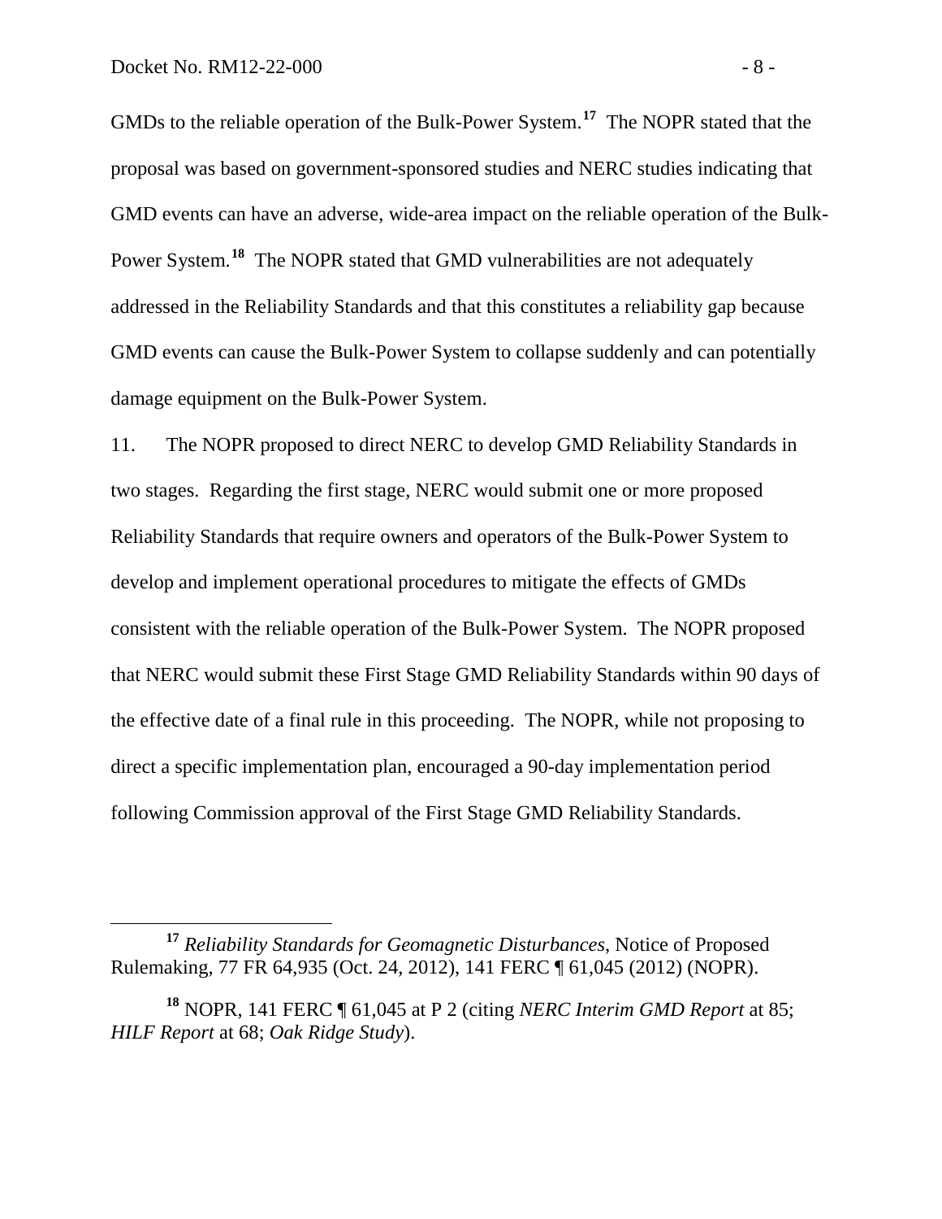GMDs to the reliable operation of the Bulk-Power System.[17] The NOPR stated that the proposal was based on government-sponsored studies and NERC studies indicating that GMD events can have an adverse, wide-area impact on the reliable operation of the Bulk-Power System.[18] The NOPR stated that GMD vulnerabilities are not adequately addressed in the Reliability Standards and that this constitutes a reliability gap because GMD events can cause the Bulk-Power System to collapse suddenly and can potentially damage equipment on the Bulk-Power System.

11. The NOPR proposed to direct NERC to develop GMD Reliability Standards in two stages. Regarding the first stage, NERC would submit one or more proposed Reliability Standards that require owners and operators of the Bulk-Power System to develop and implement operational procedures to mitigate the effects of GMDs consistent with the reliable operation of the Bulk-Power System. The NOPR proposed that NERC would submit these First Stage GMD Reliability Standards within 90 days of the effective date of a final rule in this proceeding. The NOPR, while not proposing to direct a specific implementation plan, encouraged a 90-day implementation period following Commission approval of the First Stage GMD Reliability Standards.

---

[17] *Reliability Standards for Geomagnetic Disturbances*, Notice of Proposed Rulemaking, 77 FR 64,935 (Oct. 24, 2012), 141 FERC ¶ 61,045 (2012) (NOPR).

[18] NOPR, 141 FERC ¶ 61,045 at P 2 (citing *NERC Interim GMD Report* at 85; *HILF Report* at 68; *Oak Ridge Study*).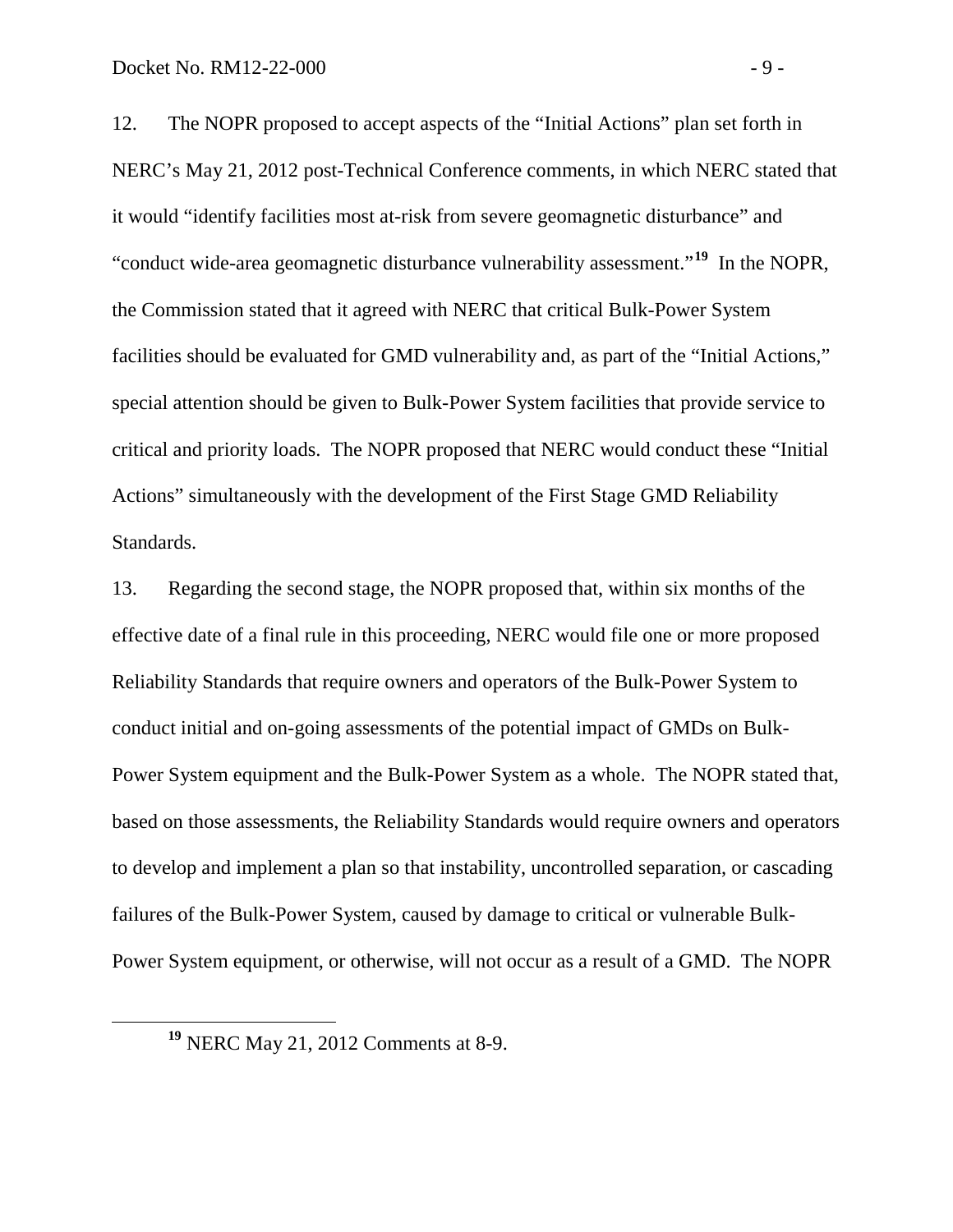12. The NOPR proposed to accept aspects of the "Initial Actions" plan set forth in NERC's May 21, 2012 post-Technical Conference comments, in which NERC stated that it would "identify facilities most at-risk from severe geomagnetic disturbance" and "conduct wide-area geomagnetic disturbance vulnerability assessment."[19] In the NOPR, the Commission stated that it agreed with NERC that critical Bulk-Power System facilities should be evaluated for GMD vulnerability and, as part of the "Initial Actions," special attention should be given to Bulk-Power System facilities that provide service to critical and priority loads. The NOPR proposed that NERC would conduct these "Initial Actions" simultaneously with the development of the First Stage GMD Reliability Standards.

13. Regarding the second stage, the NOPR proposed that, within six months of the effective date of a final rule in this proceeding, NERC would file one or more proposed Reliability Standards that require owners and operators of the Bulk-Power System to conduct initial and on-going assessments of the potential impact of GMDs on Bulk-Power System equipment and the Bulk-Power System as a whole. The NOPR stated that, based on those assessments, the Reliability Standards would require owners and operators to develop and implement a plan so that instability, uncontrolled separation, or cascading failures of the Bulk-Power System, caused by damage to critical or vulnerable Bulk-Power System equipment, or otherwise, will not occur as a result of a GMD. The NOPR

[19] NERC May 21, 2012 Comments at 8-9.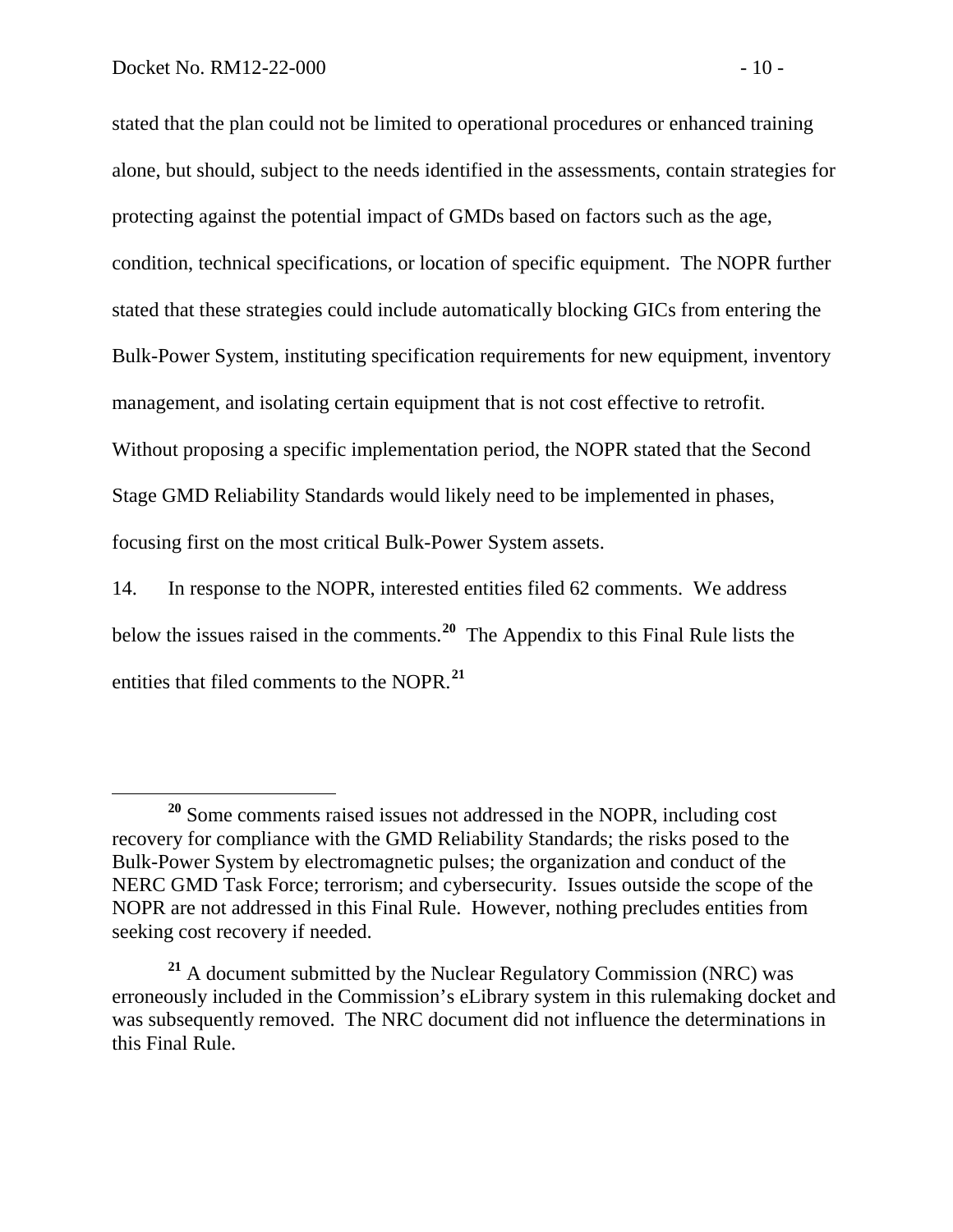stated that the plan could not be limited to operational procedures or enhanced training alone, but should, subject to the needs identified in the assessments, contain strategies for protecting against the potential impact of GMDs based on factors such as the age, condition, technical specifications, or location of specific equipment. The NOPR further stated that these strategies could include automatically blocking GICs from entering the Bulk-Power System, instituting specification requirements for new equipment, inventory management, and isolating certain equipment that is not cost effective to retrofit. Without proposing a specific implementation period, the NOPR stated that the Second Stage GMD Reliability Standards would likely need to be implemented in phases, focusing first on the most critical Bulk-Power System assets.

14. In response to the NOPR, interested entities filed 62 comments. We address below the issues raised in the comments.[20] The Appendix to this Final Rule lists the entities that filed comments to the NOPR.[21]

---

[20] Some comments raised issues not addressed in the NOPR, including cost recovery for compliance with the GMD Reliability Standards; the risks posed to the Bulk-Power System by electromagnetic pulses; the organization and conduct of the NERC GMD Task Force; terrorism; and cybersecurity. Issues outside the scope of the NOPR are not addressed in this Final Rule. However, nothing precludes entities from seeking cost recovery if needed.

[21] A document submitted by the Nuclear Regulatory Commission (NRC) was erroneously included in the Commission's eLibrary system in this rulemaking docket and was subsequently removed. The NRC document did not influence the determinations in this Final Rule.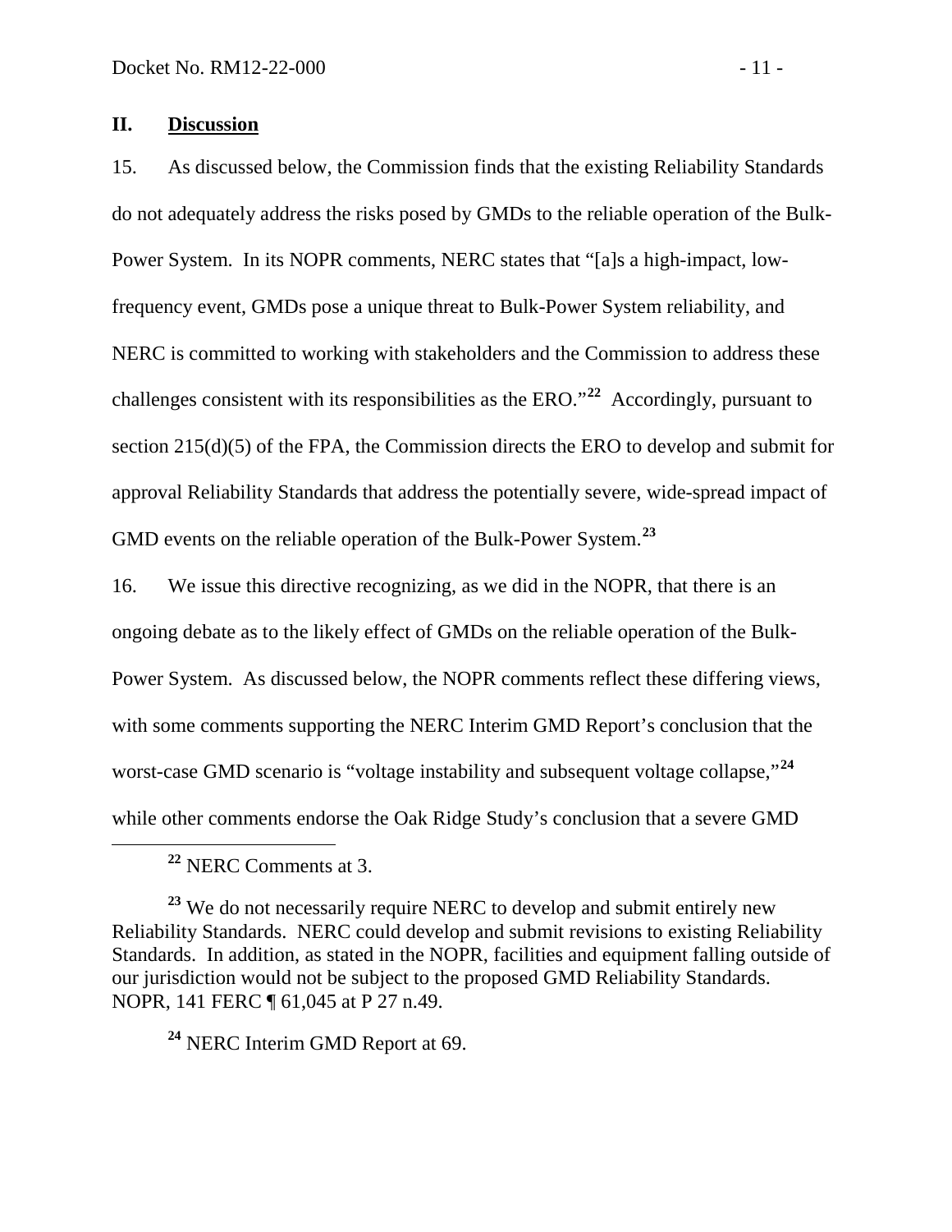## II. Discussion

15. As discussed below, the Commission finds that the existing Reliability Standards do not adequately address the risks posed by GMDs to the reliable operation of the Bulk-Power System. In its NOPR comments, NERC states that "[a]s a high-impact, low-frequency event, GMDs pose a unique threat to Bulk-Power System reliability, and NERC is committed to working with stakeholders and the Commission to address these challenges consistent with its responsibilities as the ERO."[22] Accordingly, pursuant to section 215(d)(5) of the FPA, the Commission directs the ERO to develop and submit for approval Reliability Standards that address the potentially severe, wide-spread impact of GMD events on the reliable operation of the Bulk-Power System.[23]

16. We issue this directive recognizing, as we did in the NOPR, that there is an ongoing debate as to the likely effect of GMDs on the reliable operation of the Bulk-Power System. As discussed below, the NOPR comments reflect these differing views, with some comments supporting the NERC Interim GMD Report's conclusion that the worst-case GMD scenario is "voltage instability and subsequent voltage collapse,"[24] while other comments endorse the Oak Ridge Study's conclusion that a severe GMD

---

[22] NERC Comments at 3.

[23] We do not necessarily require NERC to develop and submit entirely new Reliability Standards. NERC could develop and submit revisions to existing Reliability Standards. In addition, as stated in the NOPR, facilities and equipment falling outside of our jurisdiction would not be subject to the proposed GMD Reliability Standards. NOPR, 141 FERC ¶ 61,045 at P 27 n.49.

[24] NERC Interim GMD Report at 69.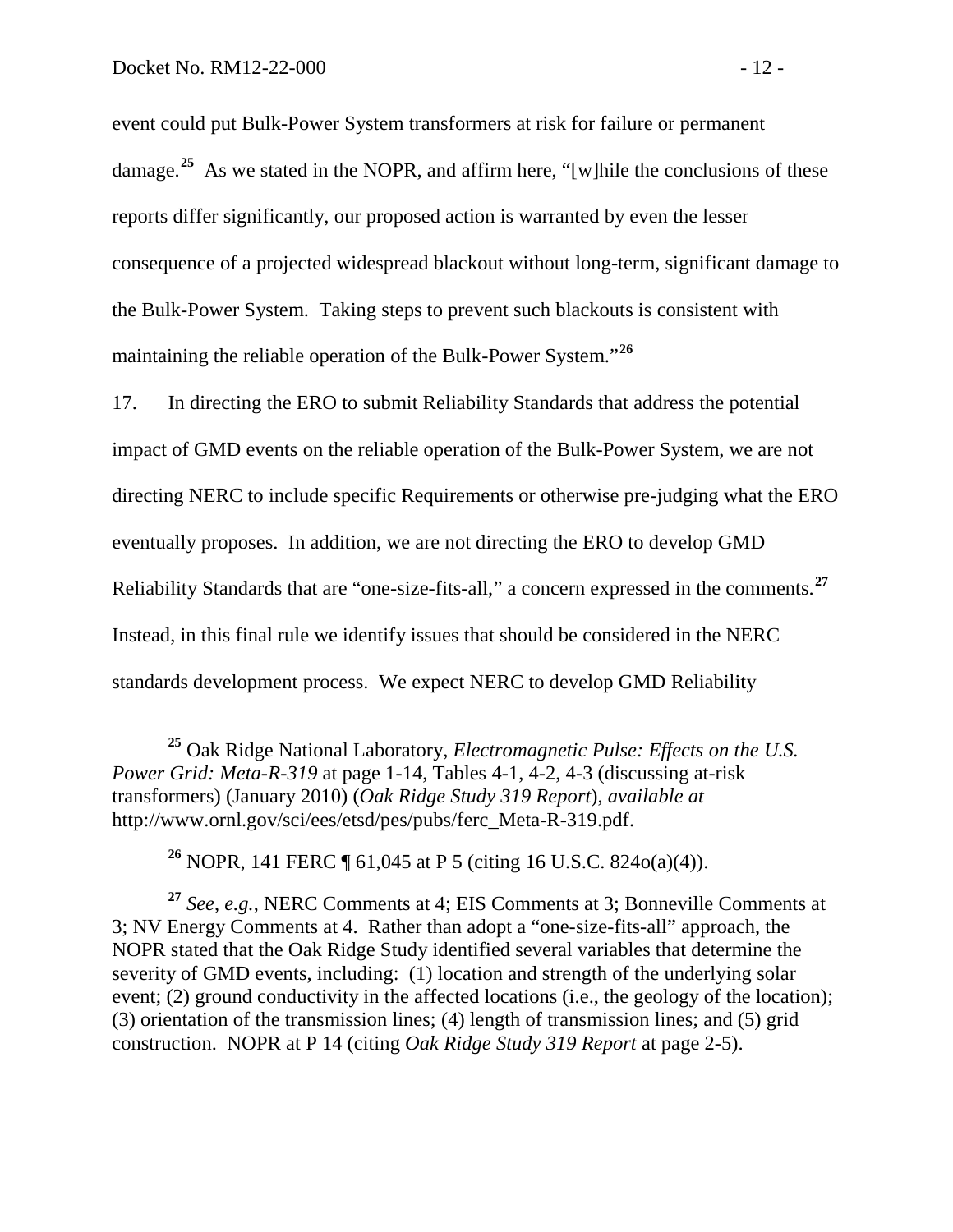event could put Bulk-Power System transformers at risk for failure or permanent damage.[25] As we stated in the NOPR, and affirm here, "[w]hile the conclusions of these reports differ significantly, our proposed action is warranted by even the lesser consequence of a projected widespread blackout without long-term, significant damage to the Bulk-Power System. Taking steps to prevent such blackouts is consistent with maintaining the reliable operation of the Bulk-Power System."[26]

17. In directing the ERO to submit Reliability Standards that address the potential impact of GMD events on the reliable operation of the Bulk-Power System, we are not directing NERC to include specific Requirements or otherwise pre-judging what the ERO eventually proposes. In addition, we are not directing the ERO to develop GMD Reliability Standards that are "one-size-fits-all," a concern expressed in the comments.[27] Instead, in this final rule we identify issues that should be considered in the NERC standards development process. We expect NERC to develop GMD Reliability

---

[25] Oak Ridge National Laboratory, *Electromagnetic Pulse: Effects on the U.S. Power Grid: Meta-R-319* at page 1-14, Tables 4-1, 4-2, 4-3 (discussing at-risk transformers) (January 2010) (*Oak Ridge Study 319 Report*), *available at* http://www.ornl.gov/sci/ees/etsd/pes/pubs/ferc_Meta-R-319.pdf.

[26] NOPR, 141 FERC ¶ 61,045 at P 5 (citing 16 U.S.C. 824o(a)(4)).

[27] *See*, *e.g.*, NERC Comments at 4; EIS Comments at 3; Bonneville Comments at 3; NV Energy Comments at 4. Rather than adopt a "one-size-fits-all" approach, the NOPR stated that the Oak Ridge Study identified several variables that determine the severity of GMD events, including: (1) location and strength of the underlying solar event; (2) ground conductivity in the affected locations (i.e., the geology of the location); (3) orientation of the transmission lines; (4) length of transmission lines; and (5) grid construction. NOPR at P 14 (citing *Oak Ridge Study 319 Report* at page 2-5).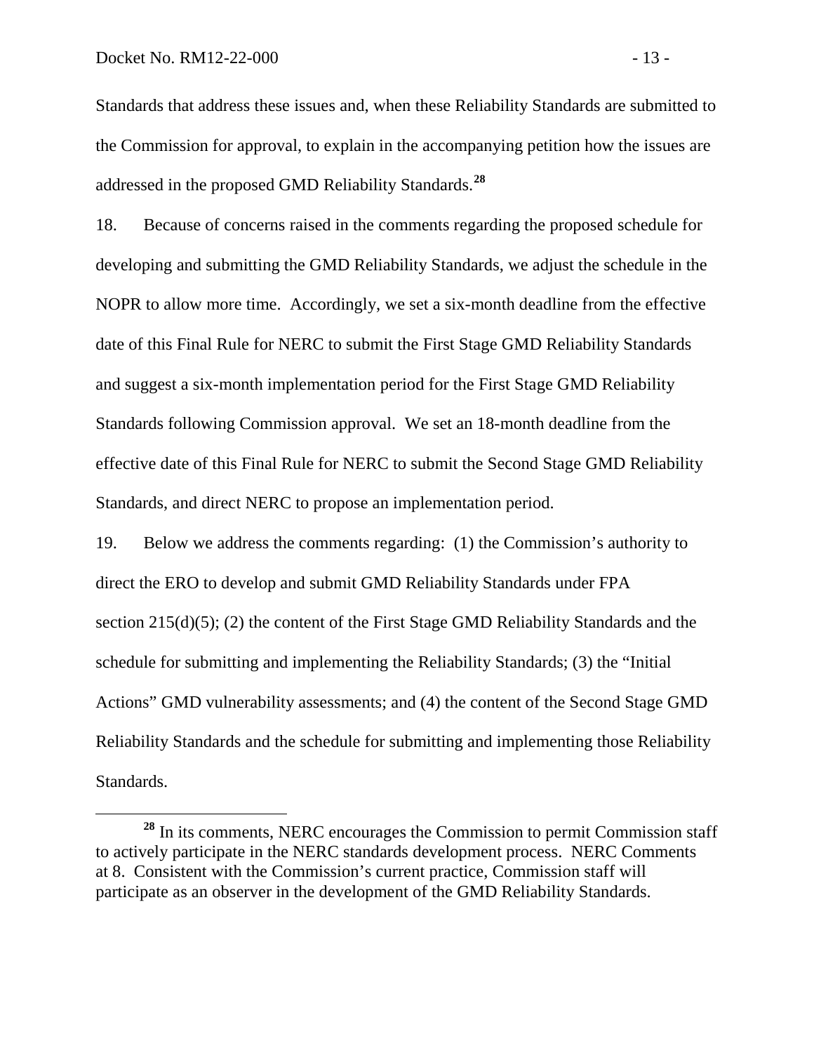Standards that address these issues and, when these Reliability Standards are submitted to the Commission for approval, to explain in the accompanying petition how the issues are addressed in the proposed GMD Reliability Standards.[28]

18. Because of concerns raised in the comments regarding the proposed schedule for developing and submitting the GMD Reliability Standards, we adjust the schedule in the NOPR to allow more time. Accordingly, we set a six-month deadline from the effective date of this Final Rule for NERC to submit the First Stage GMD Reliability Standards and suggest a six-month implementation period for the First Stage GMD Reliability Standards following Commission approval. We set an 18-month deadline from the effective date of this Final Rule for NERC to submit the Second Stage GMD Reliability Standards, and direct NERC to propose an implementation period.

19. Below we address the comments regarding: (1) the Commission's authority to direct the ERO to develop and submit GMD Reliability Standards under FPA section 215(d)(5); (2) the content of the First Stage GMD Reliability Standards and the schedule for submitting and implementing the Reliability Standards; (3) the "Initial Actions" GMD vulnerability assessments; and (4) the content of the Second Stage GMD Reliability Standards and the schedule for submitting and implementing those Reliability Standards.

[28] In its comments, NERC encourages the Commission to permit Commission staff to actively participate in the NERC standards development process. NERC Comments at 8. Consistent with the Commission's current practice, Commission staff will participate as an observer in the development of the GMD Reliability Standards.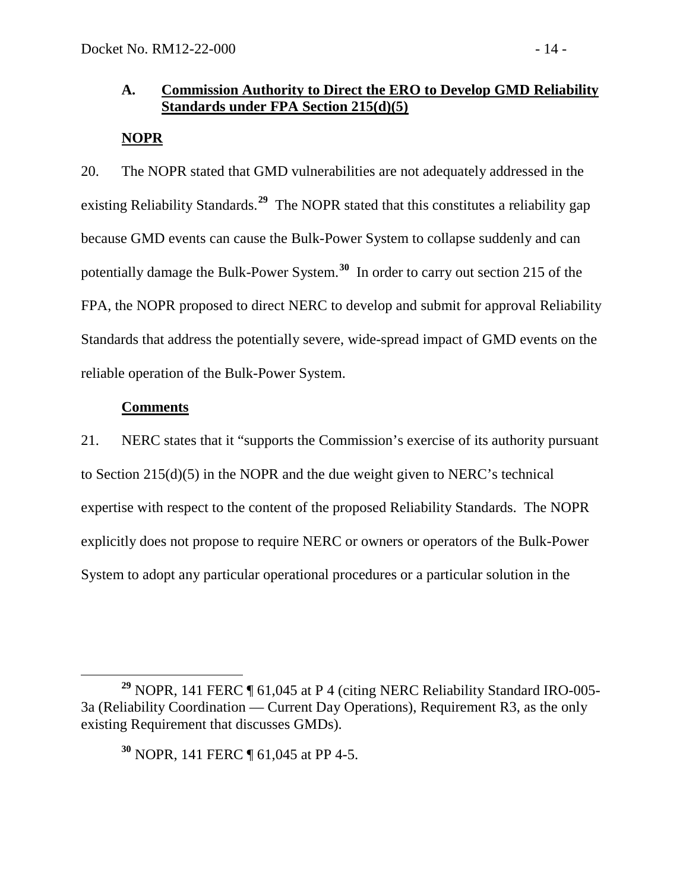### A. **Commission Authority to Direct the ERO to Develop GMD Reliability Standards under FPA Section 215(d)(5)**

**NOPR**

20. The NOPR stated that GMD vulnerabilities are not adequately addressed in the existing Reliability Standards.[29] The NOPR stated that this constitutes a reliability gap because GMD events can cause the Bulk-Power System to collapse suddenly and can potentially damage the Bulk-Power System.[30] In order to carry out section 215 of the FPA, the NOPR proposed to direct NERC to develop and submit for approval Reliability Standards that address the potentially severe, wide-spread impact of GMD events on the reliable operation of the Bulk-Power System.

**Comments**

21. NERC states that it "supports the Commission's exercise of its authority pursuant to Section 215(d)(5) in the NOPR and the due weight given to NERC's technical expertise with respect to the content of the proposed Reliability Standards. The NOPR explicitly does not propose to require NERC or owners or operators of the Bulk-Power System to adopt any particular operational procedures or a particular solution in the

---

[29] NOPR, 141 FERC ¶ 61,045 at P 4 (citing NERC Reliability Standard IRO-005-3a (Reliability Coordination — Current Day Operations), Requirement R3, as the only existing Requirement that discusses GMDs).

[30] NOPR, 141 FERC ¶ 61,045 at PP 4-5.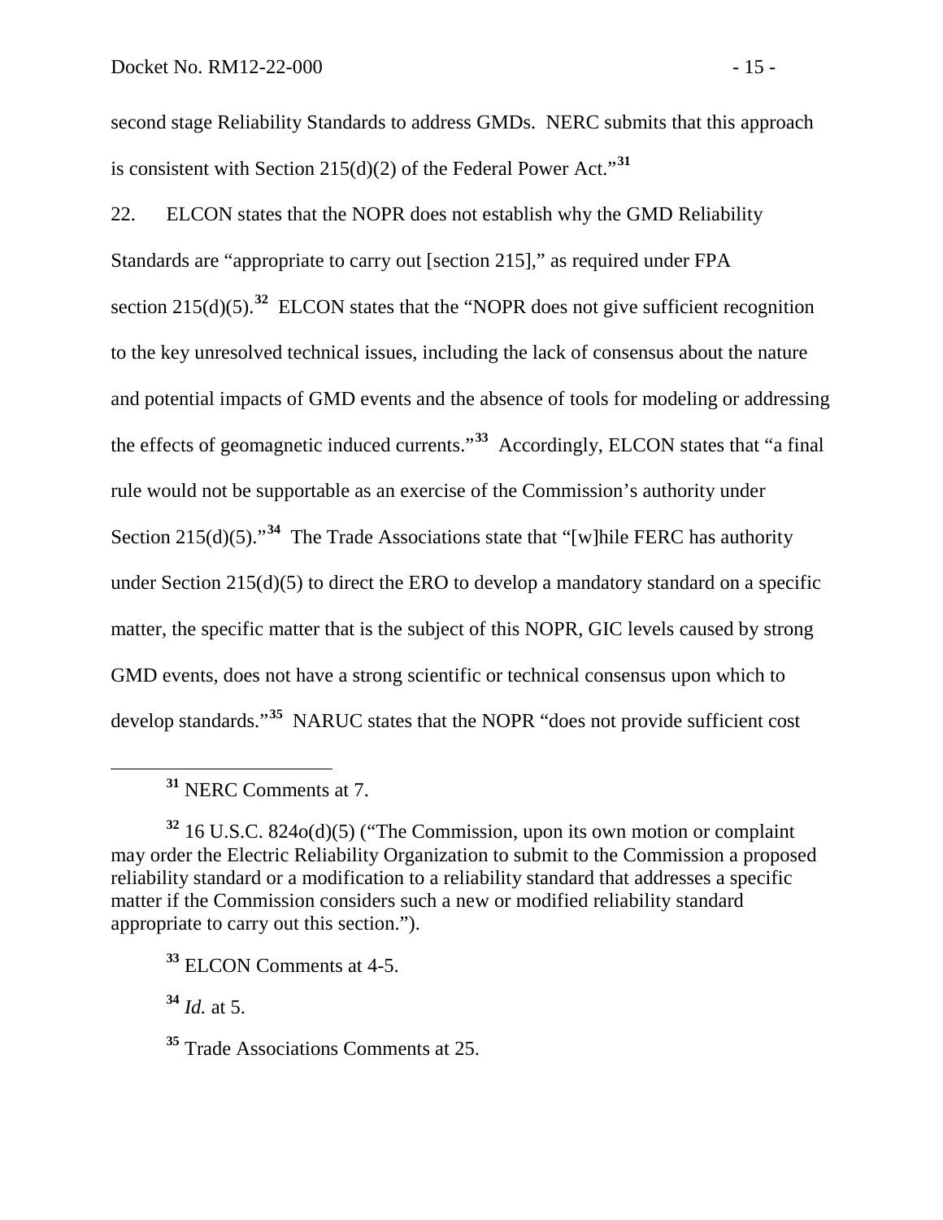second stage Reliability Standards to address GMDs. NERC submits that this approach is consistent with Section 215(d)(2) of the Federal Power Act."[31]

22. ELCON states that the NOPR does not establish why the GMD Reliability Standards are "appropriate to carry out [section 215]," as required under FPA section 215(d)(5).[32] ELCON states that the "NOPR does not give sufficient recognition to the key unresolved technical issues, including the lack of consensus about the nature and potential impacts of GMD events and the absence of tools for modeling or addressing the effects of geomagnetic induced currents."[33] Accordingly, ELCON states that "a final rule would not be supportable as an exercise of the Commission's authority under Section 215(d)(5)."[34] The Trade Associations state that "[w]hile FERC has authority under Section 215(d)(5) to direct the ERO to develop a mandatory standard on a specific matter, the specific matter that is the subject of this NOPR, GIC levels caused by strong GMD events, does not have a strong scientific or technical consensus upon which to develop standards."[35] NARUC states that the NOPR "does not provide sufficient cost

---

[31] NERC Comments at 7.

[32] 16 U.S.C. 824o(d)(5) ("The Commission, upon its own motion or complaint may order the Electric Reliability Organization to submit to the Commission a proposed reliability standard or a modification to a reliability standard that addresses a specific matter if the Commission considers such a new or modified reliability standard appropriate to carry out this section.").

[33] ELCON Comments at 4-5.

[34] *Id.* at 5.

[35] Trade Associations Comments at 25.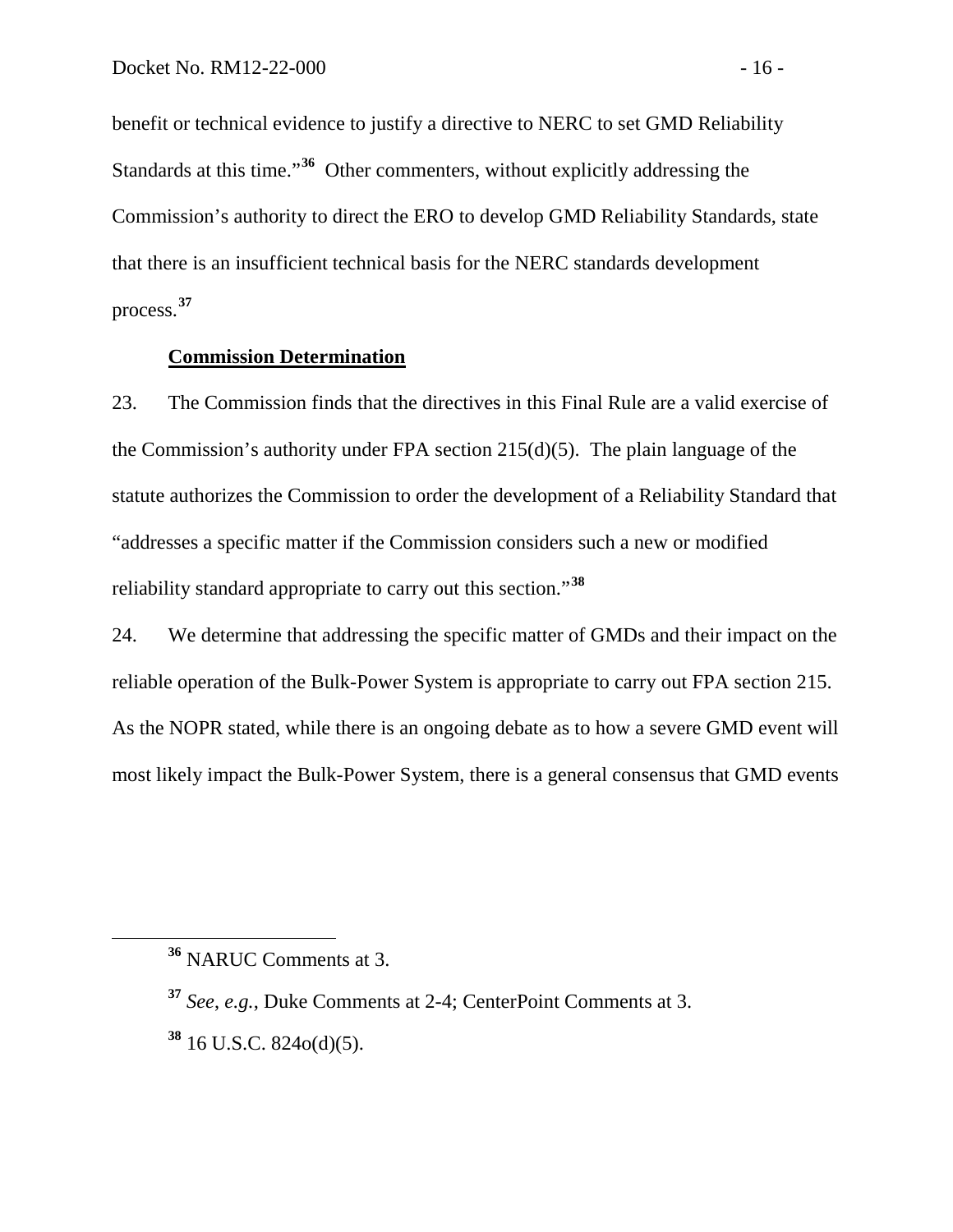benefit or technical evidence to justify a directive to NERC to set GMD Reliability Standards at this time."[36] Other commenters, without explicitly addressing the Commission's authority to direct the ERO to develop GMD Reliability Standards, state that there is an insufficient technical basis for the NERC standards development process.[37]

**Commission Determination**

23. The Commission finds that the directives in this Final Rule are a valid exercise of the Commission's authority under FPA section 215(d)(5). The plain language of the statute authorizes the Commission to order the development of a Reliability Standard that "addresses a specific matter if the Commission considers such a new or modified reliability standard appropriate to carry out this section."[38]

24. We determine that addressing the specific matter of GMDs and their impact on the reliable operation of the Bulk-Power System is appropriate to carry out FPA section 215. As the NOPR stated, while there is an ongoing debate as to how a severe GMD event will most likely impact the Bulk-Power System, there is a general consensus that GMD events

---

[36] NARUC Comments at 3.

[37] *See, e.g.*, Duke Comments at 2-4; CenterPoint Comments at 3.

[38] 16 U.S.C. 824o(d)(5).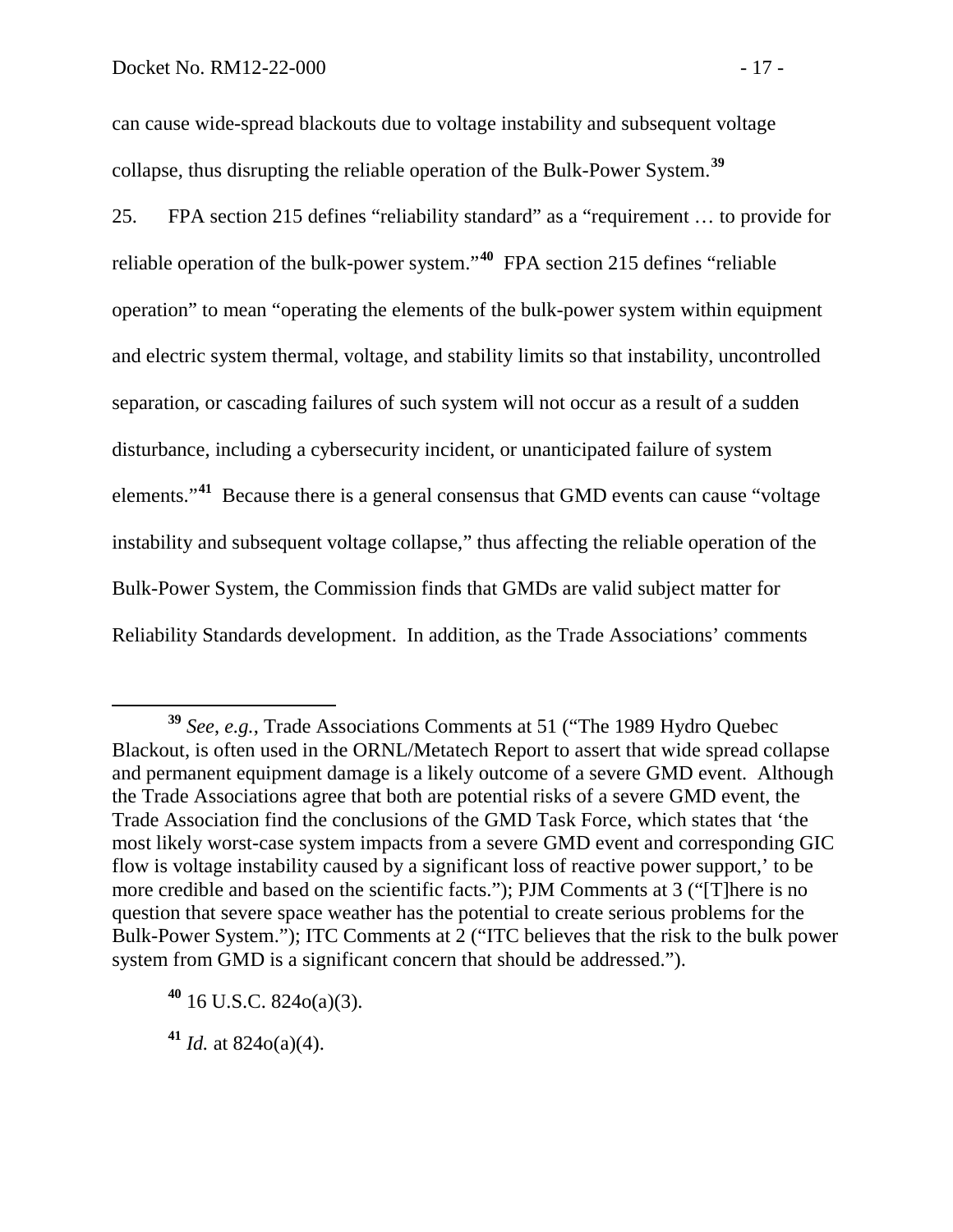can cause wide-spread blackouts due to voltage instability and subsequent voltage collapse, thus disrupting the reliable operation of the Bulk-Power System.[39]

25. FPA section 215 defines "reliability standard" as a "requirement … to provide for reliable operation of the bulk-power system."[40] FPA section 215 defines "reliable operation" to mean "operating the elements of the bulk-power system within equipment and electric system thermal, voltage, and stability limits so that instability, uncontrolled separation, or cascading failures of such system will not occur as a result of a sudden disturbance, including a cybersecurity incident, or unanticipated failure of system elements."[41] Because there is a general consensus that GMD events can cause "voltage instability and subsequent voltage collapse," thus affecting the reliable operation of the Bulk-Power System, the Commission finds that GMDs are valid subject matter for Reliability Standards development. In addition, as the Trade Associations' comments

---

[39] *See, e.g.*, Trade Associations Comments at 51 ("The 1989 Hydro Quebec Blackout, is often used in the ORNL/Metatech Report to assert that wide spread collapse and permanent equipment damage is a likely outcome of a severe GMD event. Although the Trade Associations agree that both are potential risks of a severe GMD event, the Trade Association find the conclusions of the GMD Task Force, which states that 'the most likely worst-case system impacts from a severe GMD event and corresponding GIC flow is voltage instability caused by a significant loss of reactive power support,' to be more credible and based on the scientific facts."); PJM Comments at 3 ("[T]here is no question that severe space weather has the potential to create serious problems for the Bulk-Power System."); ITC Comments at 2 ("ITC believes that the risk to the bulk power system from GMD is a significant concern that should be addressed.").

[40] 16 U.S.C. 824o(a)(3).

[41] *Id.* at 824o(a)(4).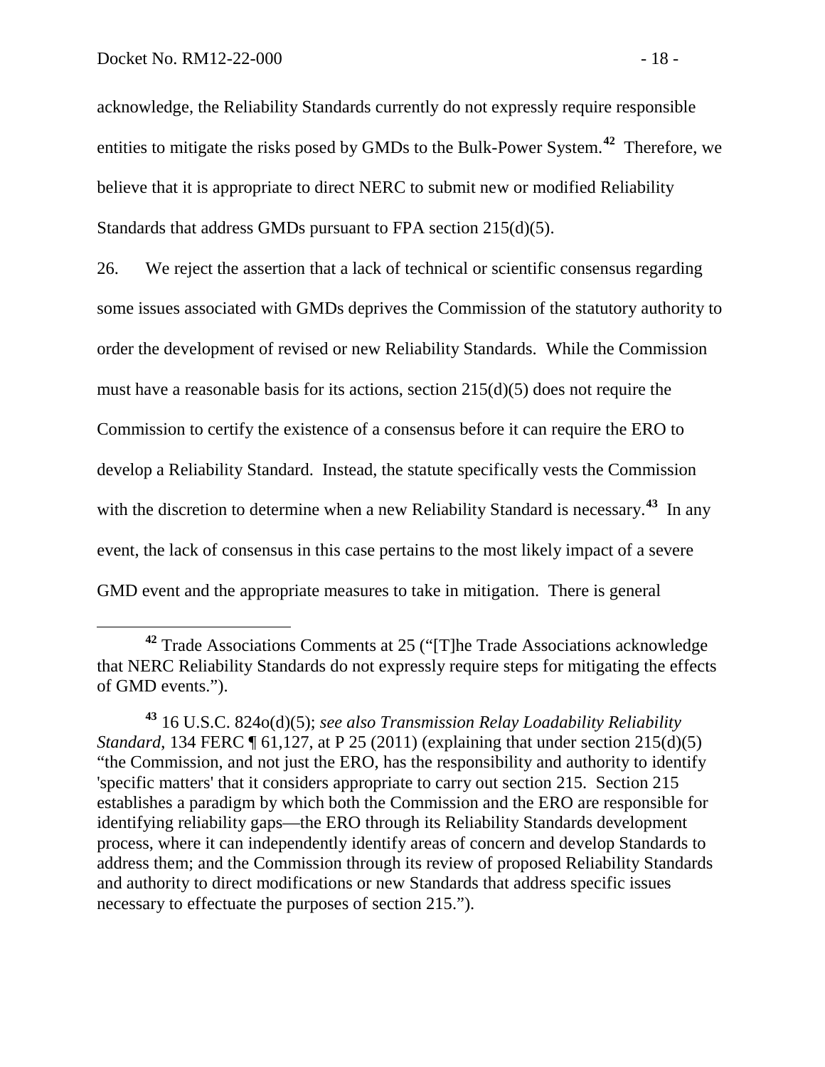acknowledge, the Reliability Standards currently do not expressly require responsible entities to mitigate the risks posed by GMDs to the Bulk-Power System.[42] Therefore, we believe that it is appropriate to direct NERC to submit new or modified Reliability Standards that address GMDs pursuant to FPA section 215(d)(5).

26. We reject the assertion that a lack of technical or scientific consensus regarding some issues associated with GMDs deprives the Commission of the statutory authority to order the development of revised or new Reliability Standards. While the Commission must have a reasonable basis for its actions, section 215(d)(5) does not require the Commission to certify the existence of a consensus before it can require the ERO to develop a Reliability Standard. Instead, the statute specifically vests the Commission with the discretion to determine when a new Reliability Standard is necessary.[43] In any event, the lack of consensus in this case pertains to the most likely impact of a severe GMD event and the appropriate measures to take in mitigation. There is general

---

[42] Trade Associations Comments at 25 ("[T]he Trade Associations acknowledge that NERC Reliability Standards do not expressly require steps for mitigating the effects of GMD events.").

[43] 16 U.S.C. 824o(d)(5); *see also Transmission Relay Loadability Reliability Standard*, 134 FERC ¶ 61,127, at P 25 (2011) (explaining that under section 215(d)(5) "the Commission, and not just the ERO, has the responsibility and authority to identify 'specific matters' that it considers appropriate to carry out section 215. Section 215 establishes a paradigm by which both the Commission and the ERO are responsible for identifying reliability gaps—the ERO through its Reliability Standards development process, where it can independently identify areas of concern and develop Standards to address them; and the Commission through its review of proposed Reliability Standards and authority to direct modifications or new Standards that address specific issues necessary to effectuate the purposes of section 215.").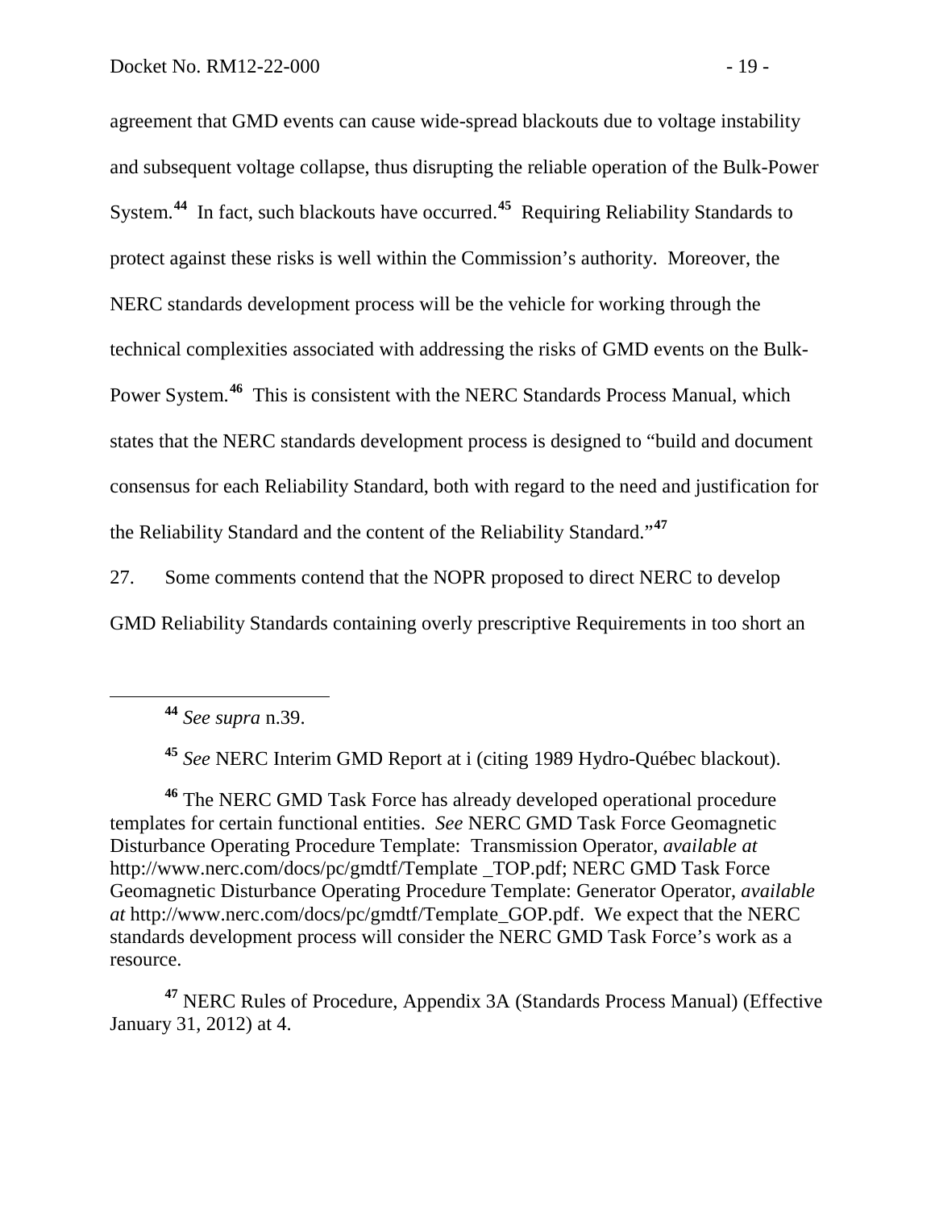agreement that GMD events can cause wide-spread blackouts due to voltage instability and subsequent voltage collapse, thus disrupting the reliable operation of the Bulk-Power System.[44] In fact, such blackouts have occurred.[45] Requiring Reliability Standards to protect against these risks is well within the Commission's authority. Moreover, the NERC standards development process will be the vehicle for working through the technical complexities associated with addressing the risks of GMD events on the Bulk-Power System.[46] This is consistent with the NERC Standards Process Manual, which states that the NERC standards development process is designed to "build and document consensus for each Reliability Standard, both with regard to the need and justification for the Reliability Standard and the content of the Reliability Standard."[47]

27. Some comments contend that the NOPR proposed to direct NERC to develop GMD Reliability Standards containing overly prescriptive Requirements in too short an

---

[44] *See supra* n.39.

[45] *See* NERC Interim GMD Report at i (citing 1989 Hydro-Québec blackout).

[46] The NERC GMD Task Force has already developed operational procedure templates for certain functional entities. *See* NERC GMD Task Force Geomagnetic Disturbance Operating Procedure Template: Transmission Operator, *available at* http://www.nerc.com/docs/pc/gmdtf/Template _TOP.pdf; NERC GMD Task Force Geomagnetic Disturbance Operating Procedure Template: Generator Operator, *available at* http://www.nerc.com/docs/pc/gmdtf/Template_GOP.pdf. We expect that the NERC standards development process will consider the NERC GMD Task Force's work as a resource.

[47] NERC Rules of Procedure, Appendix 3A (Standards Process Manual) (Effective January 31, 2012) at 4.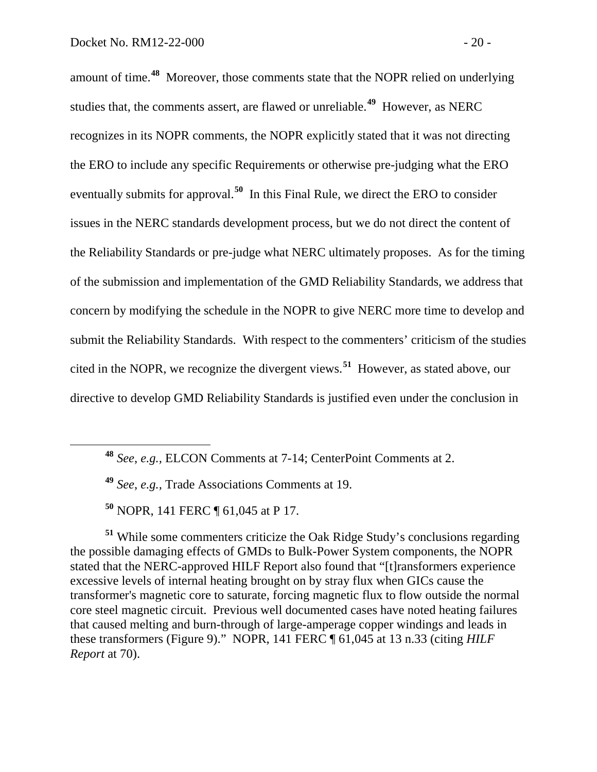amount of time.[48] Moreover, those comments state that the NOPR relied on underlying studies that, the comments assert, are flawed or unreliable.[49] However, as NERC recognizes in its NOPR comments, the NOPR explicitly stated that it was not directing the ERO to include any specific Requirements or otherwise pre-judging what the ERO eventually submits for approval.[50] In this Final Rule, we direct the ERO to consider issues in the NERC standards development process, but we do not direct the content of the Reliability Standards or pre-judge what NERC ultimately proposes. As for the timing of the submission and implementation of the GMD Reliability Standards, we address that concern by modifying the schedule in the NOPR to give NERC more time to develop and submit the Reliability Standards. With respect to the commenters' criticism of the studies cited in the NOPR, we recognize the divergent views.[51] However, as stated above, our directive to develop GMD Reliability Standards is justified even under the conclusion in

---

[48] *See*, *e.g.*, ELCON Comments at 7-14; CenterPoint Comments at 2.

[49] *See*, *e.g.*, Trade Associations Comments at 19.

[50] NOPR, 141 FERC ¶ 61,045 at P 17.

[51] While some commenters criticize the Oak Ridge Study's conclusions regarding the possible damaging effects of GMDs to Bulk-Power System components, the NOPR stated that the NERC-approved HILF Report also found that "[t]ransformers experience excessive levels of internal heating brought on by stray flux when GICs cause the transformer's magnetic core to saturate, forcing magnetic flux to flow outside the normal core steel magnetic circuit. Previous well documented cases have noted heating failures that caused melting and burn-through of large-amperage copper windings and leads in these transformers (Figure 9)." NOPR, 141 FERC ¶ 61,045 at 13 n.33 (citing *HILF Report* at 70).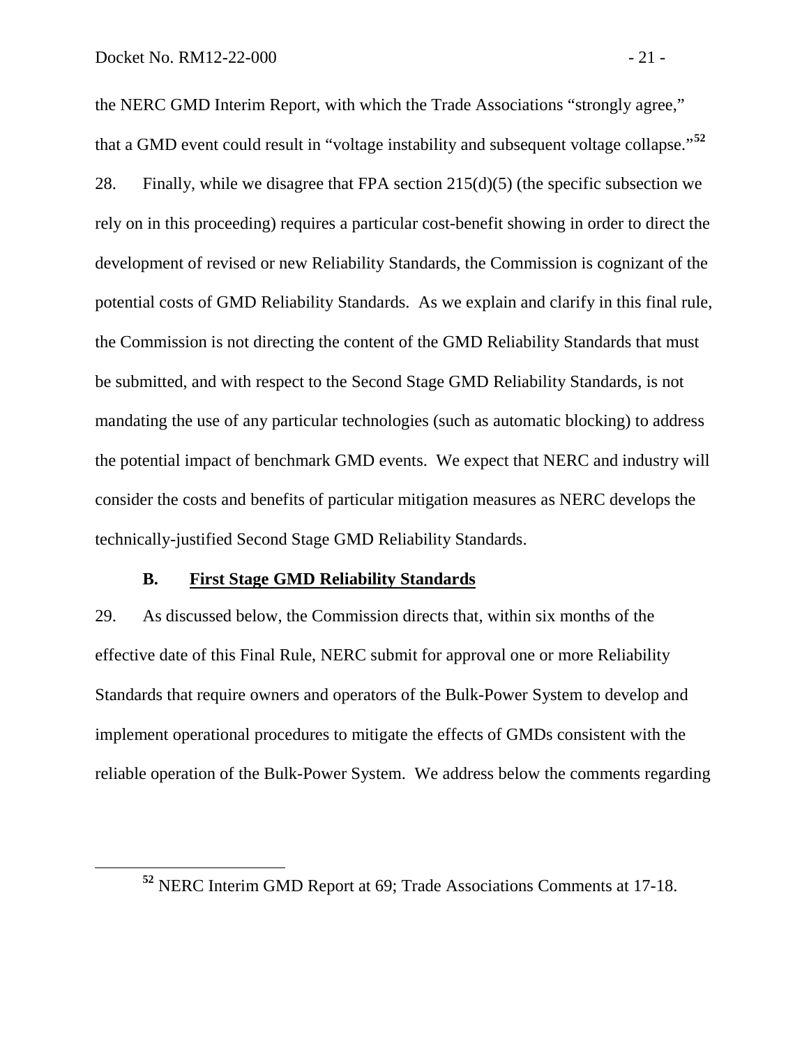the NERC GMD Interim Report, with which the Trade Associations "strongly agree," that a GMD event could result in "voltage instability and subsequent voltage collapse."[52]

28. Finally, while we disagree that FPA section 215(d)(5) (the specific subsection we rely on in this proceeding) requires a particular cost-benefit showing in order to direct the development of revised or new Reliability Standards, the Commission is cognizant of the potential costs of GMD Reliability Standards. As we explain and clarify in this final rule, the Commission is not directing the content of the GMD Reliability Standards that must be submitted, and with respect to the Second Stage GMD Reliability Standards, is not mandating the use of any particular technologies (such as automatic blocking) to address the potential impact of benchmark GMD events. We expect that NERC and industry will consider the costs and benefits of particular mitigation measures as NERC develops the technically-justified Second Stage GMD Reliability Standards.

### B. First Stage GMD Reliability Standards

29. As discussed below, the Commission directs that, within six months of the effective date of this Final Rule, NERC submit for approval one or more Reliability Standards that require owners and operators of the Bulk-Power System to develop and implement operational procedures to mitigate the effects of GMDs consistent with the reliable operation of the Bulk-Power System. We address below the comments regarding

[52] NERC Interim GMD Report at 69; Trade Associations Comments at 17-18.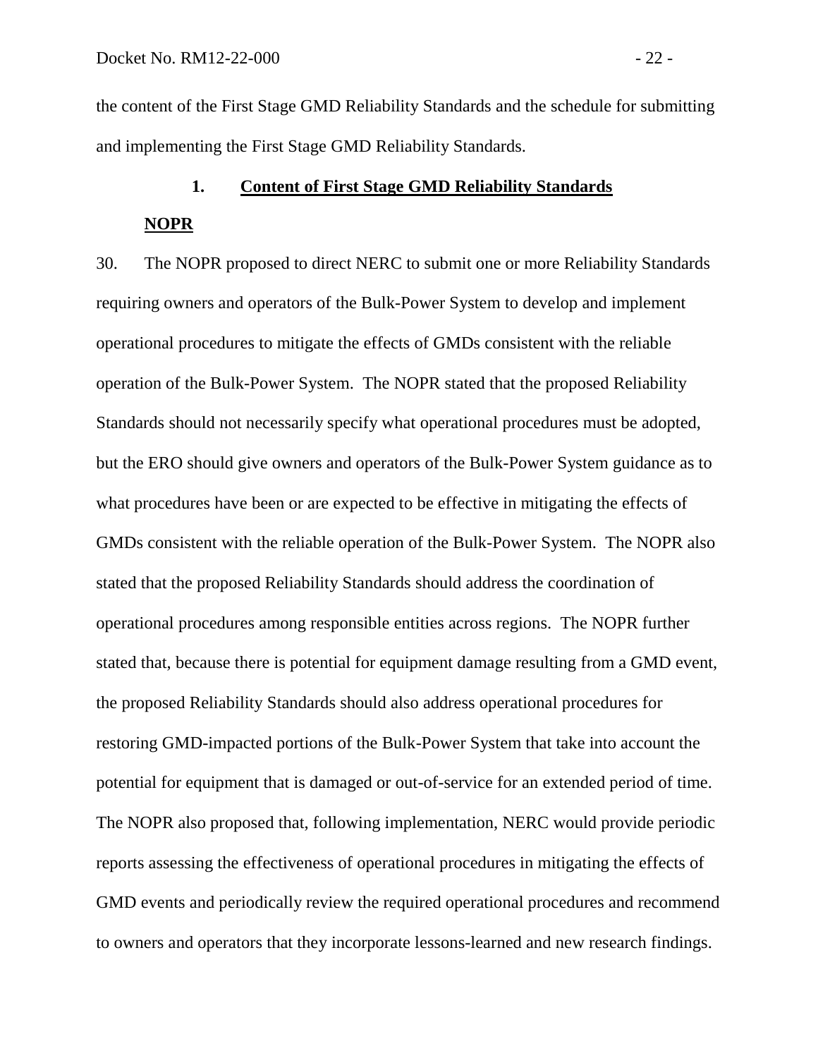the content of the First Stage GMD Reliability Standards and the schedule for submitting and implementing the First Stage GMD Reliability Standards.

### 1. Content of First Stage GMD Reliability Standards

**NOPR**

30. The NOPR proposed to direct NERC to submit one or more Reliability Standards requiring owners and operators of the Bulk-Power System to develop and implement operational procedures to mitigate the effects of GMDs consistent with the reliable operation of the Bulk-Power System. The NOPR stated that the proposed Reliability Standards should not necessarily specify what operational procedures must be adopted, but the ERO should give owners and operators of the Bulk-Power System guidance as to what procedures have been or are expected to be effective in mitigating the effects of GMDs consistent with the reliable operation of the Bulk-Power System. The NOPR also stated that the proposed Reliability Standards should address the coordination of operational procedures among responsible entities across regions. The NOPR further stated that, because there is potential for equipment damage resulting from a GMD event, the proposed Reliability Standards should also address operational procedures for restoring GMD-impacted portions of the Bulk-Power System that take into account the potential for equipment that is damaged or out-of-service for an extended period of time. The NOPR also proposed that, following implementation, NERC would provide periodic reports assessing the effectiveness of operational procedures in mitigating the effects of GMD events and periodically review the required operational procedures and recommend to owners and operators that they incorporate lessons-learned and new research findings.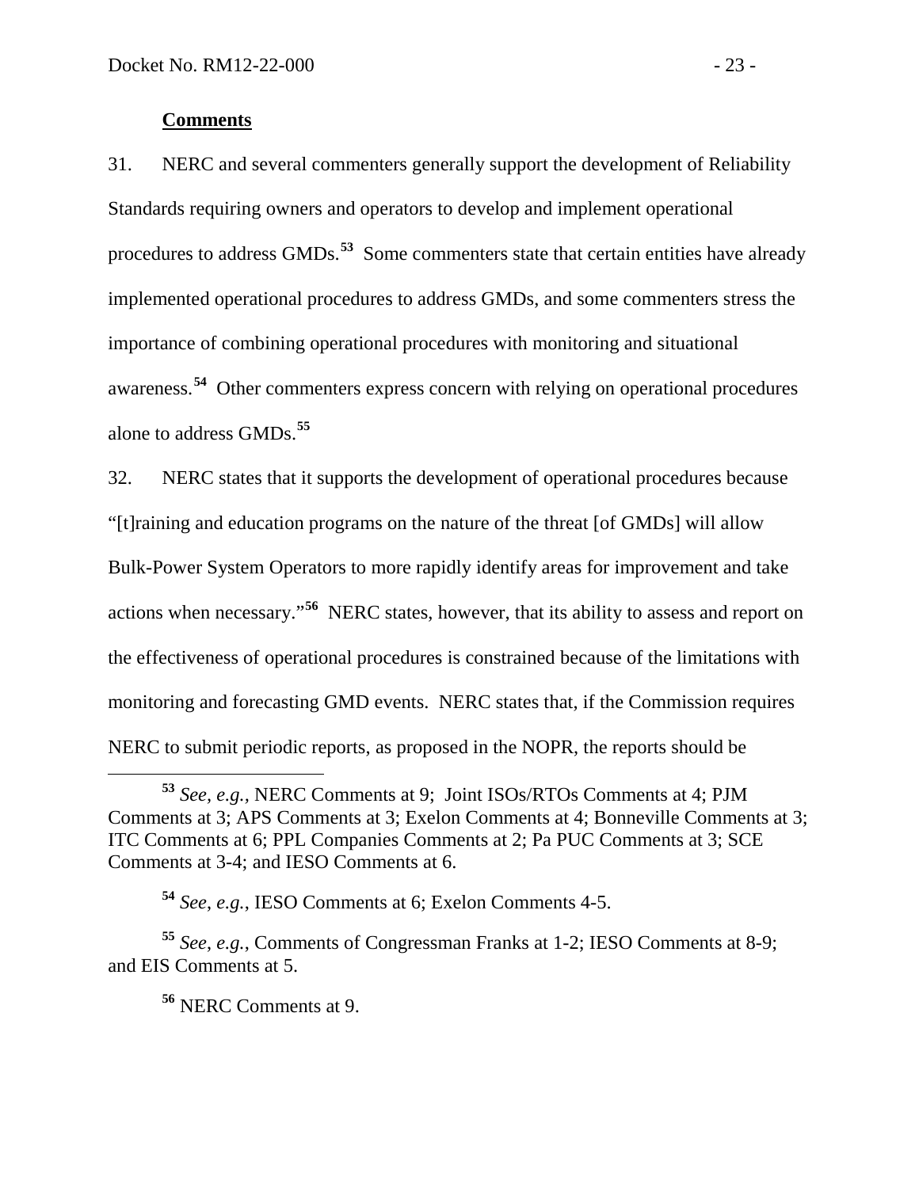**Comments**

31. NERC and several commenters generally support the development of Reliability Standards requiring owners and operators to develop and implement operational procedures to address GMDs.[53] Some commenters state that certain entities have already implemented operational procedures to address GMDs, and some commenters stress the importance of combining operational procedures with monitoring and situational awareness.[54] Other commenters express concern with relying on operational procedures alone to address GMDs.[55]

32. NERC states that it supports the development of operational procedures because "[t]raining and education programs on the nature of the threat [of GMDs] will allow Bulk-Power System Operators to more rapidly identify areas for improvement and take actions when necessary."[56] NERC states, however, that its ability to assess and report on the effectiveness of operational procedures is constrained because of the limitations with monitoring and forecasting GMD events. NERC states that, if the Commission requires NERC to submit periodic reports, as proposed in the NOPR, the reports should be

---

[53] *See, e.g.*, NERC Comments at 9; Joint ISOs/RTOs Comments at 4; PJM Comments at 3; APS Comments at 3; Exelon Comments at 4; Bonneville Comments at 3; ITC Comments at 6; PPL Companies Comments at 2; Pa PUC Comments at 3; SCE Comments at 3-4; and IESO Comments at 6.

[54] *See*, *e.g.*, IESO Comments at 6; Exelon Comments 4-5.

[55] *See*, *e.g.*, Comments of Congressman Franks at 1-2; IESO Comments at 8-9; and EIS Comments at 5.

[56] NERC Comments at 9.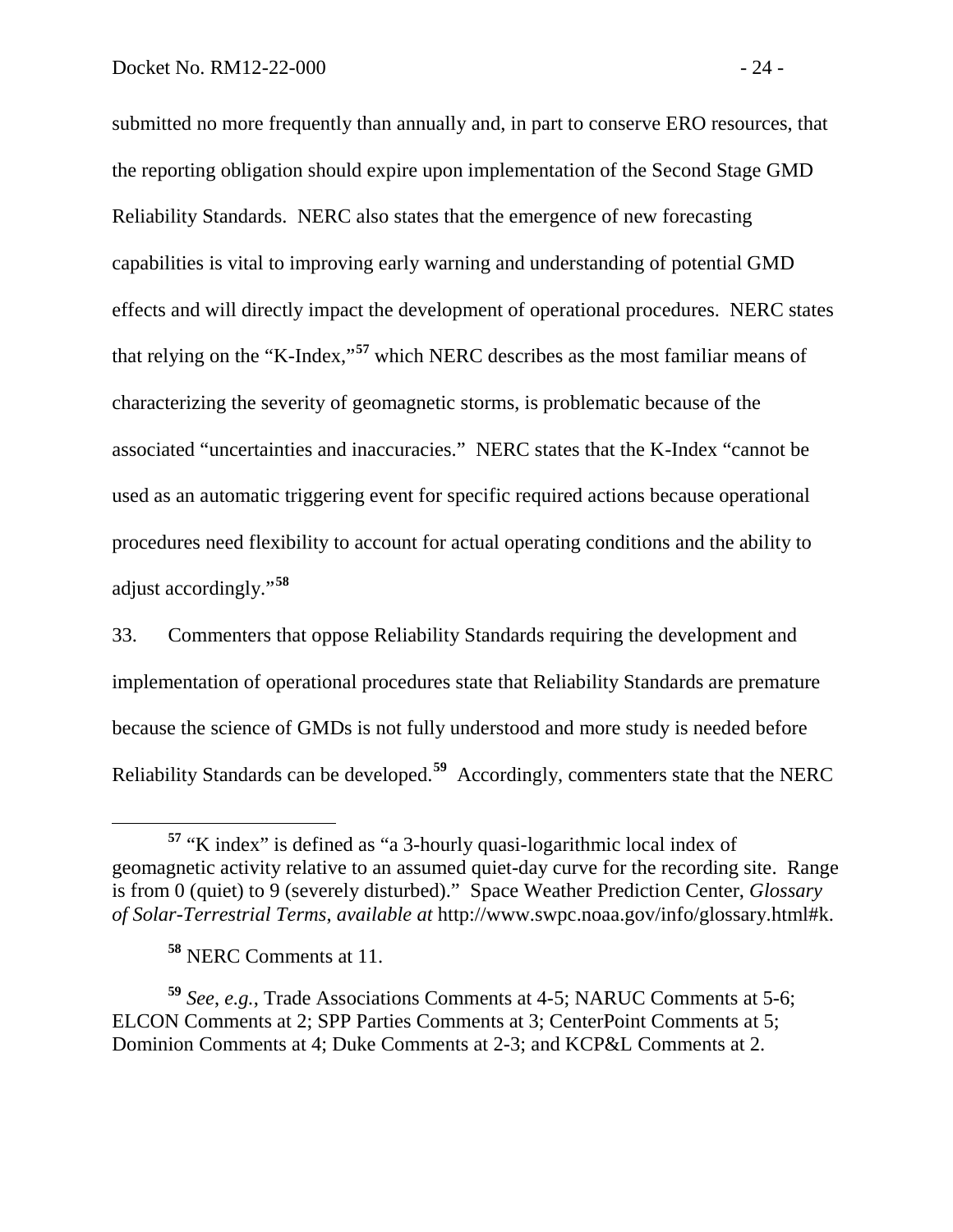submitted no more frequently than annually and, in part to conserve ERO resources, that the reporting obligation should expire upon implementation of the Second Stage GMD Reliability Standards. NERC also states that the emergence of new forecasting capabilities is vital to improving early warning and understanding of potential GMD effects and will directly impact the development of operational procedures. NERC states that relying on the "K-Index,"[57] which NERC describes as the most familiar means of characterizing the severity of geomagnetic storms, is problematic because of the associated "uncertainties and inaccuracies." NERC states that the K-Index "cannot be used as an automatic triggering event for specific required actions because operational procedures need flexibility to account for actual operating conditions and the ability to adjust accordingly."[58]

33. Commenters that oppose Reliability Standards requiring the development and implementation of operational procedures state that Reliability Standards are premature because the science of GMDs is not fully understood and more study is needed before Reliability Standards can be developed.[59] Accordingly, commenters state that the NERC

---

[57] "K index" is defined as "a 3-hourly quasi-logarithmic local index of geomagnetic activity relative to an assumed quiet-day curve for the recording site. Range is from 0 (quiet) to 9 (severely disturbed)." Space Weather Prediction Center, *Glossary of Solar-Terrestrial Terms*, *available at* http://www.swpc.noaa.gov/info/glossary.html#k.

[58] NERC Comments at 11.

[59] *See, e.g.*, Trade Associations Comments at 4-5; NARUC Comments at 5-6; ELCON Comments at 2; SPP Parties Comments at 3; CenterPoint Comments at 5; Dominion Comments at 4; Duke Comments at 2-3; and KCP&L Comments at 2.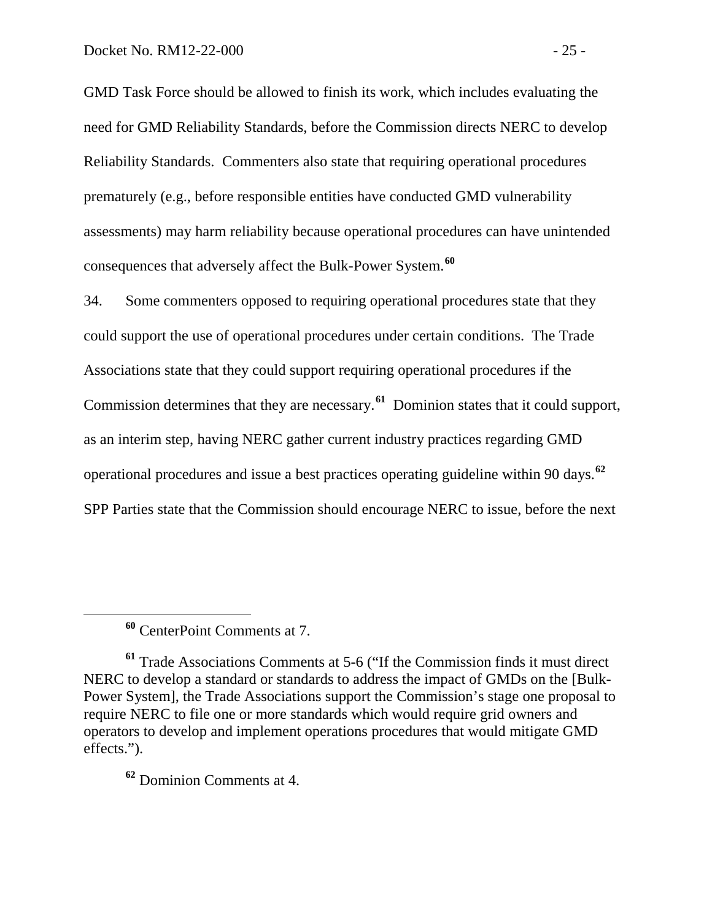GMD Task Force should be allowed to finish its work, which includes evaluating the need for GMD Reliability Standards, before the Commission directs NERC to develop Reliability Standards. Commenters also state that requiring operational procedures prematurely (e.g., before responsible entities have conducted GMD vulnerability assessments) may harm reliability because operational procedures can have unintended consequences that adversely affect the Bulk-Power System.[60]

34. Some commenters opposed to requiring operational procedures state that they could support the use of operational procedures under certain conditions. The Trade Associations state that they could support requiring operational procedures if the Commission determines that they are necessary.[61] Dominion states that it could support, as an interim step, having NERC gather current industry practices regarding GMD operational procedures and issue a best practices operating guideline within 90 days.[62] SPP Parties state that the Commission should encourage NERC to issue, before the next

---

[60] CenterPoint Comments at 7.

[61] Trade Associations Comments at 5-6 ("If the Commission finds it must direct NERC to develop a standard or standards to address the impact of GMDs on the [Bulk-Power System], the Trade Associations support the Commission's stage one proposal to require NERC to file one or more standards which would require grid owners and operators to develop and implement operations procedures that would mitigate GMD effects.").

[62] Dominion Comments at 4.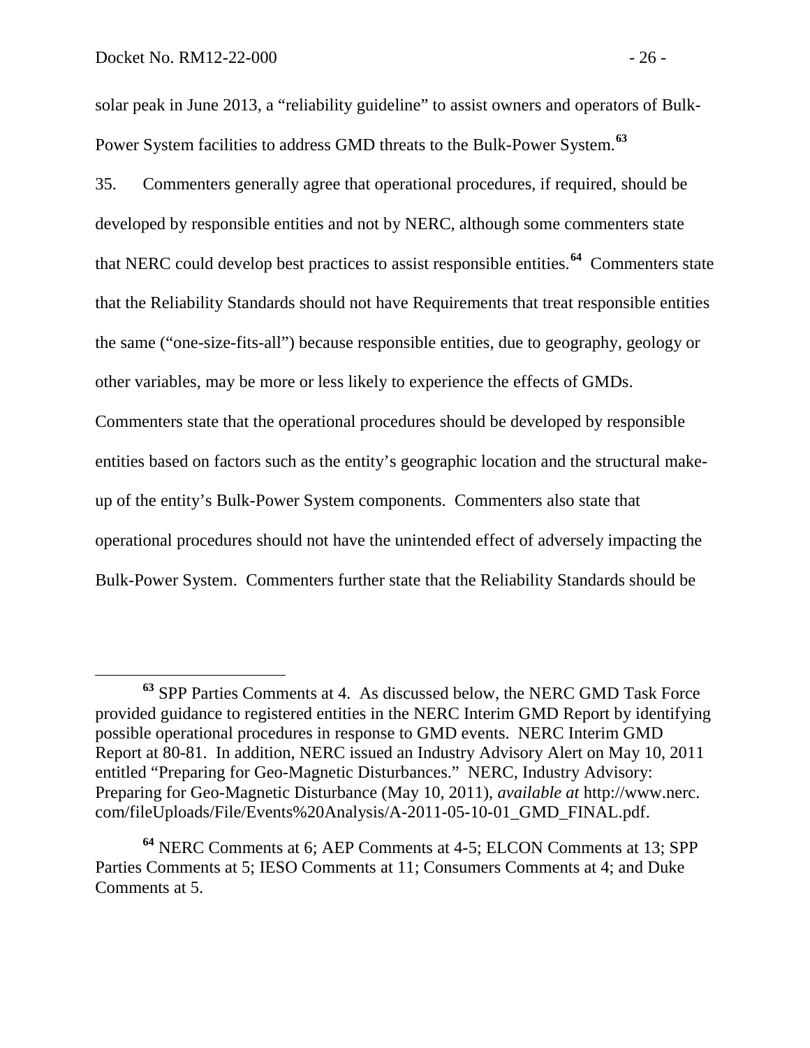solar peak in June 2013, a "reliability guideline" to assist owners and operators of Bulk-Power System facilities to address GMD threats to the Bulk-Power System.[63]

35. Commenters generally agree that operational procedures, if required, should be developed by responsible entities and not by NERC, although some commenters state that NERC could develop best practices to assist responsible entities.[64] Commenters state that the Reliability Standards should not have Requirements that treat responsible entities the same ("one-size-fits-all") because responsible entities, due to geography, geology or other variables, may be more or less likely to experience the effects of GMDs. Commenters state that the operational procedures should be developed by responsible entities based on factors such as the entity's geographic location and the structural make-up of the entity's Bulk-Power System components. Commenters also state that operational procedures should not have the unintended effect of adversely impacting the Bulk-Power System. Commenters further state that the Reliability Standards should be

---

[63] SPP Parties Comments at 4. As discussed below, the NERC GMD Task Force provided guidance to registered entities in the NERC Interim GMD Report by identifying possible operational procedures in response to GMD events. NERC Interim GMD Report at 80-81. In addition, NERC issued an Industry Advisory Alert on May 10, 2011 entitled "Preparing for Geo-Magnetic Disturbances." NERC, Industry Advisory: Preparing for Geo-Magnetic Disturbance (May 10, 2011), *available at* http://www.nerc.com/fileUploads/File/Events%20Analysis/A-2011-05-10-01_GMD_FINAL.pdf.

[64] NERC Comments at 6; AEP Comments at 4-5; ELCON Comments at 13; SPP Parties Comments at 5; IESO Comments at 11; Consumers Comments at 4; and Duke Comments at 5.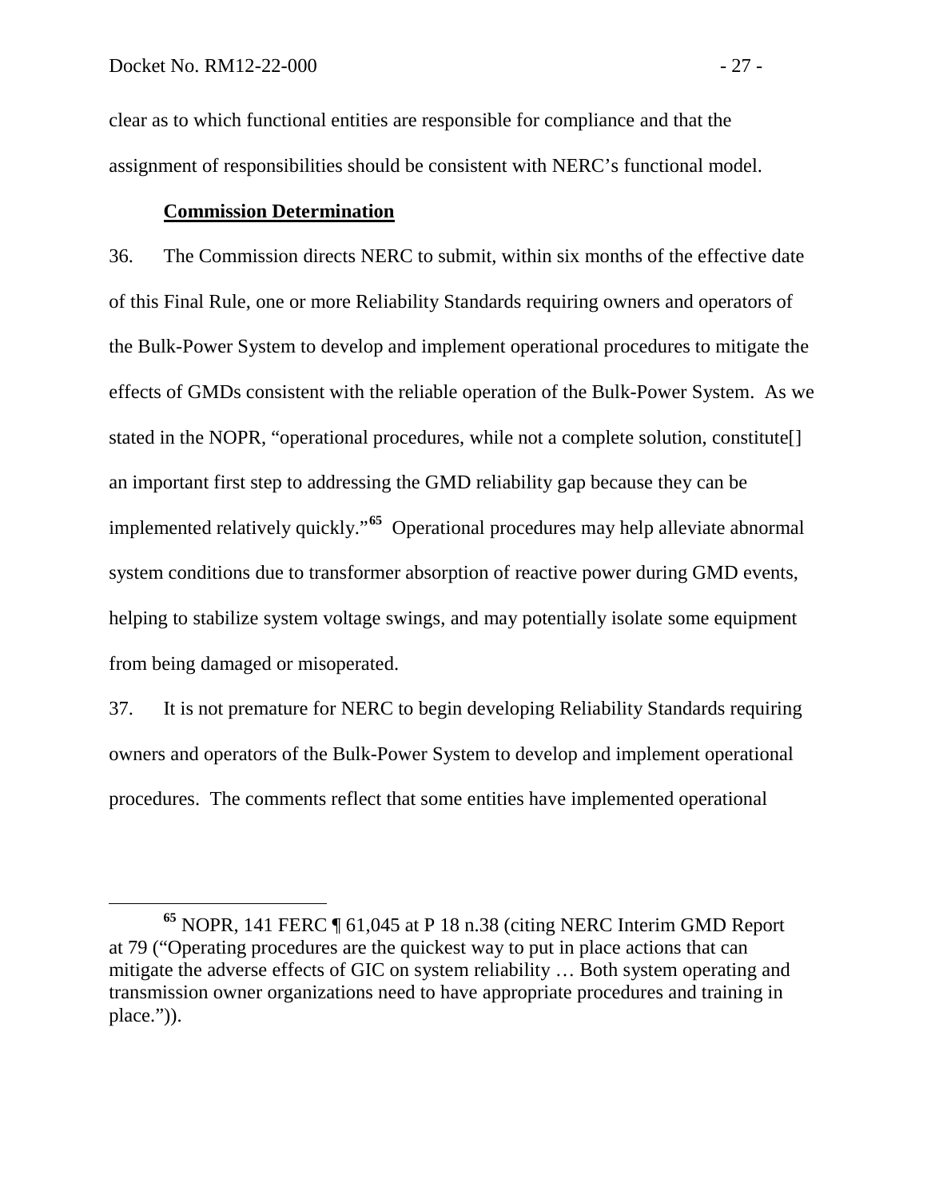clear as to which functional entities are responsible for compliance and that the assignment of responsibilities should be consistent with NERC's functional model.

**Commission Determination**

36. The Commission directs NERC to submit, within six months of the effective date of this Final Rule, one or more Reliability Standards requiring owners and operators of the Bulk-Power System to develop and implement operational procedures to mitigate the effects of GMDs consistent with the reliable operation of the Bulk-Power System. As we stated in the NOPR, "operational procedures, while not a complete solution, constitute[] an important first step to addressing the GMD reliability gap because they can be implemented relatively quickly."[65] Operational procedures may help alleviate abnormal system conditions due to transformer absorption of reactive power during GMD events, helping to stabilize system voltage swings, and may potentially isolate some equipment from being damaged or misoperated.

37. It is not premature for NERC to begin developing Reliability Standards requiring owners and operators of the Bulk-Power System to develop and implement operational procedures. The comments reflect that some entities have implemented operational

---

[65] NOPR, 141 FERC ¶ 61,045 at P 18 n.38 (citing NERC Interim GMD Report at 79 ("Operating procedures are the quickest way to put in place actions that can mitigate the adverse effects of GIC on system reliability … Both system operating and transmission owner organizations need to have appropriate procedures and training in place.")).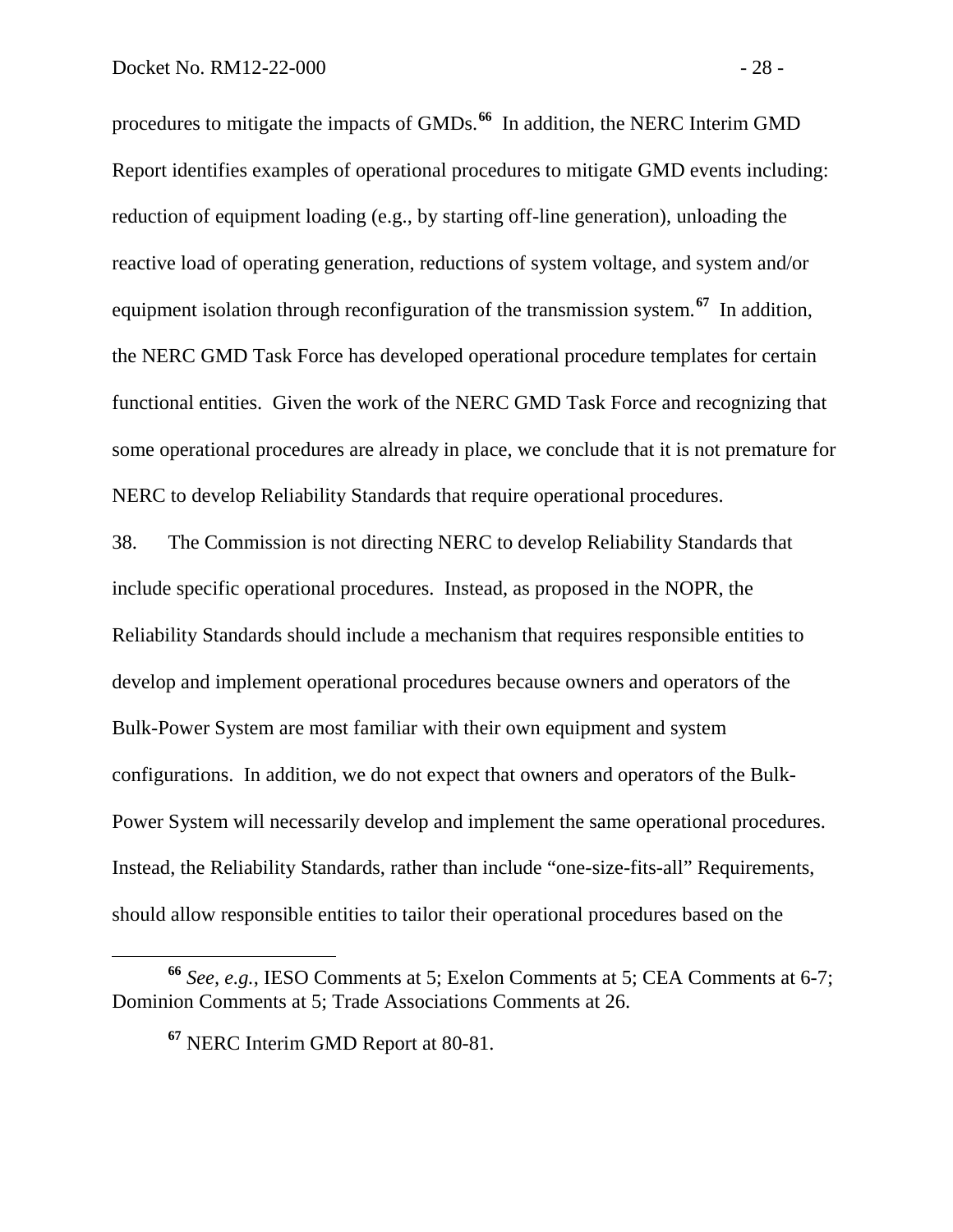procedures to mitigate the impacts of GMDs.[66] In addition, the NERC Interim GMD Report identifies examples of operational procedures to mitigate GMD events including: reduction of equipment loading (e.g., by starting off-line generation), unloading the reactive load of operating generation, reductions of system voltage, and system and/or equipment isolation through reconfiguration of the transmission system.[67] In addition, the NERC GMD Task Force has developed operational procedure templates for certain functional entities. Given the work of the NERC GMD Task Force and recognizing that some operational procedures are already in place, we conclude that it is not premature for NERC to develop Reliability Standards that require operational procedures.

38. The Commission is not directing NERC to develop Reliability Standards that include specific operational procedures. Instead, as proposed in the NOPR, the Reliability Standards should include a mechanism that requires responsible entities to develop and implement operational procedures because owners and operators of the Bulk-Power System are most familiar with their own equipment and system configurations. In addition, we do not expect that owners and operators of the Bulk-Power System will necessarily develop and implement the same operational procedures. Instead, the Reliability Standards, rather than include "one-size-fits-all" Requirements, should allow responsible entities to tailor their operational procedures based on the

---

[66] *See, e.g.*, IESO Comments at 5; Exelon Comments at 5; CEA Comments at 6-7; Dominion Comments at 5; Trade Associations Comments at 26.

[67] NERC Interim GMD Report at 80-81.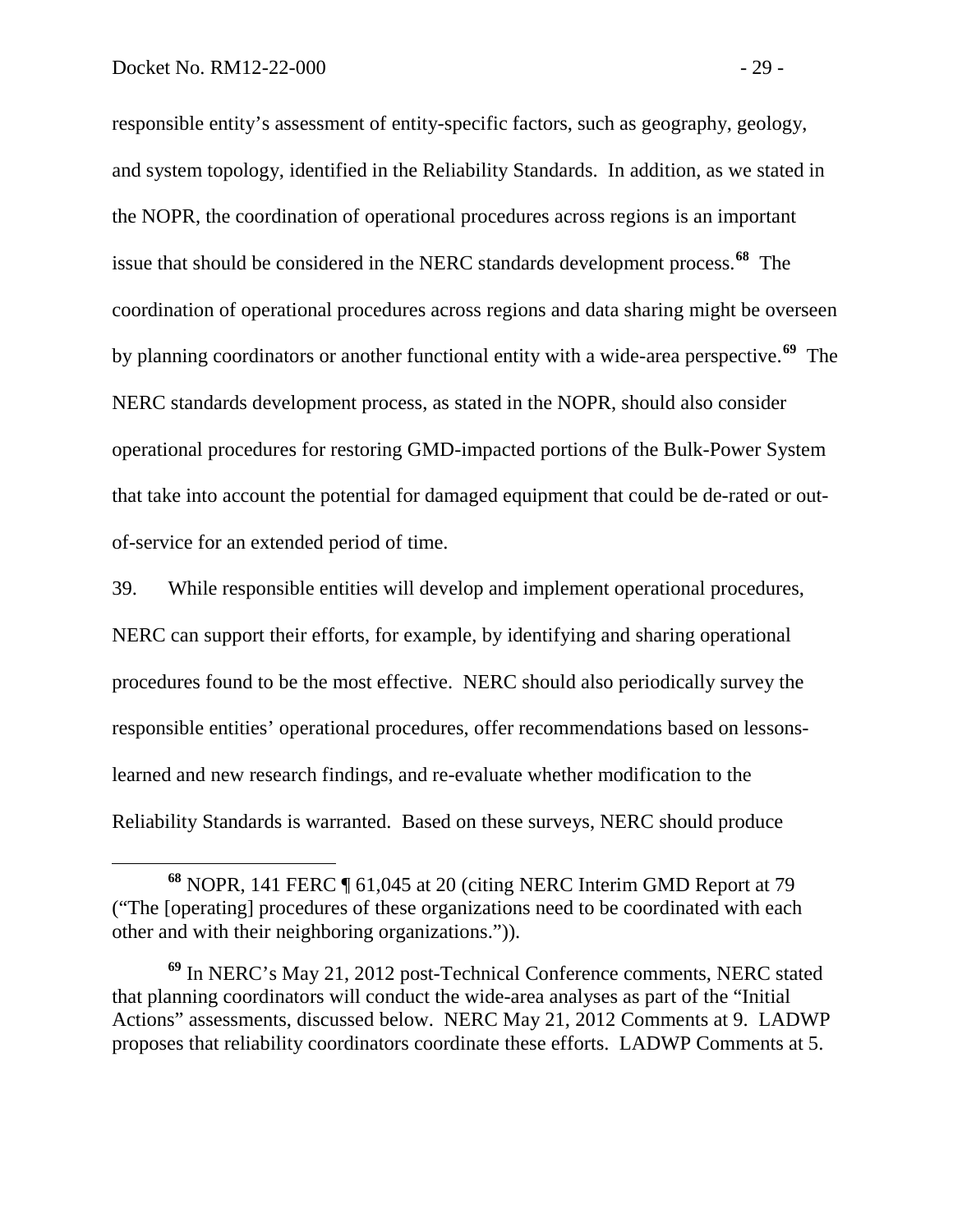responsible entity's assessment of entity-specific factors, such as geography, geology, and system topology, identified in the Reliability Standards. In addition, as we stated in the NOPR, the coordination of operational procedures across regions is an important issue that should be considered in the NERC standards development process.[68] The coordination of operational procedures across regions and data sharing might be overseen by planning coordinators or another functional entity with a wide-area perspective.[69] The NERC standards development process, as stated in the NOPR, should also consider operational procedures for restoring GMD-impacted portions of the Bulk-Power System that take into account the potential for damaged equipment that could be de-rated or out-of-service for an extended period of time.

39. While responsible entities will develop and implement operational procedures, NERC can support their efforts, for example, by identifying and sharing operational procedures found to be the most effective. NERC should also periodically survey the responsible entities' operational procedures, offer recommendations based on lessons-learned and new research findings, and re-evaluate whether modification to the Reliability Standards is warranted. Based on these surveys, NERC should produce

---

[68] NOPR, 141 FERC ¶ 61,045 at 20 (citing NERC Interim GMD Report at 79 ("The [operating] procedures of these organizations need to be coordinated with each other and with their neighboring organizations.")).

[69] In NERC's May 21, 2012 post-Technical Conference comments, NERC stated that planning coordinators will conduct the wide-area analyses as part of the "Initial Actions" assessments, discussed below. NERC May 21, 2012 Comments at 9. LADWP proposes that reliability coordinators coordinate these efforts. LADWP Comments at 5.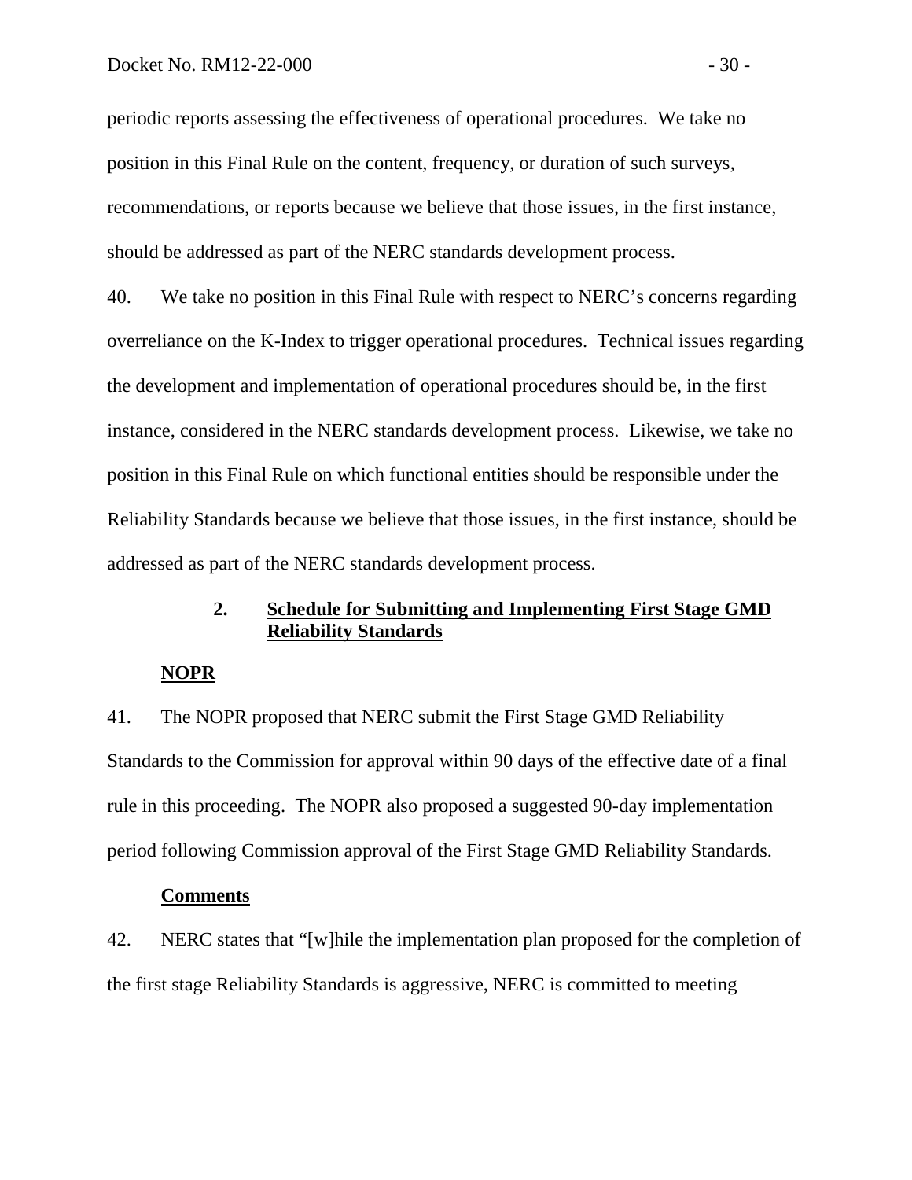periodic reports assessing the effectiveness of operational procedures. We take no position in this Final Rule on the content, frequency, or duration of such surveys, recommendations, or reports because we believe that those issues, in the first instance, should be addressed as part of the NERC standards development process.

40. We take no position in this Final Rule with respect to NERC's concerns regarding overreliance on the K-Index to trigger operational procedures. Technical issues regarding the development and implementation of operational procedures should be, in the first instance, considered in the NERC standards development process. Likewise, we take no position in this Final Rule on which functional entities should be responsible under the Reliability Standards because we believe that those issues, in the first instance, should be addressed as part of the NERC standards development process.

### 2. Schedule for Submitting and Implementing First Stage GMD Reliability Standards

**NOPR**

41. The NOPR proposed that NERC submit the First Stage GMD Reliability Standards to the Commission for approval within 90 days of the effective date of a final rule in this proceeding. The NOPR also proposed a suggested 90-day implementation period following Commission approval of the First Stage GMD Reliability Standards.

**Comments**

42. NERC states that "[w]hile the implementation plan proposed for the completion of the first stage Reliability Standards is aggressive, NERC is committed to meeting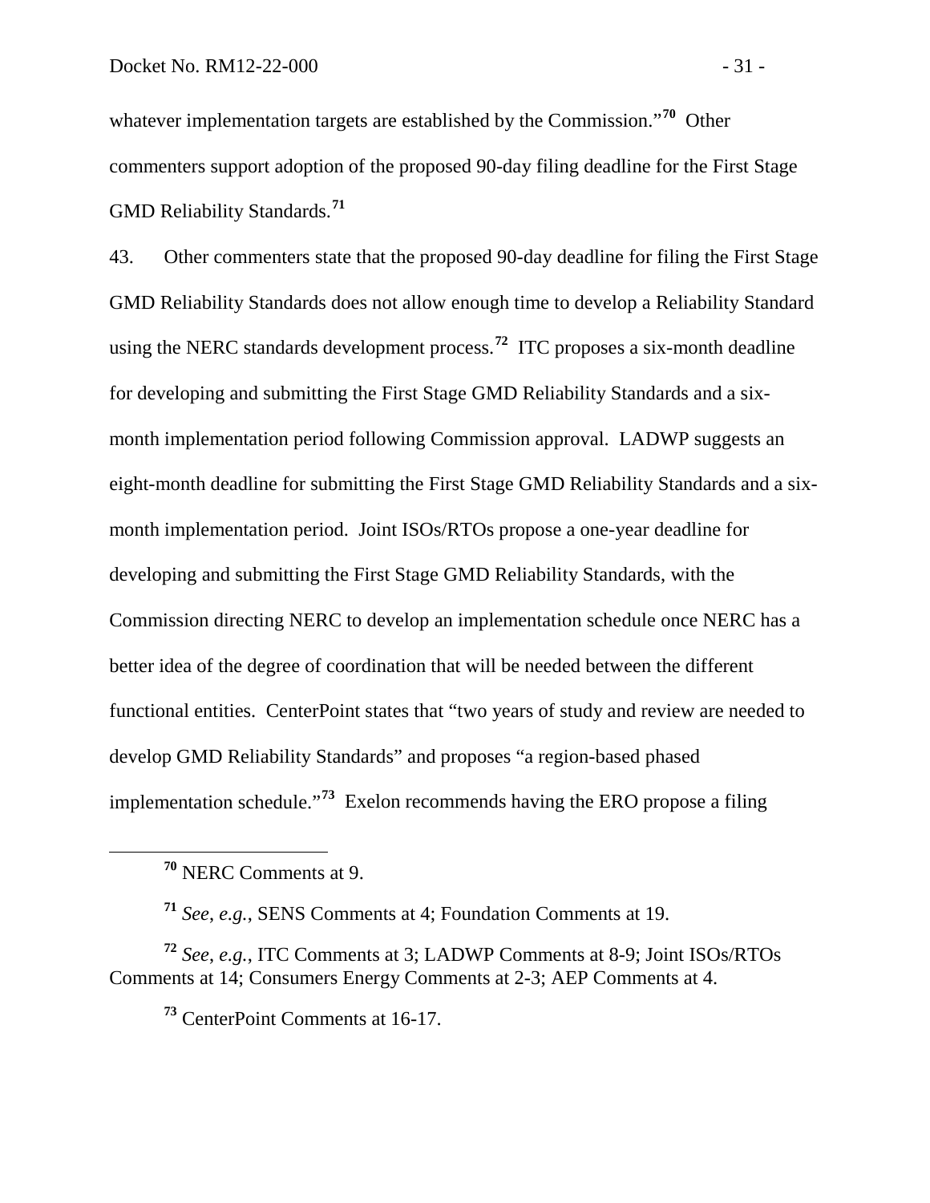whatever implementation targets are established by the Commission."[70] Other commenters support adoption of the proposed 90-day filing deadline for the First Stage GMD Reliability Standards.[71]

43. Other commenters state that the proposed 90-day deadline for filing the First Stage GMD Reliability Standards does not allow enough time to develop a Reliability Standard using the NERC standards development process.[72] ITC proposes a six-month deadline for developing and submitting the First Stage GMD Reliability Standards and a six-month implementation period following Commission approval. LADWP suggests an eight-month deadline for submitting the First Stage GMD Reliability Standards and a six-month implementation period. Joint ISOs/RTOs propose a one-year deadline for developing and submitting the First Stage GMD Reliability Standards, with the Commission directing NERC to develop an implementation schedule once NERC has a better idea of the degree of coordination that will be needed between the different functional entities. CenterPoint states that "two years of study and review are needed to develop GMD Reliability Standards" and proposes "a region-based phased implementation schedule."[73] Exelon recommends having the ERO propose a filing

---

[70] NERC Comments at 9.

[71] *See*, *e.g.*, SENS Comments at 4; Foundation Comments at 19.

[72] *See*, *e.g.*, ITC Comments at 3; LADWP Comments at 8-9; Joint ISOs/RTOs Comments at 14; Consumers Energy Comments at 2-3; AEP Comments at 4.

[73] CenterPoint Comments at 16-17.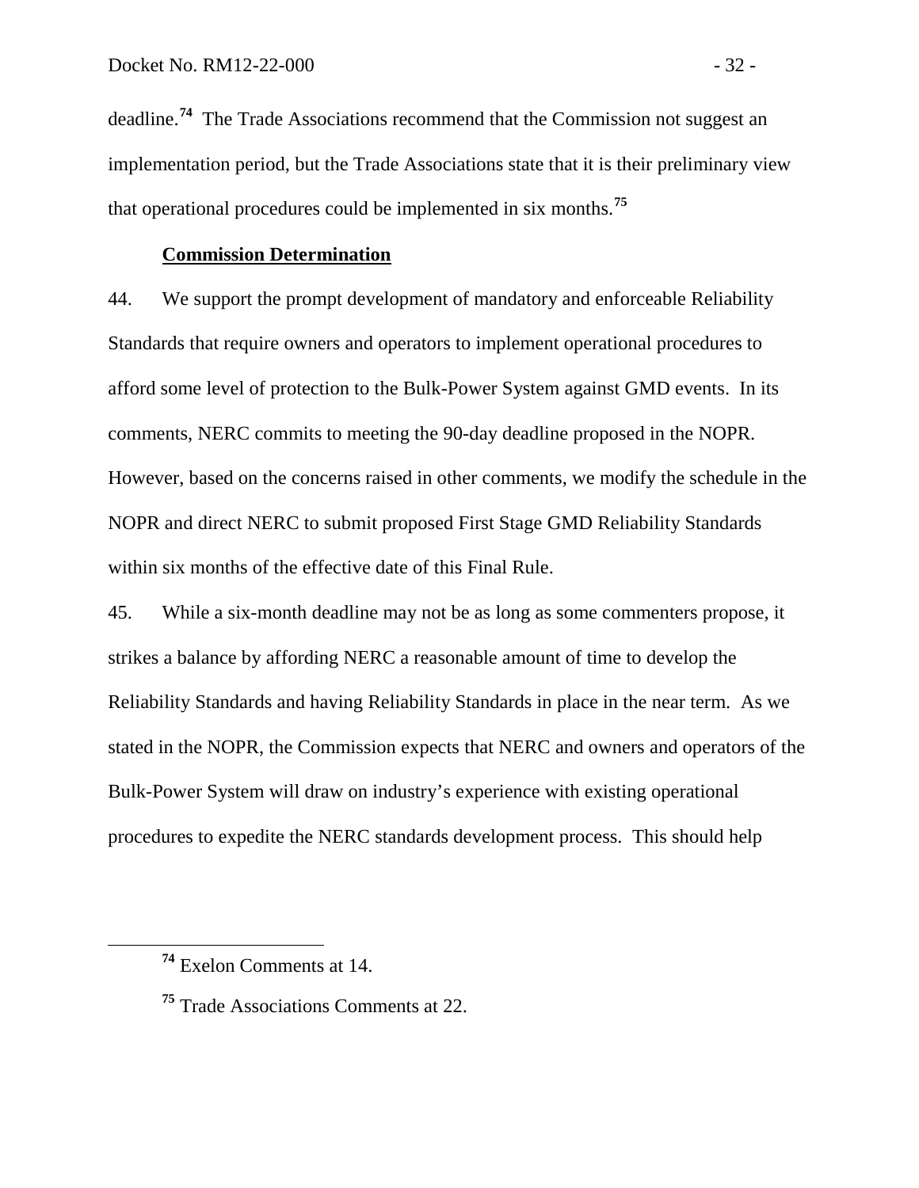deadline.[74] The Trade Associations recommend that the Commission not suggest an implementation period, but the Trade Associations state that it is their preliminary view that operational procedures could be implemented in six months.[75]

**Commission Determination**

44. We support the prompt development of mandatory and enforceable Reliability Standards that require owners and operators to implement operational procedures to afford some level of protection to the Bulk-Power System against GMD events. In its comments, NERC commits to meeting the 90-day deadline proposed in the NOPR. However, based on the concerns raised in other comments, we modify the schedule in the NOPR and direct NERC to submit proposed First Stage GMD Reliability Standards within six months of the effective date of this Final Rule.

45. While a six-month deadline may not be as long as some commenters propose, it strikes a balance by affording NERC a reasonable amount of time to develop the Reliability Standards and having Reliability Standards in place in the near term. As we stated in the NOPR, the Commission expects that NERC and owners and operators of the Bulk-Power System will draw on industry's experience with existing operational procedures to expedite the NERC standards development process. This should help

[74] Exelon Comments at 14.

[75] Trade Associations Comments at 22.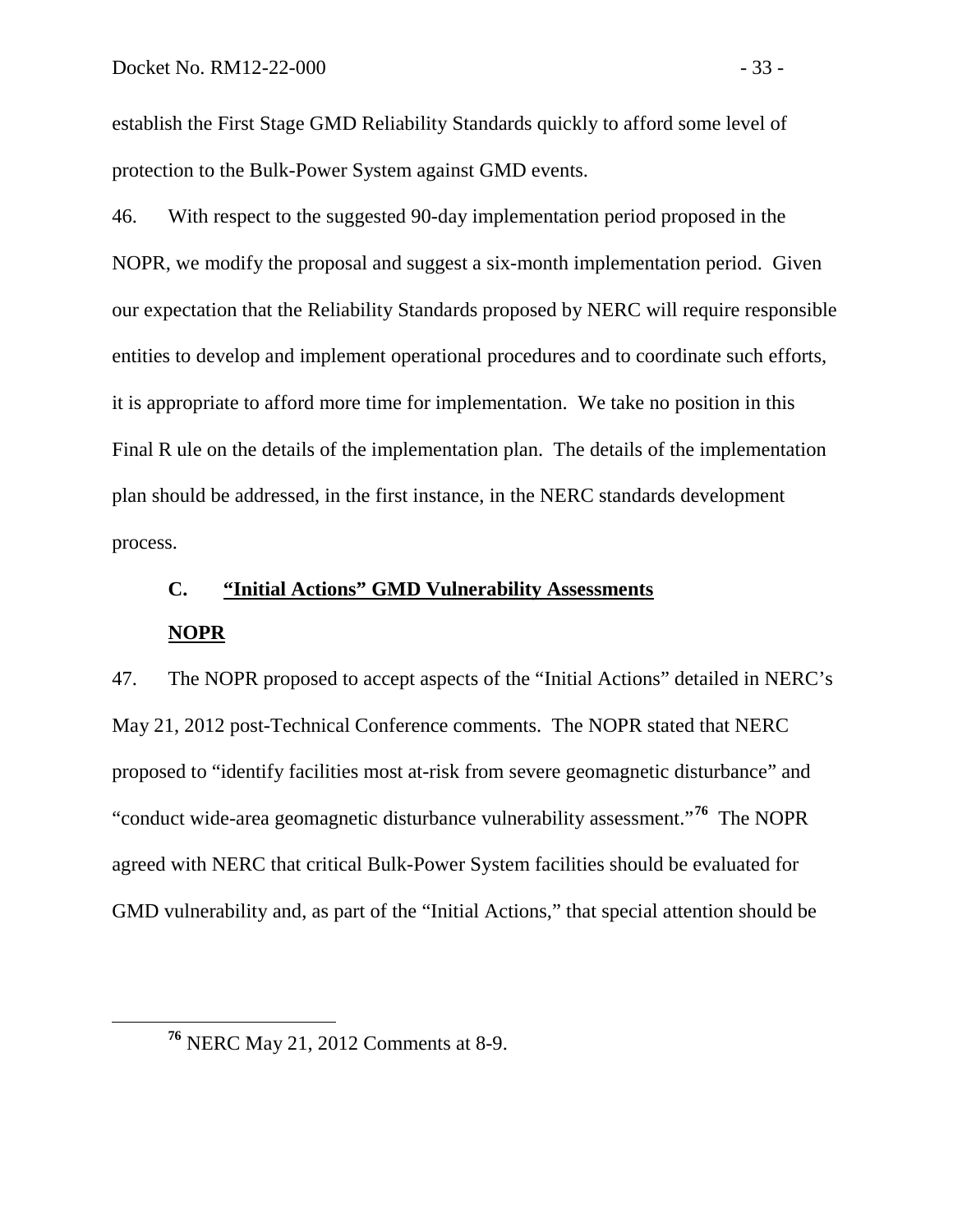establish the First Stage GMD Reliability Standards quickly to afford some level of protection to the Bulk-Power System against GMD events.

46. With respect to the suggested 90-day implementation period proposed in the NOPR, we modify the proposal and suggest a six-month implementation period. Given our expectation that the Reliability Standards proposed by NERC will require responsible entities to develop and implement operational procedures and to coordinate such efforts, it is appropriate to afford more time for implementation. We take no position in this Final R ule on the details of the implementation plan. The details of the implementation plan should be addressed, in the first instance, in the NERC standards development process.

### C. "Initial Actions" GMD Vulnerability Assessments

#### NOPR

47. The NOPR proposed to accept aspects of the "Initial Actions" detailed in NERC's May 21, 2012 post-Technical Conference comments. The NOPR stated that NERC proposed to "identify facilities most at-risk from severe geomagnetic disturbance" and "conduct wide-area geomagnetic disturbance vulnerability assessment."[76] The NOPR agreed with NERC that critical Bulk-Power System facilities should be evaluated for GMD vulnerability and, as part of the "Initial Actions," that special attention should be

[76] NERC May 21, 2012 Comments at 8-9.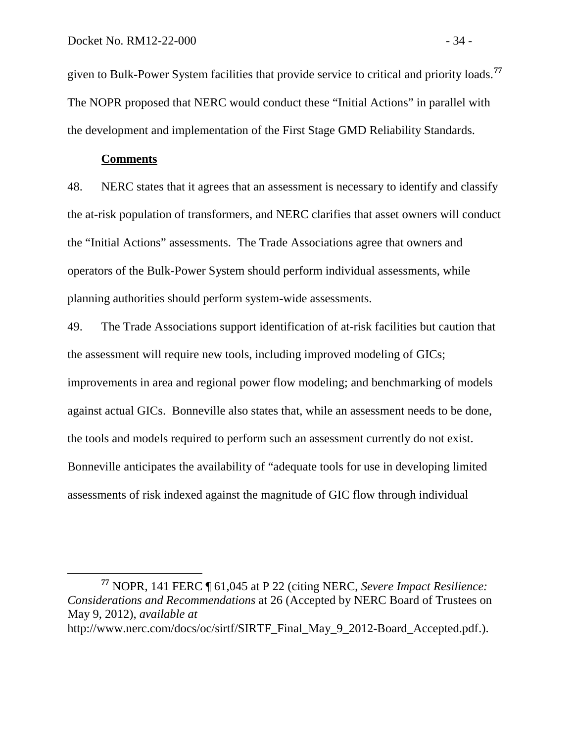given to Bulk-Power System facilities that provide service to critical and priority loads.[77] The NOPR proposed that NERC would conduct these "Initial Actions" in parallel with the development and implementation of the First Stage GMD Reliability Standards.

**Comments**

48. NERC states that it agrees that an assessment is necessary to identify and classify the at-risk population of transformers, and NERC clarifies that asset owners will conduct the "Initial Actions" assessments. The Trade Associations agree that owners and operators of the Bulk-Power System should perform individual assessments, while planning authorities should perform system-wide assessments.

49. The Trade Associations support identification of at-risk facilities but caution that the assessment will require new tools, including improved modeling of GICs; improvements in area and regional power flow modeling; and benchmarking of models against actual GICs. Bonneville also states that, while an assessment needs to be done, the tools and models required to perform such an assessment currently do not exist. Bonneville anticipates the availability of "adequate tools for use in developing limited assessments of risk indexed against the magnitude of GIC flow through individual

---

[77] NOPR, 141 FERC ¶ 61,045 at P 22 (citing NERC, *Severe Impact Resilience: Considerations and Recommendations* at 26 (Accepted by NERC Board of Trustees on May 9, 2012), *available at* http://www.nerc.com/docs/oc/sirtf/SIRTF_Final_May_9_2012-Board_Accepted.pdf.).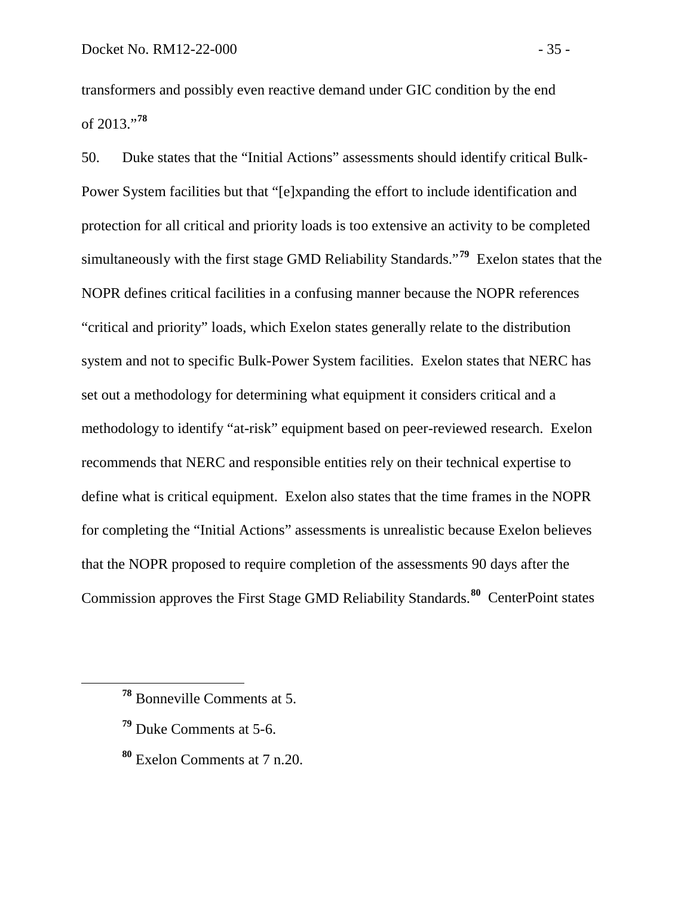transformers and possibly even reactive demand under GIC condition by the end of 2013."[78]

50. Duke states that the "Initial Actions" assessments should identify critical Bulk-Power System facilities but that "[e]xpanding the effort to include identification and protection for all critical and priority loads is too extensive an activity to be completed simultaneously with the first stage GMD Reliability Standards."[79] Exelon states that the NOPR defines critical facilities in a confusing manner because the NOPR references "critical and priority" loads, which Exelon states generally relate to the distribution system and not to specific Bulk-Power System facilities. Exelon states that NERC has set out a methodology for determining what equipment it considers critical and a methodology to identify "at-risk" equipment based on peer-reviewed research. Exelon recommends that NERC and responsible entities rely on their technical expertise to define what is critical equipment. Exelon also states that the time frames in the NOPR for completing the "Initial Actions" assessments is unrealistic because Exelon believes that the NOPR proposed to require completion of the assessments 90 days after the Commission approves the First Stage GMD Reliability Standards.[80] CenterPoint states

---

[78] Bonneville Comments at 5.

[79] Duke Comments at 5-6.

[80] Exelon Comments at 7 n.20.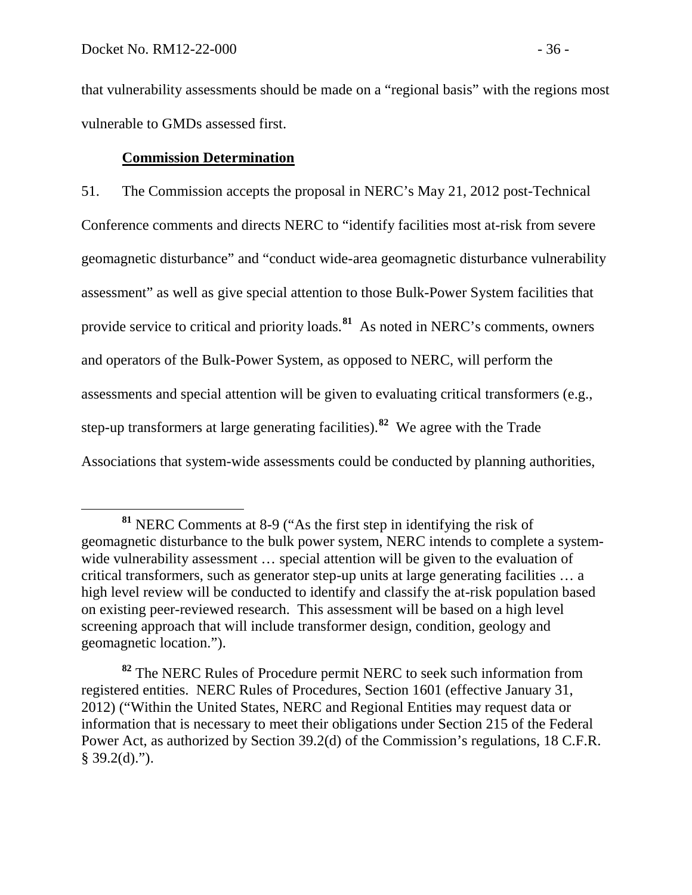that vulnerability assessments should be made on a "regional basis" with the regions most vulnerable to GMDs assessed first.

**Commission Determination**

51. The Commission accepts the proposal in NERC's May 21, 2012 post-Technical Conference comments and directs NERC to "identify facilities most at-risk from severe geomagnetic disturbance" and "conduct wide-area geomagnetic disturbance vulnerability assessment" as well as give special attention to those Bulk-Power System facilities that provide service to critical and priority loads.[81] As noted in NERC's comments, owners and operators of the Bulk-Power System, as opposed to NERC, will perform the assessments and special attention will be given to evaluating critical transformers (e.g., step-up transformers at large generating facilities).[82] We agree with the Trade Associations that system-wide assessments could be conducted by planning authorities,

---

[81] NERC Comments at 8-9 ("As the first step in identifying the risk of geomagnetic disturbance to the bulk power system, NERC intends to complete a system-wide vulnerability assessment … special attention will be given to the evaluation of critical transformers, such as generator step-up units at large generating facilities … a high level review will be conducted to identify and classify the at-risk population based on existing peer-reviewed research. This assessment will be based on a high level screening approach that will include transformer design, condition, geology and geomagnetic location.").

[82] The NERC Rules of Procedure permit NERC to seek such information from registered entities. NERC Rules of Procedures, Section 1601 (effective January 31, 2012) ("Within the United States, NERC and Regional Entities may request data or information that is necessary to meet their obligations under Section 215 of the Federal Power Act, as authorized by Section 39.2(d) of the Commission's regulations, 18 C.F.R. § 39.2(d).").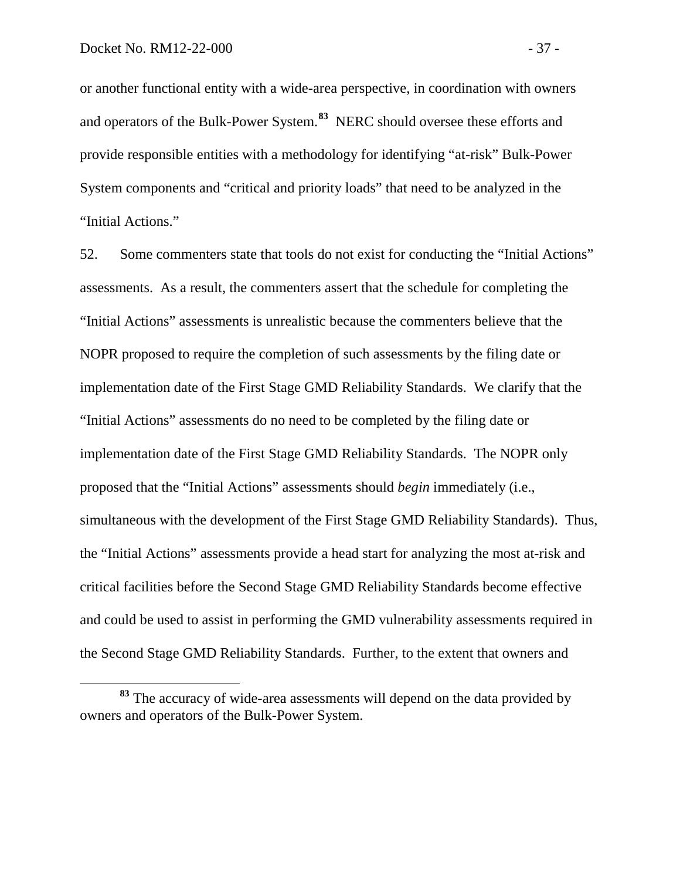or another functional entity with a wide-area perspective, in coordination with owners and operators of the Bulk-Power System.[83] NERC should oversee these efforts and provide responsible entities with a methodology for identifying "at-risk" Bulk-Power System components and "critical and priority loads" that need to be analyzed in the "Initial Actions."

52. Some commenters state that tools do not exist for conducting the "Initial Actions" assessments. As a result, the commenters assert that the schedule for completing the "Initial Actions" assessments is unrealistic because the commenters believe that the NOPR proposed to require the completion of such assessments by the filing date or implementation date of the First Stage GMD Reliability Standards. We clarify that the "Initial Actions" assessments do no need to be completed by the filing date or implementation date of the First Stage GMD Reliability Standards. The NOPR only proposed that the "Initial Actions" assessments should *begin* immediately (i.e., simultaneous with the development of the First Stage GMD Reliability Standards). Thus, the "Initial Actions" assessments provide a head start for analyzing the most at-risk and critical facilities before the Second Stage GMD Reliability Standards become effective and could be used to assist in performing the GMD vulnerability assessments required in the Second Stage GMD Reliability Standards. Further, to the extent that owners and

[83] The accuracy of wide-area assessments will depend on the data provided by owners and operators of the Bulk-Power System.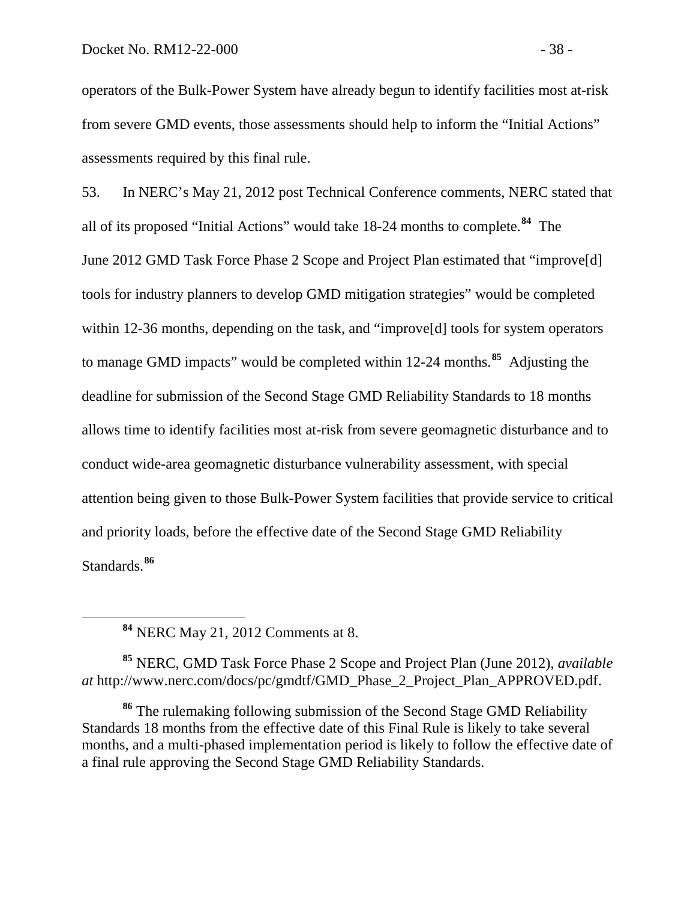operators of the Bulk-Power System have already begun to identify facilities most at-risk from severe GMD events, those assessments should help to inform the "Initial Actions" assessments required by this final rule.

53. In NERC's May 21, 2012 post Technical Conference comments, NERC stated that all of its proposed "Initial Actions" would take 18-24 months to complete.[84] The June 2012 GMD Task Force Phase 2 Scope and Project Plan estimated that "improve[d] tools for industry planners to develop GMD mitigation strategies" would be completed within 12-36 months, depending on the task, and "improve[d] tools for system operators to manage GMD impacts" would be completed within 12-24 months.[85] Adjusting the deadline for submission of the Second Stage GMD Reliability Standards to 18 months allows time to identify facilities most at-risk from severe geomagnetic disturbance and to conduct wide-area geomagnetic disturbance vulnerability assessment, with special attention being given to those Bulk-Power System facilities that provide service to critical and priority loads, before the effective date of the Second Stage GMD Reliability Standards.[86]

---

[84] NERC May 21, 2012 Comments at 8.

[85] NERC, GMD Task Force Phase 2 Scope and Project Plan (June 2012), *available at* http://www.nerc.com/docs/pc/gmdtf/GMD_Phase_2_Project_Plan_APPROVED.pdf.

[86] The rulemaking following submission of the Second Stage GMD Reliability Standards 18 months from the effective date of this Final Rule is likely to take several months, and a multi-phased implementation period is likely to follow the effective date of a final rule approving the Second Stage GMD Reliability Standards.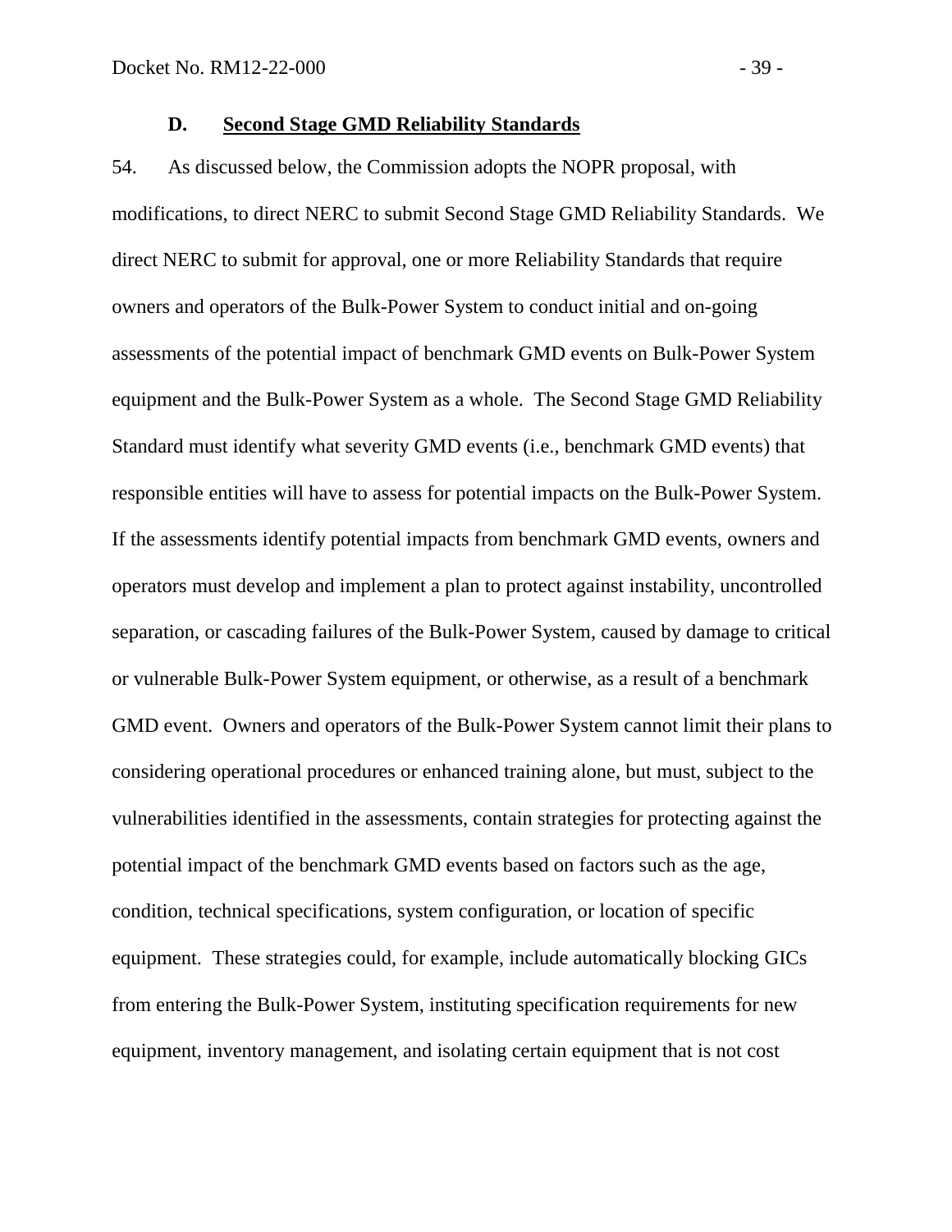### D. **Second Stage GMD Reliability Standards**

54. As discussed below, the Commission adopts the NOPR proposal, with modifications, to direct NERC to submit Second Stage GMD Reliability Standards. We direct NERC to submit for approval, one or more Reliability Standards that require owners and operators of the Bulk-Power System to conduct initial and on-going assessments of the potential impact of benchmark GMD events on Bulk-Power System equipment and the Bulk-Power System as a whole. The Second Stage GMD Reliability Standard must identify what severity GMD events (i.e., benchmark GMD events) that responsible entities will have to assess for potential impacts on the Bulk-Power System. If the assessments identify potential impacts from benchmark GMD events, owners and operators must develop and implement a plan to protect against instability, uncontrolled separation, or cascading failures of the Bulk-Power System, caused by damage to critical or vulnerable Bulk-Power System equipment, or otherwise, as a result of a benchmark GMD event. Owners and operators of the Bulk-Power System cannot limit their plans to considering operational procedures or enhanced training alone, but must, subject to the vulnerabilities identified in the assessments, contain strategies for protecting against the potential impact of the benchmark GMD events based on factors such as the age, condition, technical specifications, system configuration, or location of specific equipment. These strategies could, for example, include automatically blocking GICs from entering the Bulk-Power System, instituting specification requirements for new equipment, inventory management, and isolating certain equipment that is not cost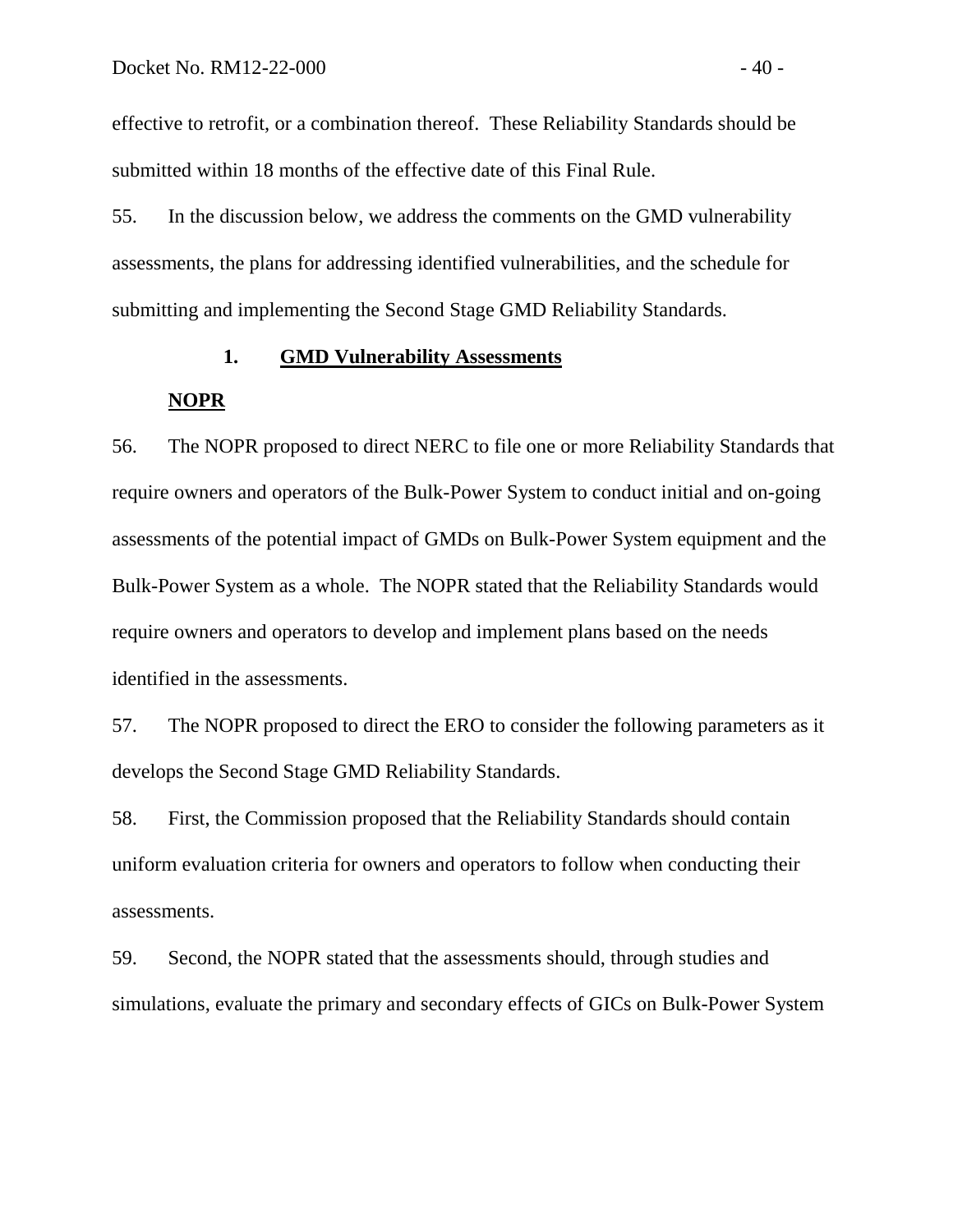effective to retrofit, or a combination thereof. These Reliability Standards should be submitted within 18 months of the effective date of this Final Rule.

55. In the discussion below, we address the comments on the GMD vulnerability assessments, the plans for addressing identified vulnerabilities, and the schedule for submitting and implementing the Second Stage GMD Reliability Standards.

### 1. GMD Vulnerability Assessments

**NOPR**

56. The NOPR proposed to direct NERC to file one or more Reliability Standards that require owners and operators of the Bulk-Power System to conduct initial and on-going assessments of the potential impact of GMDs on Bulk-Power System equipment and the Bulk-Power System as a whole. The NOPR stated that the Reliability Standards would require owners and operators to develop and implement plans based on the needs identified in the assessments.

57. The NOPR proposed to direct the ERO to consider the following parameters as it develops the Second Stage GMD Reliability Standards.

58. First, the Commission proposed that the Reliability Standards should contain uniform evaluation criteria for owners and operators to follow when conducting their assessments.

59. Second, the NOPR stated that the assessments should, through studies and simulations, evaluate the primary and secondary effects of GICs on Bulk-Power System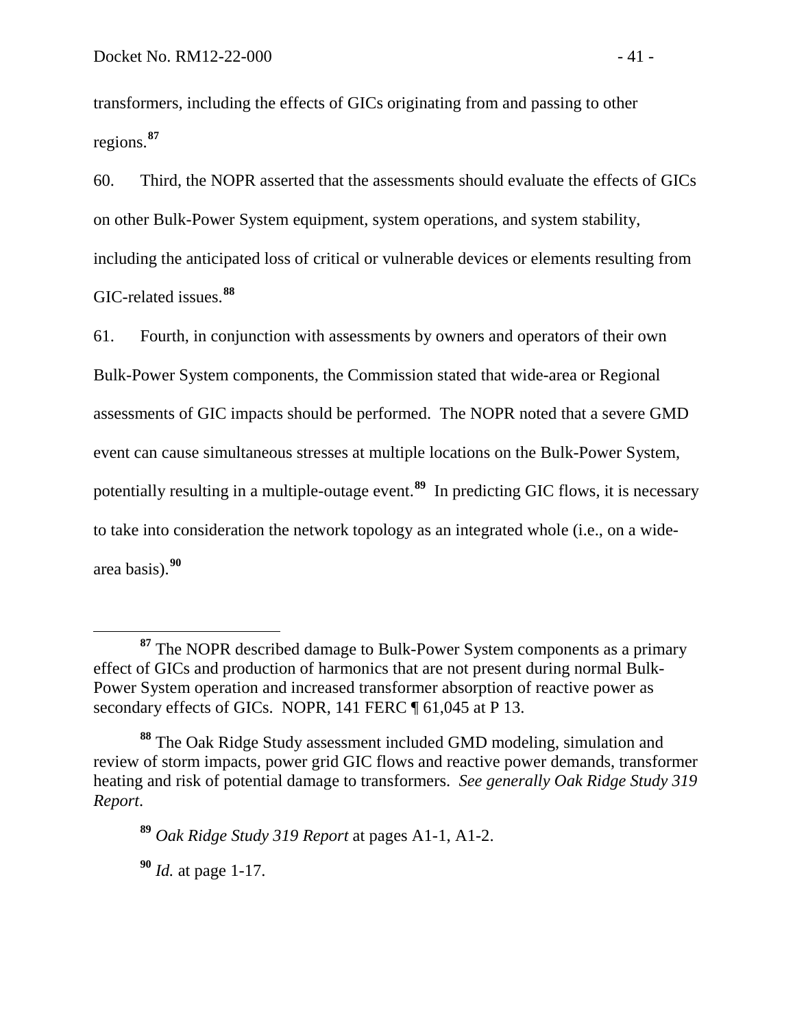transformers, including the effects of GICs originating from and passing to other regions.[87]

60. Third, the NOPR asserted that the assessments should evaluate the effects of GICs on other Bulk-Power System equipment, system operations, and system stability, including the anticipated loss of critical or vulnerable devices or elements resulting from GIC-related issues.[88]

61. Fourth, in conjunction with assessments by owners and operators of their own Bulk-Power System components, the Commission stated that wide-area or Regional assessments of GIC impacts should be performed. The NOPR noted that a severe GMD event can cause simultaneous stresses at multiple locations on the Bulk-Power System, potentially resulting in a multiple-outage event.[89] In predicting GIC flows, it is necessary to take into consideration the network topology as an integrated whole (i.e., on a wide-area basis).[90]

---

[87] The NOPR described damage to Bulk-Power System components as a primary effect of GICs and production of harmonics that are not present during normal Bulk-Power System operation and increased transformer absorption of reactive power as secondary effects of GICs. NOPR, 141 FERC ¶ 61,045 at P 13.

[88] The Oak Ridge Study assessment included GMD modeling, simulation and review of storm impacts, power grid GIC flows and reactive power demands, transformer heating and risk of potential damage to transformers. *See generally Oak Ridge Study 319 Report*.

[89] *Oak Ridge Study 319 Report* at pages A1-1, A1-2.

[90] *Id.* at page 1-17.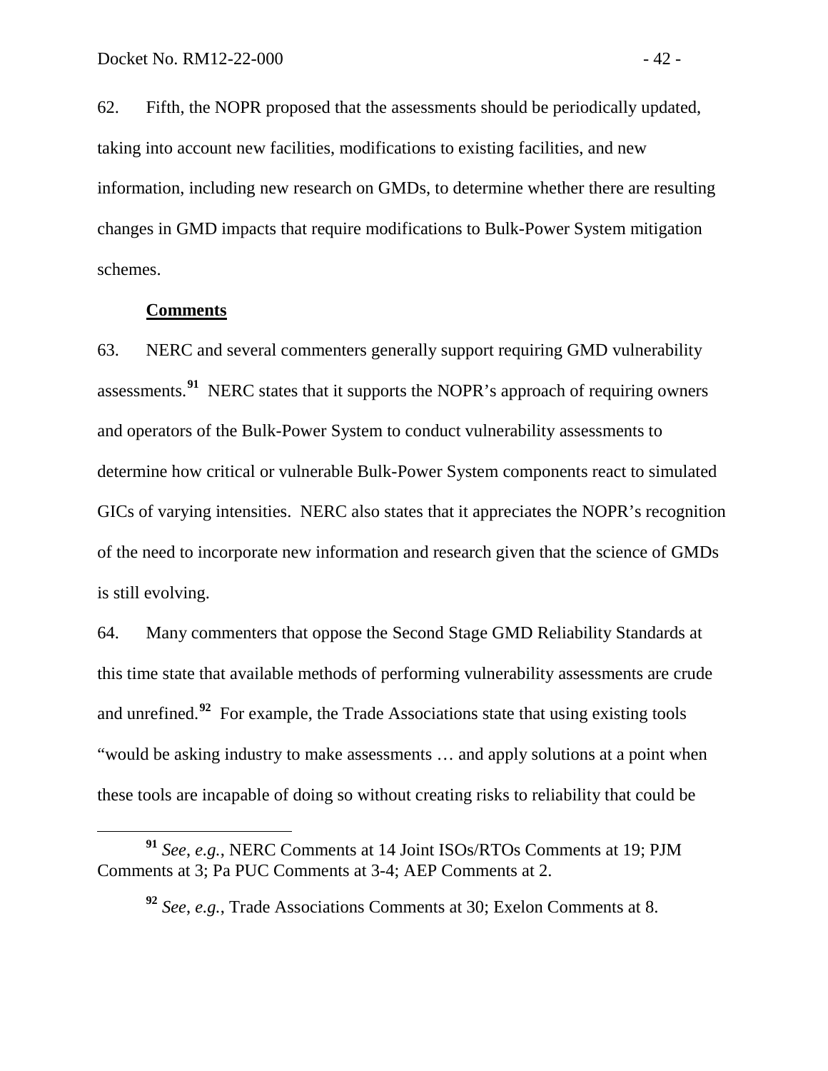62. Fifth, the NOPR proposed that the assessments should be periodically updated, taking into account new facilities, modifications to existing facilities, and new information, including new research on GMDs, to determine whether there are resulting changes in GMD impacts that require modifications to Bulk-Power System mitigation schemes.

**Comments**

63. NERC and several commenters generally support requiring GMD vulnerability assessments.[91] NERC states that it supports the NOPR's approach of requiring owners and operators of the Bulk-Power System to conduct vulnerability assessments to determine how critical or vulnerable Bulk-Power System components react to simulated GICs of varying intensities. NERC also states that it appreciates the NOPR's recognition of the need to incorporate new information and research given that the science of GMDs is still evolving.

64. Many commenters that oppose the Second Stage GMD Reliability Standards at this time state that available methods of performing vulnerability assessments are crude and unrefined.[92] For example, the Trade Associations state that using existing tools "would be asking industry to make assessments … and apply solutions at a point when these tools are incapable of doing so without creating risks to reliability that could be

---

[91] *See*, *e.g.*, NERC Comments at 14 Joint ISOs/RTOs Comments at 19; PJM Comments at 3; Pa PUC Comments at 3-4; AEP Comments at 2.

[92] *See*, *e.g.*, Trade Associations Comments at 30; Exelon Comments at 8.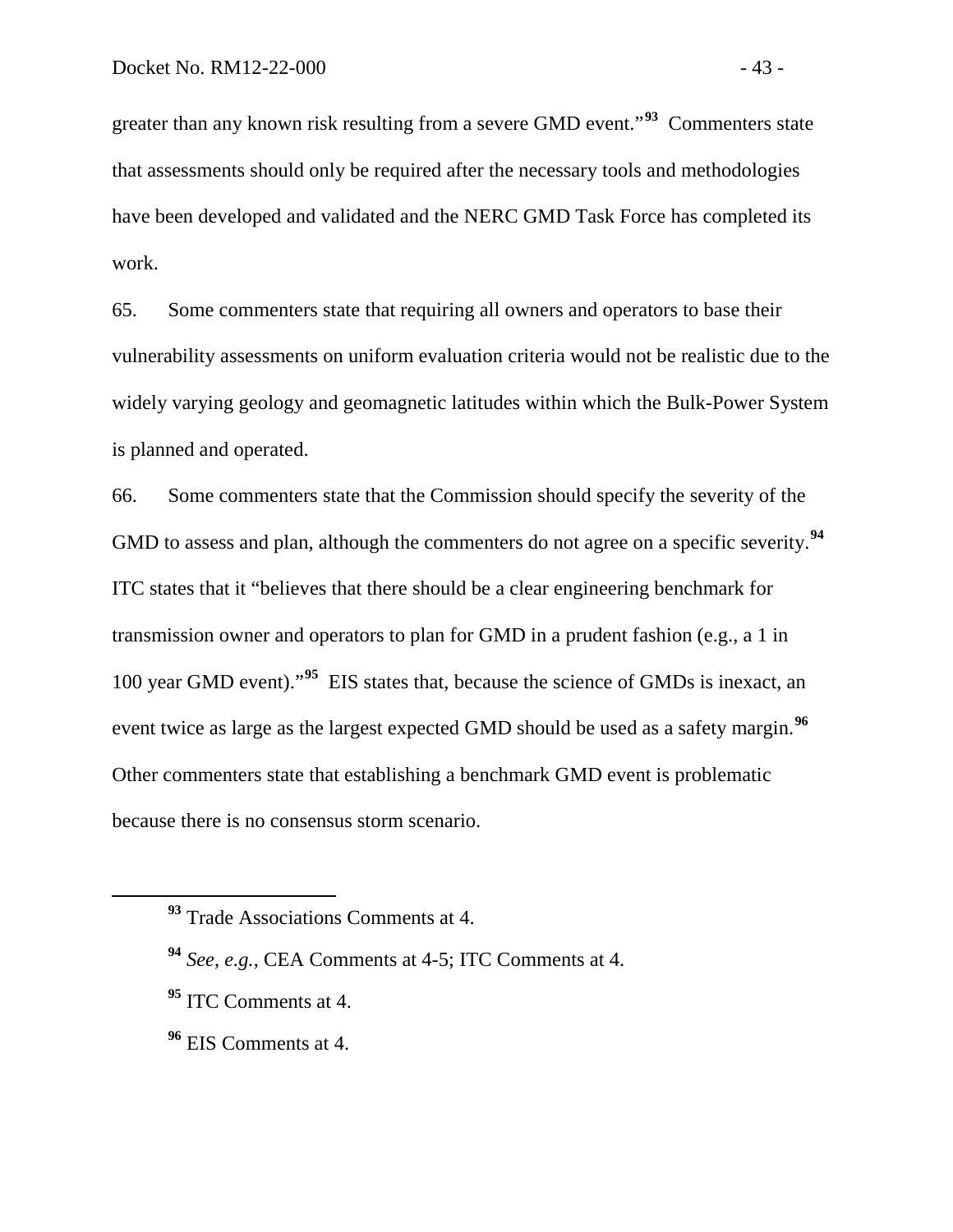greater than any known risk resulting from a severe GMD event."[93] Commenters state that assessments should only be required after the necessary tools and methodologies have been developed and validated and the NERC GMD Task Force has completed its work.

65. Some commenters state that requiring all owners and operators to base their vulnerability assessments on uniform evaluation criteria would not be realistic due to the widely varying geology and geomagnetic latitudes within which the Bulk-Power System is planned and operated.

66. Some commenters state that the Commission should specify the severity of the GMD to assess and plan, although the commenters do not agree on a specific severity.[94] ITC states that it "believes that there should be a clear engineering benchmark for transmission owner and operators to plan for GMD in a prudent fashion (e.g., a 1 in 100 year GMD event)."[95] EIS states that, because the science of GMDs is inexact, an event twice as large as the largest expected GMD should be used as a safety margin.[96] Other commenters state that establishing a benchmark GMD event is problematic because there is no consensus storm scenario.

---

[93] Trade Associations Comments at 4.

[94] *See, e.g.*, CEA Comments at 4-5; ITC Comments at 4.

[95] ITC Comments at 4.

[96] EIS Comments at 4.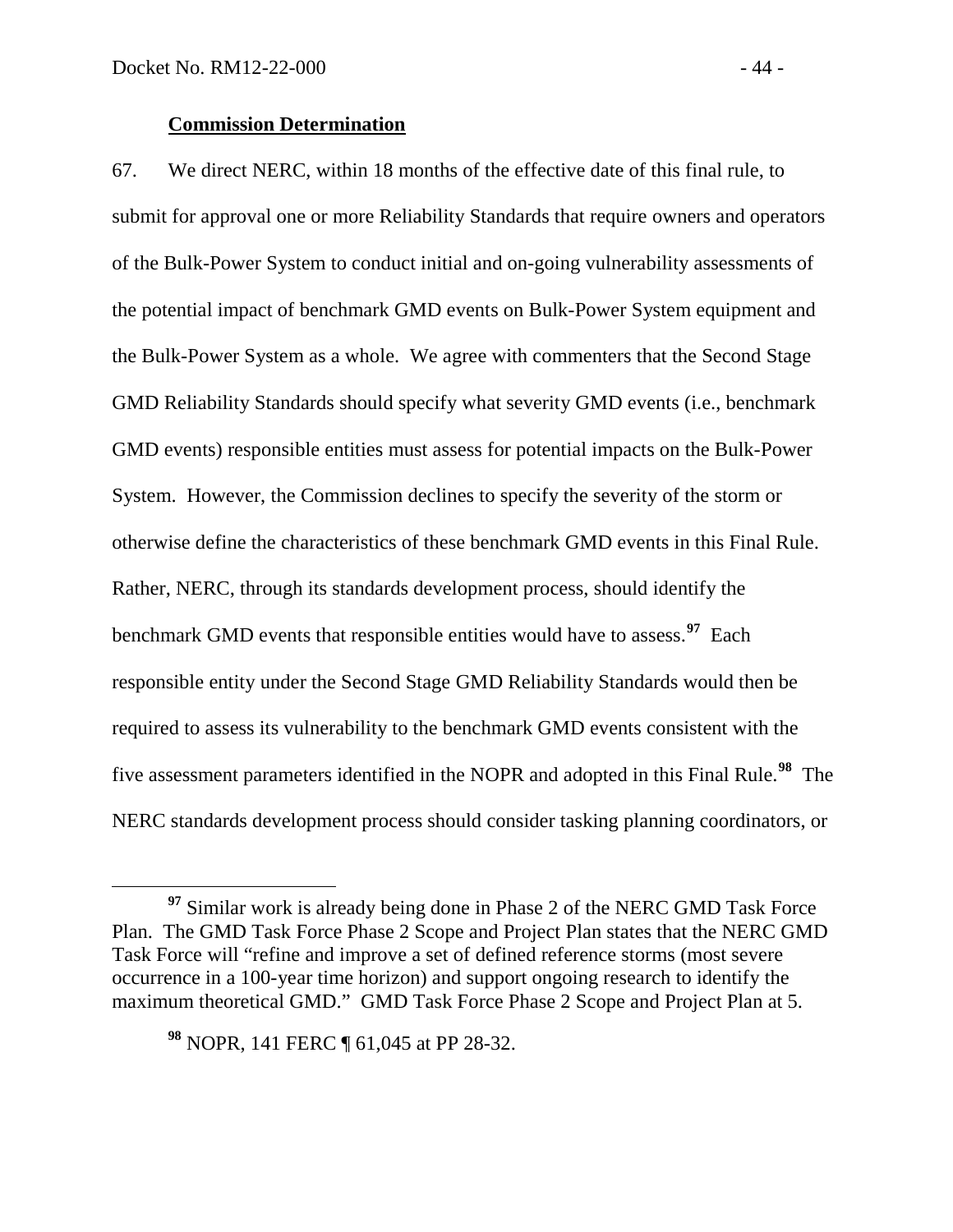**Commission Determination**

67. We direct NERC, within 18 months of the effective date of this final rule, to submit for approval one or more Reliability Standards that require owners and operators of the Bulk-Power System to conduct initial and on-going vulnerability assessments of the potential impact of benchmark GMD events on Bulk-Power System equipment and the Bulk-Power System as a whole. We agree with commenters that the Second Stage GMD Reliability Standards should specify what severity GMD events (i.e., benchmark GMD events) responsible entities must assess for potential impacts on the Bulk-Power System. However, the Commission declines to specify the severity of the storm or otherwise define the characteristics of these benchmark GMD events in this Final Rule. Rather, NERC, through its standards development process, should identify the benchmark GMD events that responsible entities would have to assess.[97] Each responsible entity under the Second Stage GMD Reliability Standards would then be required to assess its vulnerability to the benchmark GMD events consistent with the five assessment parameters identified in the NOPR and adopted in this Final Rule.[98] The NERC standards development process should consider tasking planning coordinators, or

[97] Similar work is already being done in Phase 2 of the NERC GMD Task Force Plan. The GMD Task Force Phase 2 Scope and Project Plan states that the NERC GMD Task Force will "refine and improve a set of defined reference storms (most severe occurrence in a 100-year time horizon) and support ongoing research to identify the maximum theoretical GMD." GMD Task Force Phase 2 Scope and Project Plan at 5.

[98] NOPR, 141 FERC ¶ 61,045 at PP 28-32.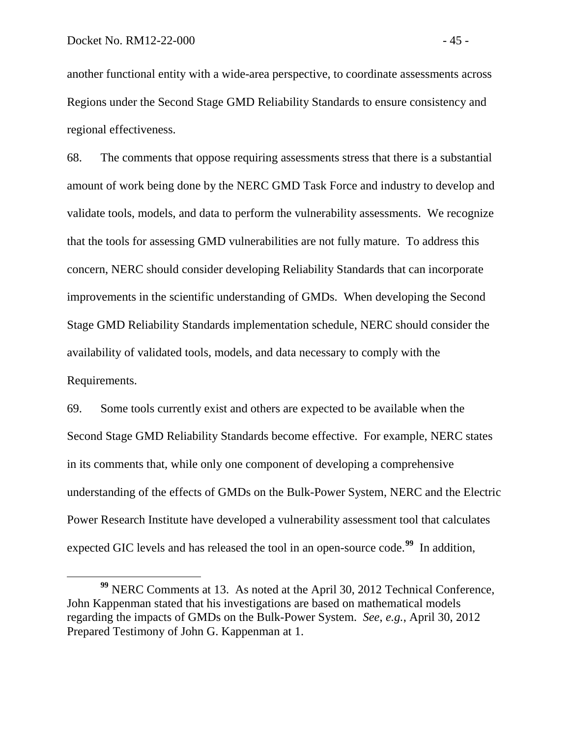another functional entity with a wide-area perspective, to coordinate assessments across Regions under the Second Stage GMD Reliability Standards to ensure consistency and regional effectiveness.

68. The comments that oppose requiring assessments stress that there is a substantial amount of work being done by the NERC GMD Task Force and industry to develop and validate tools, models, and data to perform the vulnerability assessments. We recognize that the tools for assessing GMD vulnerabilities are not fully mature. To address this concern, NERC should consider developing Reliability Standards that can incorporate improvements in the scientific understanding of GMDs. When developing the Second Stage GMD Reliability Standards implementation schedule, NERC should consider the availability of validated tools, models, and data necessary to comply with the Requirements.

69. Some tools currently exist and others are expected to be available when the Second Stage GMD Reliability Standards become effective. For example, NERC states in its comments that, while only one component of developing a comprehensive understanding of the effects of GMDs on the Bulk-Power System, NERC and the Electric Power Research Institute have developed a vulnerability assessment tool that calculates expected GIC levels and has released the tool in an open-source code.[99] In addition,

[99] NERC Comments at 13. As noted at the April 30, 2012 Technical Conference, John Kappenman stated that his investigations are based on mathematical models regarding the impacts of GMDs on the Bulk-Power System. *See, e.g.*, April 30, 2012 Prepared Testimony of John G. Kappenman at 1.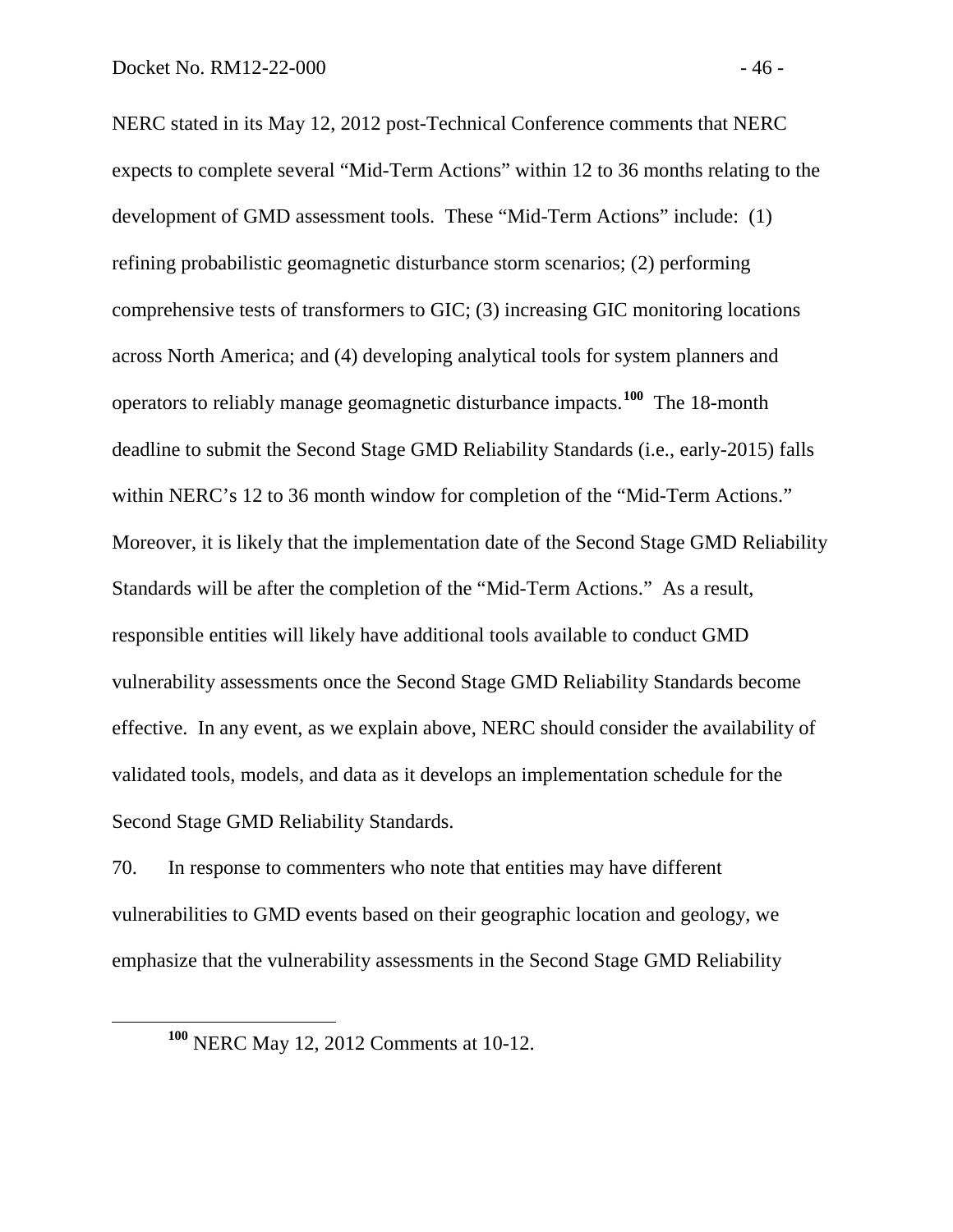NERC stated in its May 12, 2012 post-Technical Conference comments that NERC expects to complete several "Mid-Term Actions" within 12 to 36 months relating to the development of GMD assessment tools. These "Mid-Term Actions" include: (1) refining probabilistic geomagnetic disturbance storm scenarios; (2) performing comprehensive tests of transformers to GIC; (3) increasing GIC monitoring locations across North America; and (4) developing analytical tools for system planners and operators to reliably manage geomagnetic disturbance impacts.[100] The 18-month deadline to submit the Second Stage GMD Reliability Standards (i.e., early-2015) falls within NERC's 12 to 36 month window for completion of the "Mid-Term Actions." Moreover, it is likely that the implementation date of the Second Stage GMD Reliability Standards will be after the completion of the "Mid-Term Actions." As a result, responsible entities will likely have additional tools available to conduct GMD vulnerability assessments once the Second Stage GMD Reliability Standards become effective. In any event, as we explain above, NERC should consider the availability of validated tools, models, and data as it develops an implementation schedule for the Second Stage GMD Reliability Standards.

70. In response to commenters who note that entities may have different vulnerabilities to GMD events based on their geographic location and geology, we emphasize that the vulnerability assessments in the Second Stage GMD Reliability

[100] NERC May 12, 2012 Comments at 10-12.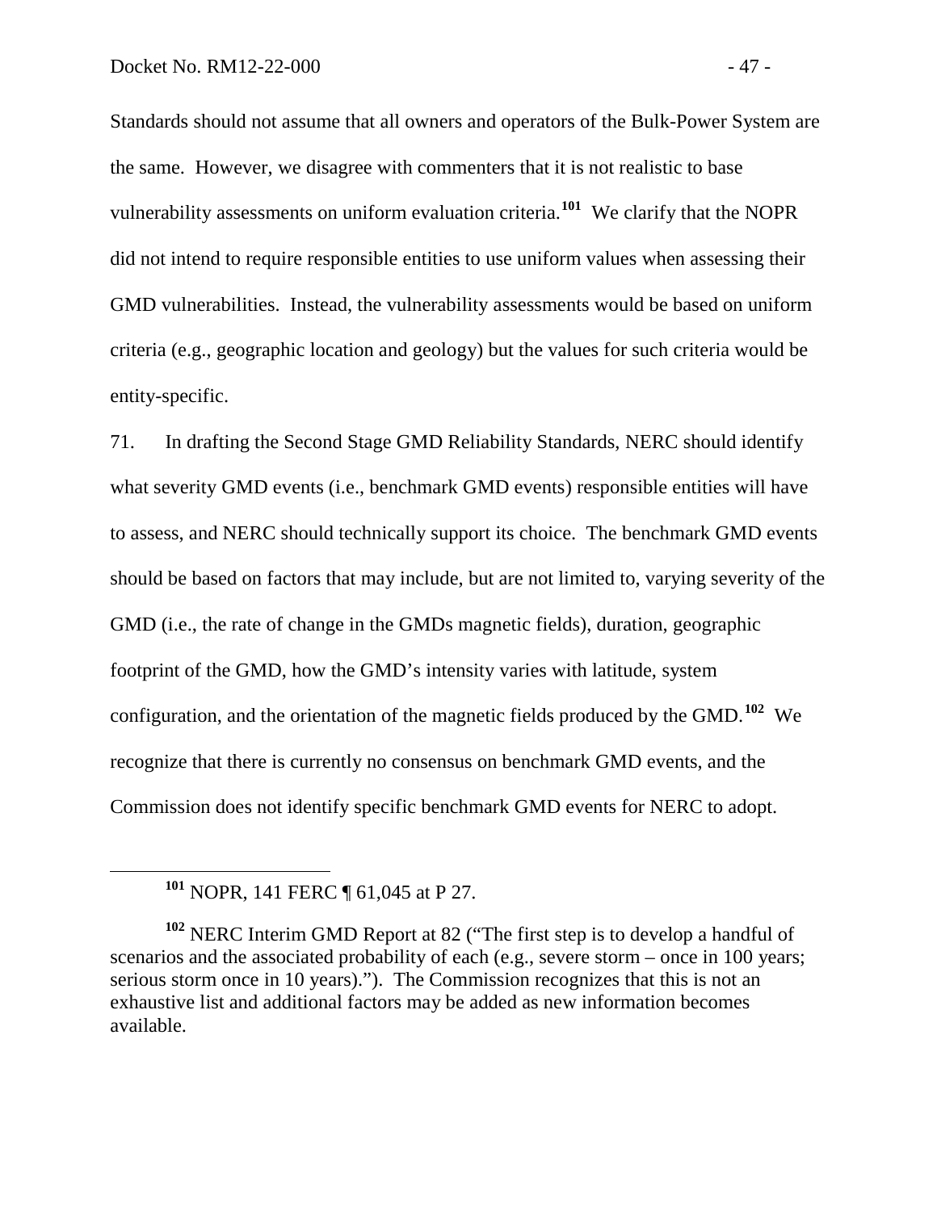Standards should not assume that all owners and operators of the Bulk-Power System are the same. However, we disagree with commenters that it is not realistic to base vulnerability assessments on uniform evaluation criteria.[101] We clarify that the NOPR did not intend to require responsible entities to use uniform values when assessing their GMD vulnerabilities. Instead, the vulnerability assessments would be based on uniform criteria (e.g., geographic location and geology) but the values for such criteria would be entity-specific.

71. In drafting the Second Stage GMD Reliability Standards, NERC should identify what severity GMD events (i.e., benchmark GMD events) responsible entities will have to assess, and NERC should technically support its choice. The benchmark GMD events should be based on factors that may include, but are not limited to, varying severity of the GMD (i.e., the rate of change in the GMDs magnetic fields), duration, geographic footprint of the GMD, how the GMD's intensity varies with latitude, system configuration, and the orientation of the magnetic fields produced by the GMD.[102] We recognize that there is currently no consensus on benchmark GMD events, and the Commission does not identify specific benchmark GMD events for NERC to adopt.

---

[101] NOPR, 141 FERC ¶ 61,045 at P 27.

[102] NERC Interim GMD Report at 82 ("The first step is to develop a handful of scenarios and the associated probability of each (e.g., severe storm – once in 100 years; serious storm once in 10 years)."). The Commission recognizes that this is not an exhaustive list and additional factors may be added as new information becomes available.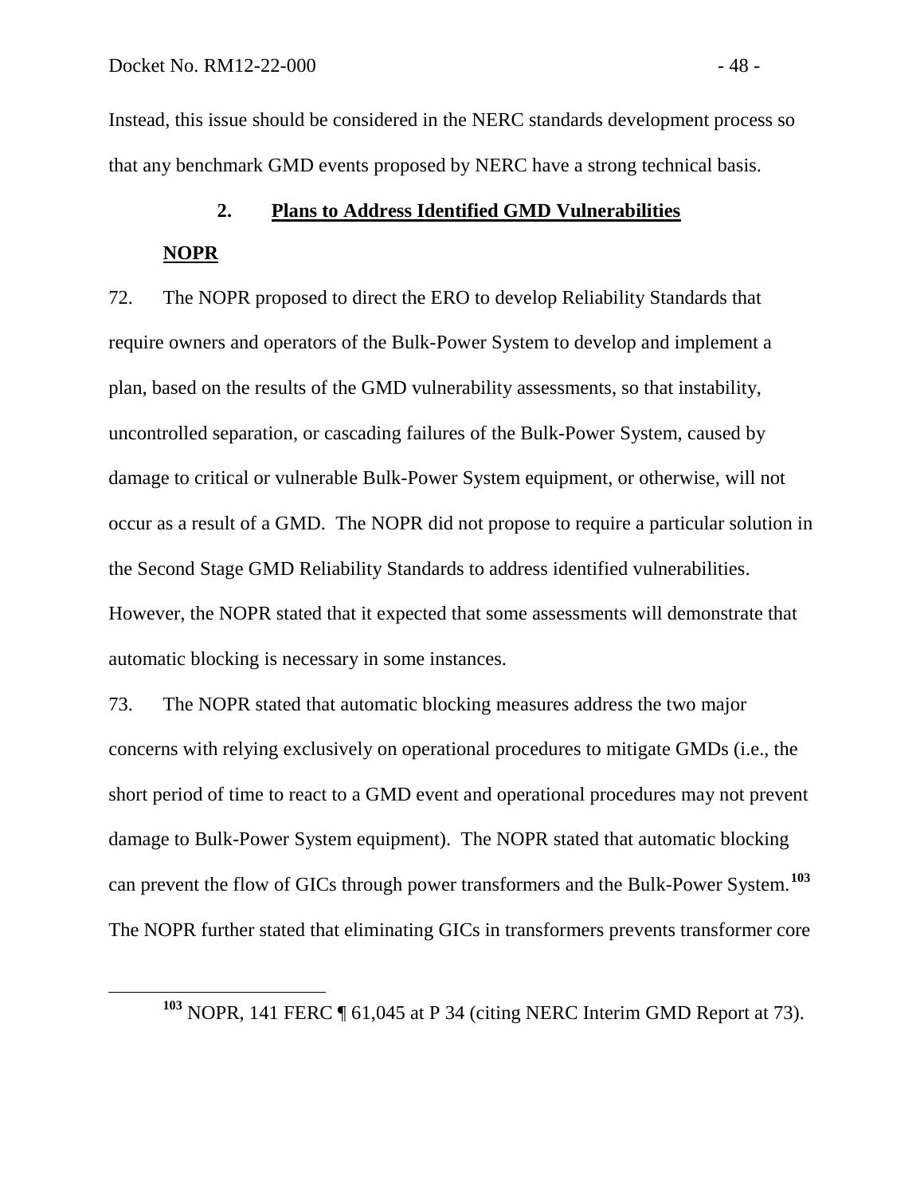Instead, this issue should be considered in the NERC standards development process so that any benchmark GMD events proposed by NERC have a strong technical basis.

## 2. Plans to Address Identified GMD Vulnerabilities

### NOPR

72. The NOPR proposed to direct the ERO to develop Reliability Standards that require owners and operators of the Bulk-Power System to develop and implement a plan, based on the results of the GMD vulnerability assessments, so that instability, uncontrolled separation, or cascading failures of the Bulk-Power System, caused by damage to critical or vulnerable Bulk-Power System equipment, or otherwise, will not occur as a result of a GMD. The NOPR did not propose to require a particular solution in the Second Stage GMD Reliability Standards to address identified vulnerabilities. However, the NOPR stated that it expected that some assessments will demonstrate that automatic blocking is necessary in some instances.

73. The NOPR stated that automatic blocking measures address the two major concerns with relying exclusively on operational procedures to mitigate GMDs (i.e., the short period of time to react to a GMD event and operational procedures may not prevent damage to Bulk-Power System equipment). The NOPR stated that automatic blocking can prevent the flow of GICs through power transformers and the Bulk-Power System.[103] The NOPR further stated that eliminating GICs in transformers prevents transformer core

[103] NOPR, 141 FERC ¶ 61,045 at P 34 (citing NERC Interim GMD Report at 73).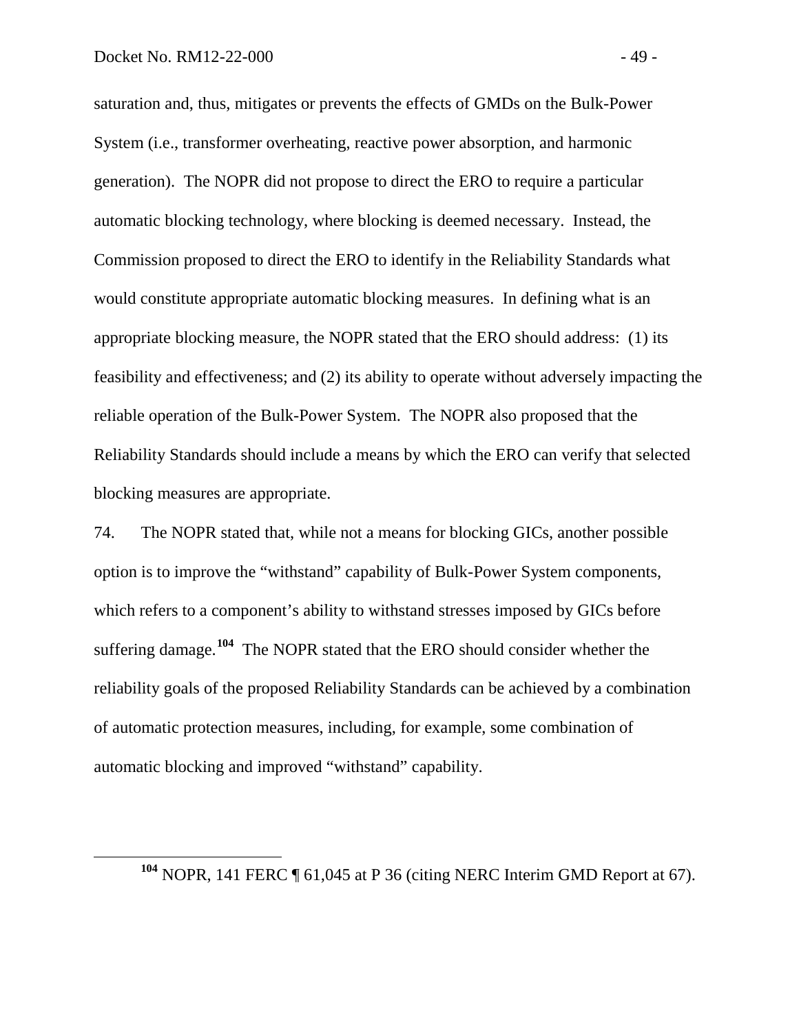saturation and, thus, mitigates or prevents the effects of GMDs on the Bulk-Power System (i.e., transformer overheating, reactive power absorption, and harmonic generation). The NOPR did not propose to direct the ERO to require a particular automatic blocking technology, where blocking is deemed necessary. Instead, the Commission proposed to direct the ERO to identify in the Reliability Standards what would constitute appropriate automatic blocking measures. In defining what is an appropriate blocking measure, the NOPR stated that the ERO should address: (1) its feasibility and effectiveness; and (2) its ability to operate without adversely impacting the reliable operation of the Bulk-Power System. The NOPR also proposed that the Reliability Standards should include a means by which the ERO can verify that selected blocking measures are appropriate.

74. The NOPR stated that, while not a means for blocking GICs, another possible option is to improve the "withstand" capability of Bulk-Power System components, which refers to a component's ability to withstand stresses imposed by GICs before suffering damage.[104] The NOPR stated that the ERO should consider whether the reliability goals of the proposed Reliability Standards can be achieved by a combination of automatic protection measures, including, for example, some combination of automatic blocking and improved "withstand" capability.

[104] NOPR, 141 FERC ¶ 61,045 at P 36 (citing NERC Interim GMD Report at 67).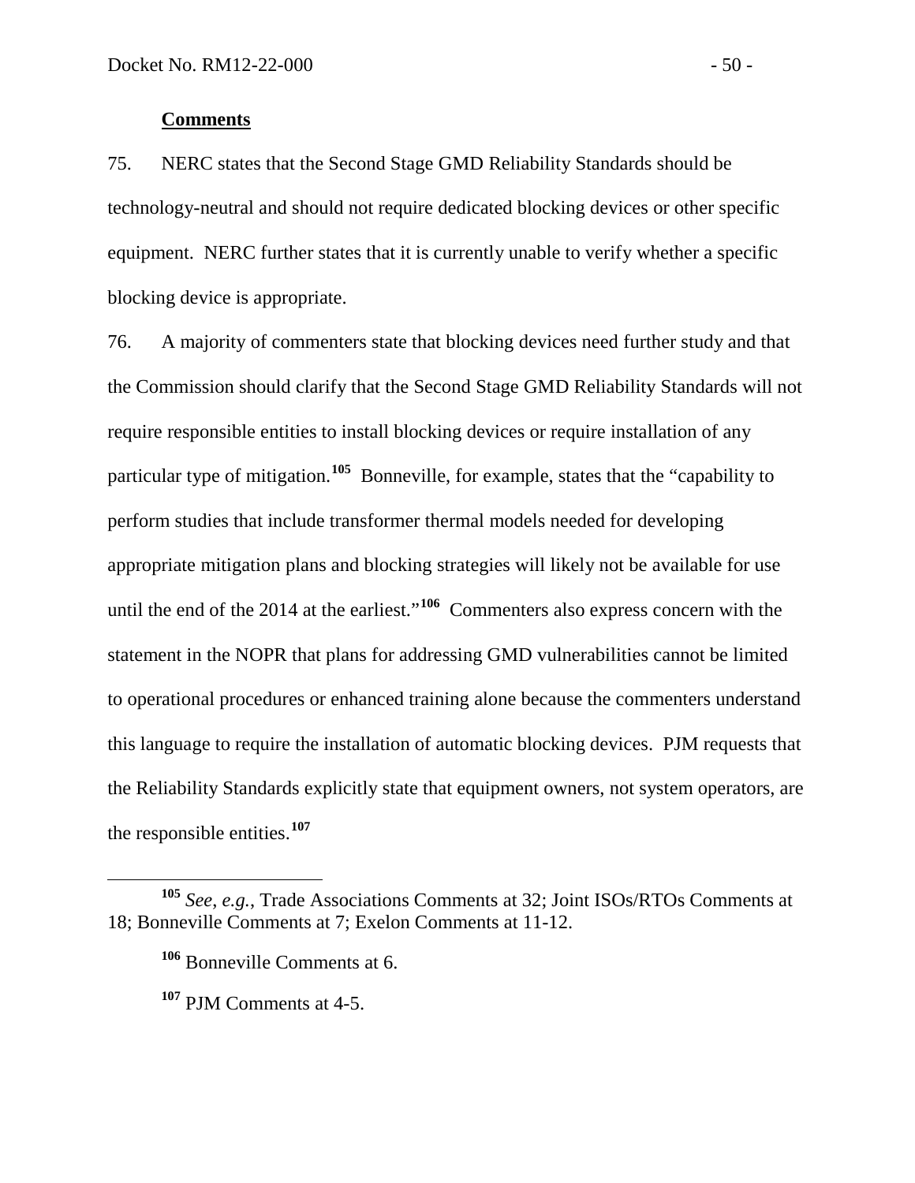**Comments**

75. NERC states that the Second Stage GMD Reliability Standards should be technology-neutral and should not require dedicated blocking devices or other specific equipment. NERC further states that it is currently unable to verify whether a specific blocking device is appropriate.

76. A majority of commenters state that blocking devices need further study and that the Commission should clarify that the Second Stage GMD Reliability Standards will not require responsible entities to install blocking devices or require installation of any particular type of mitigation.[105] Bonneville, for example, states that the "capability to perform studies that include transformer thermal models needed for developing appropriate mitigation plans and blocking strategies will likely not be available for use until the end of the 2014 at the earliest."[106] Commenters also express concern with the statement in the NOPR that plans for addressing GMD vulnerabilities cannot be limited to operational procedures or enhanced training alone because the commenters understand this language to require the installation of automatic blocking devices. PJM requests that the Reliability Standards explicitly state that equipment owners, not system operators, are the responsible entities.[107]

---

[105] *See*, *e.g.*, Trade Associations Comments at 32; Joint ISOs/RTOs Comments at 18; Bonneville Comments at 7; Exelon Comments at 11-12.

[106] Bonneville Comments at 6.

[107] PJM Comments at 4-5.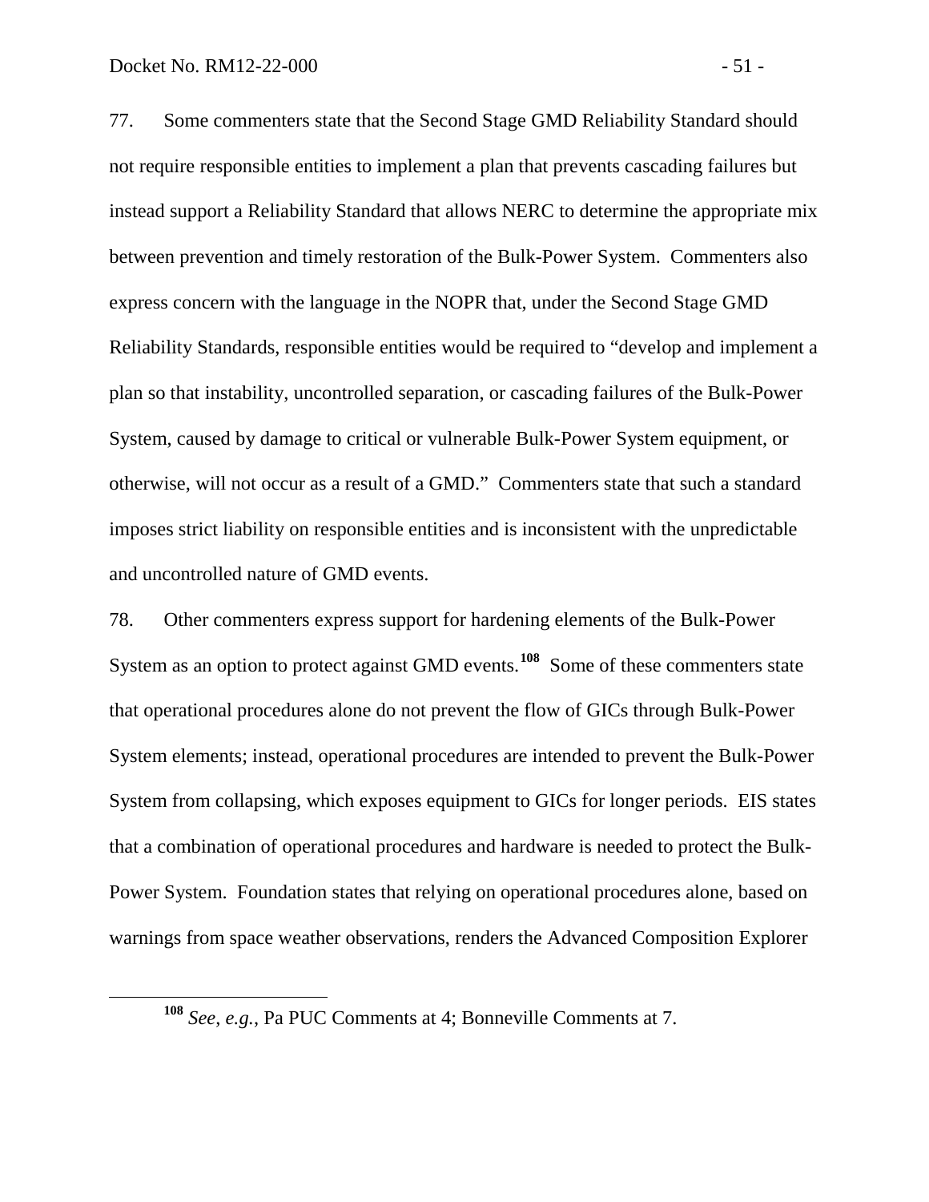77. Some commenters state that the Second Stage GMD Reliability Standard should not require responsible entities to implement a plan that prevents cascading failures but instead support a Reliability Standard that allows NERC to determine the appropriate mix between prevention and timely restoration of the Bulk-Power System. Commenters also express concern with the language in the NOPR that, under the Second Stage GMD Reliability Standards, responsible entities would be required to "develop and implement a plan so that instability, uncontrolled separation, or cascading failures of the Bulk-Power System, caused by damage to critical or vulnerable Bulk-Power System equipment, or otherwise, will not occur as a result of a GMD." Commenters state that such a standard imposes strict liability on responsible entities and is inconsistent with the unpredictable and uncontrolled nature of GMD events.

78. Other commenters express support for hardening elements of the Bulk-Power System as an option to protect against GMD events.[108] Some of these commenters state that operational procedures alone do not prevent the flow of GICs through Bulk-Power System elements; instead, operational procedures are intended to prevent the Bulk-Power System from collapsing, which exposes equipment to GICs for longer periods. EIS states that a combination of operational procedures and hardware is needed to protect the Bulk-Power System. Foundation states that relying on operational procedures alone, based on warnings from space weather observations, renders the Advanced Composition Explorer

[108] *See*, *e.g.*, Pa PUC Comments at 4; Bonneville Comments at 7.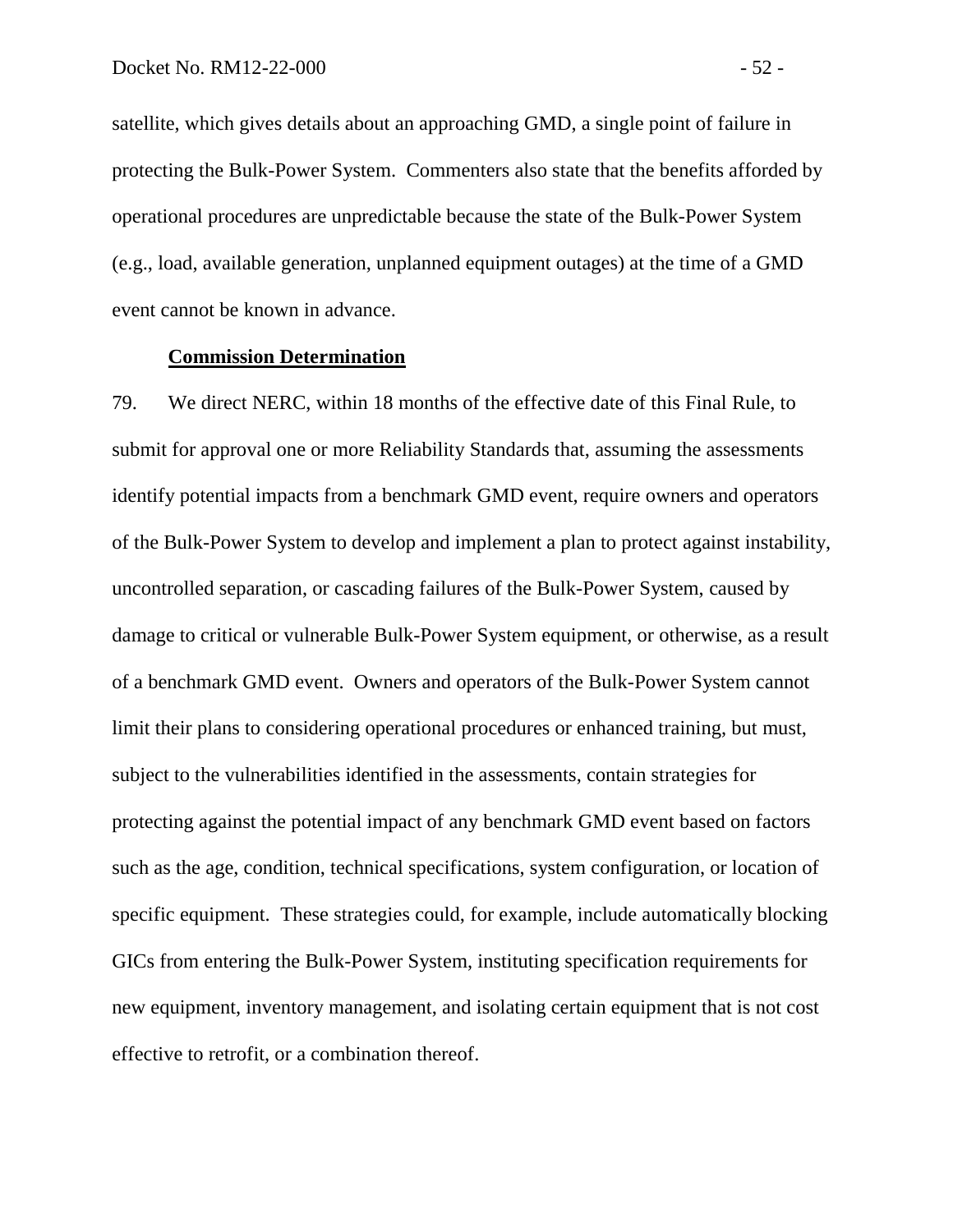satellite, which gives details about an approaching GMD, a single point of failure in protecting the Bulk-Power System. Commenters also state that the benefits afforded by operational procedures are unpredictable because the state of the Bulk-Power System (e.g., load, available generation, unplanned equipment outages) at the time of a GMD event cannot be known in advance.

**Commission Determination**

79. We direct NERC, within 18 months of the effective date of this Final Rule, to submit for approval one or more Reliability Standards that, assuming the assessments identify potential impacts from a benchmark GMD event, require owners and operators of the Bulk-Power System to develop and implement a plan to protect against instability, uncontrolled separation, or cascading failures of the Bulk-Power System, caused by damage to critical or vulnerable Bulk-Power System equipment, or otherwise, as a result of a benchmark GMD event. Owners and operators of the Bulk-Power System cannot limit their plans to considering operational procedures or enhanced training, but must, subject to the vulnerabilities identified in the assessments, contain strategies for protecting against the potential impact of any benchmark GMD event based on factors such as the age, condition, technical specifications, system configuration, or location of specific equipment. These strategies could, for example, include automatically blocking GICs from entering the Bulk-Power System, instituting specification requirements for new equipment, inventory management, and isolating certain equipment that is not cost effective to retrofit, or a combination thereof.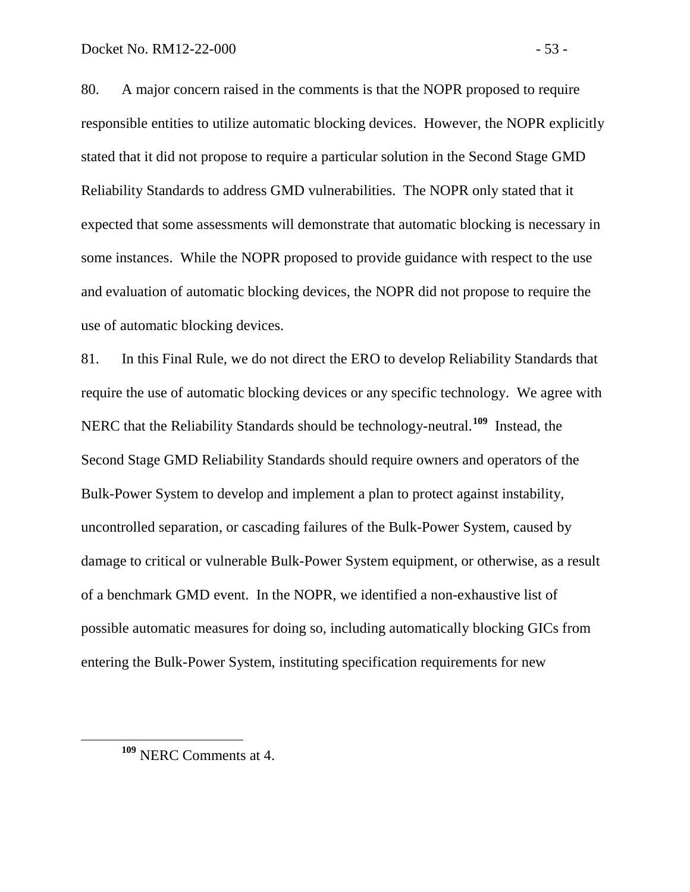80. A major concern raised in the comments is that the NOPR proposed to require responsible entities to utilize automatic blocking devices. However, the NOPR explicitly stated that it did not propose to require a particular solution in the Second Stage GMD Reliability Standards to address GMD vulnerabilities. The NOPR only stated that it expected that some assessments will demonstrate that automatic blocking is necessary in some instances. While the NOPR proposed to provide guidance with respect to the use and evaluation of automatic blocking devices, the NOPR did not propose to require the use of automatic blocking devices.

81. In this Final Rule, we do not direct the ERO to develop Reliability Standards that require the use of automatic blocking devices or any specific technology. We agree with NERC that the Reliability Standards should be technology-neutral.[109] Instead, the Second Stage GMD Reliability Standards should require owners and operators of the Bulk-Power System to develop and implement a plan to protect against instability, uncontrolled separation, or cascading failures of the Bulk-Power System, caused by damage to critical or vulnerable Bulk-Power System equipment, or otherwise, as a result of a benchmark GMD event. In the NOPR, we identified a non-exhaustive list of possible automatic measures for doing so, including automatically blocking GICs from entering the Bulk-Power System, instituting specification requirements for new

[109] NERC Comments at 4.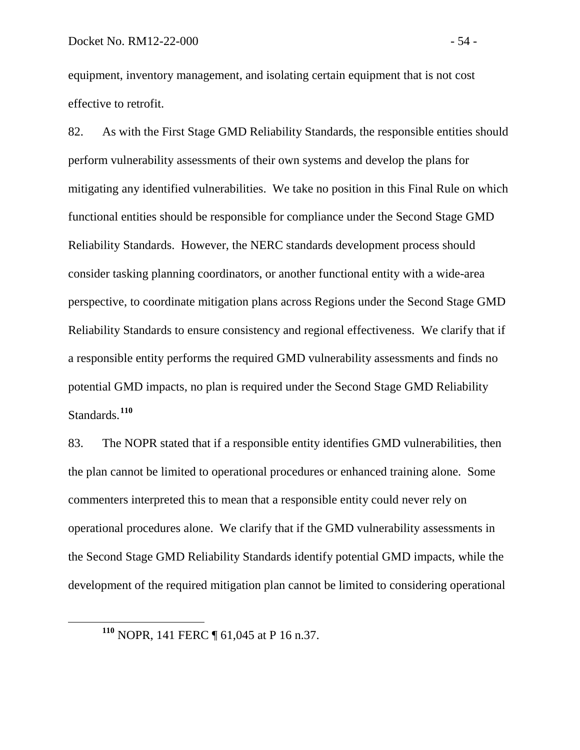equipment, inventory management, and isolating certain equipment that is not cost effective to retrofit.

82. As with the First Stage GMD Reliability Standards, the responsible entities should perform vulnerability assessments of their own systems and develop the plans for mitigating any identified vulnerabilities. We take no position in this Final Rule on which functional entities should be responsible for compliance under the Second Stage GMD Reliability Standards. However, the NERC standards development process should consider tasking planning coordinators, or another functional entity with a wide-area perspective, to coordinate mitigation plans across Regions under the Second Stage GMD Reliability Standards to ensure consistency and regional effectiveness. We clarify that if a responsible entity performs the required GMD vulnerability assessments and finds no potential GMD impacts, no plan is required under the Second Stage GMD Reliability Standards.[110]

83. The NOPR stated that if a responsible entity identifies GMD vulnerabilities, then the plan cannot be limited to operational procedures or enhanced training alone. Some commenters interpreted this to mean that a responsible entity could never rely on operational procedures alone. We clarify that if the GMD vulnerability assessments in the Second Stage GMD Reliability Standards identify potential GMD impacts, while the development of the required mitigation plan cannot be limited to considering operational

[110] NOPR, 141 FERC ¶ 61,045 at P 16 n.37.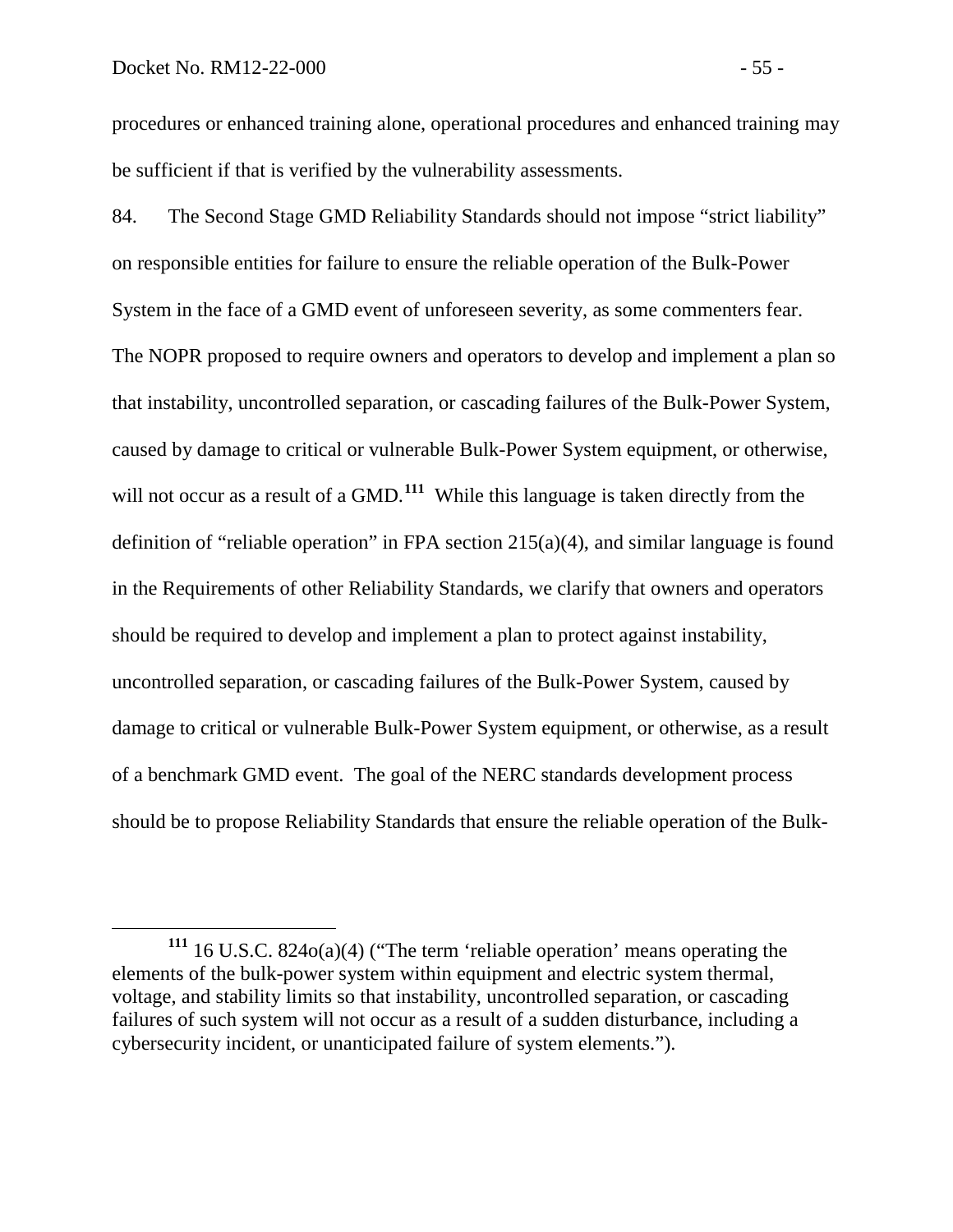procedures or enhanced training alone, operational procedures and enhanced training may be sufficient if that is verified by the vulnerability assessments.

84. The Second Stage GMD Reliability Standards should not impose "strict liability" on responsible entities for failure to ensure the reliable operation of the Bulk-Power System in the face of a GMD event of unforeseen severity, as some commenters fear. The NOPR proposed to require owners and operators to develop and implement a plan so that instability, uncontrolled separation, or cascading failures of the Bulk-Power System, caused by damage to critical or vulnerable Bulk-Power System equipment, or otherwise, will not occur as a result of a GMD.[111] While this language is taken directly from the definition of "reliable operation" in FPA section 215(a)(4), and similar language is found in the Requirements of other Reliability Standards, we clarify that owners and operators should be required to develop and implement a plan to protect against instability, uncontrolled separation, or cascading failures of the Bulk-Power System, caused by damage to critical or vulnerable Bulk-Power System equipment, or otherwise, as a result of a benchmark GMD event. The goal of the NERC standards development process should be to propose Reliability Standards that ensure the reliable operation of the Bulk-

[111] 16 U.S.C. 824o(a)(4) ("The term 'reliable operation' means operating the elements of the bulk-power system within equipment and electric system thermal, voltage, and stability limits so that instability, uncontrolled separation, or cascading failures of such system will not occur as a result of a sudden disturbance, including a cybersecurity incident, or unanticipated failure of system elements.").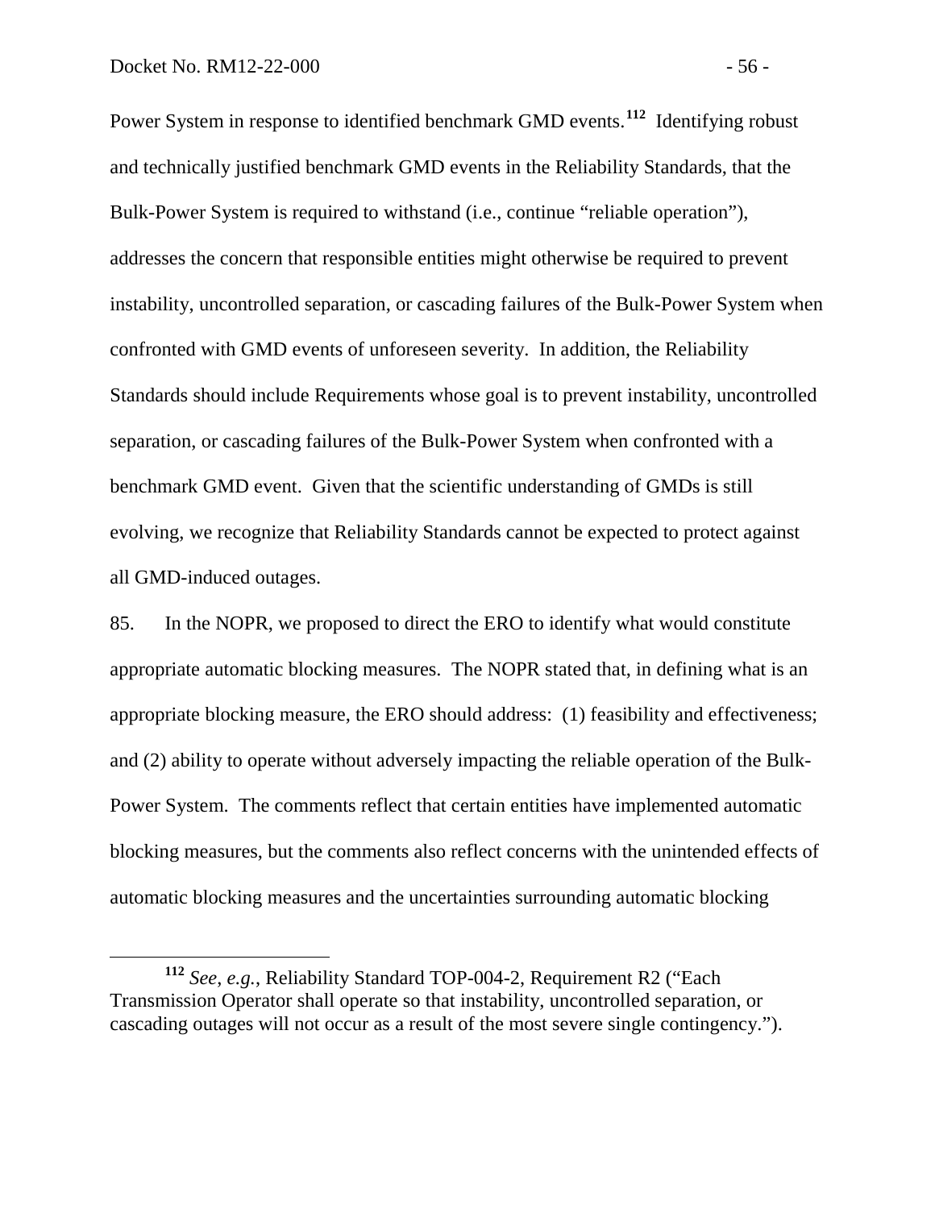Power System in response to identified benchmark GMD events.[112] Identifying robust and technically justified benchmark GMD events in the Reliability Standards, that the Bulk-Power System is required to withstand (i.e., continue "reliable operation"), addresses the concern that responsible entities might otherwise be required to prevent instability, uncontrolled separation, or cascading failures of the Bulk-Power System when confronted with GMD events of unforeseen severity. In addition, the Reliability Standards should include Requirements whose goal is to prevent instability, uncontrolled separation, or cascading failures of the Bulk-Power System when confronted with a benchmark GMD event. Given that the scientific understanding of GMDs is still evolving, we recognize that Reliability Standards cannot be expected to protect against all GMD-induced outages.

85. In the NOPR, we proposed to direct the ERO to identify what would constitute appropriate automatic blocking measures. The NOPR stated that, in defining what is an appropriate blocking measure, the ERO should address: (1) feasibility and effectiveness; and (2) ability to operate without adversely impacting the reliable operation of the Bulk-Power System. The comments reflect that certain entities have implemented automatic blocking measures, but the comments also reflect concerns with the unintended effects of automatic blocking measures and the uncertainties surrounding automatic blocking

[112] *See*, *e.g.*, Reliability Standard TOP-004-2, Requirement R2 ("Each Transmission Operator shall operate so that instability, uncontrolled separation, or cascading outages will not occur as a result of the most severe single contingency.").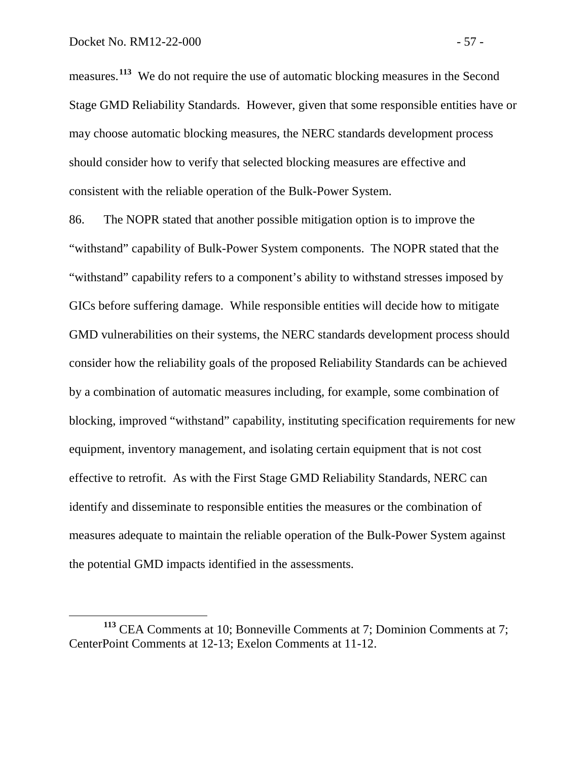measures.[113] We do not require the use of automatic blocking measures in the Second Stage GMD Reliability Standards. However, given that some responsible entities have or may choose automatic blocking measures, the NERC standards development process should consider how to verify that selected blocking measures are effective and consistent with the reliable operation of the Bulk-Power System.

86. The NOPR stated that another possible mitigation option is to improve the "withstand" capability of Bulk-Power System components. The NOPR stated that the "withstand" capability refers to a component's ability to withstand stresses imposed by GICs before suffering damage. While responsible entities will decide how to mitigate GMD vulnerabilities on their systems, the NERC standards development process should consider how the reliability goals of the proposed Reliability Standards can be achieved by a combination of automatic measures including, for example, some combination of blocking, improved "withstand" capability, instituting specification requirements for new equipment, inventory management, and isolating certain equipment that is not cost effective to retrofit. As with the First Stage GMD Reliability Standards, NERC can identify and disseminate to responsible entities the measures or the combination of measures adequate to maintain the reliable operation of the Bulk-Power System against the potential GMD impacts identified in the assessments.

[113] CEA Comments at 10; Bonneville Comments at 7; Dominion Comments at 7; CenterPoint Comments at 12-13; Exelon Comments at 11-12.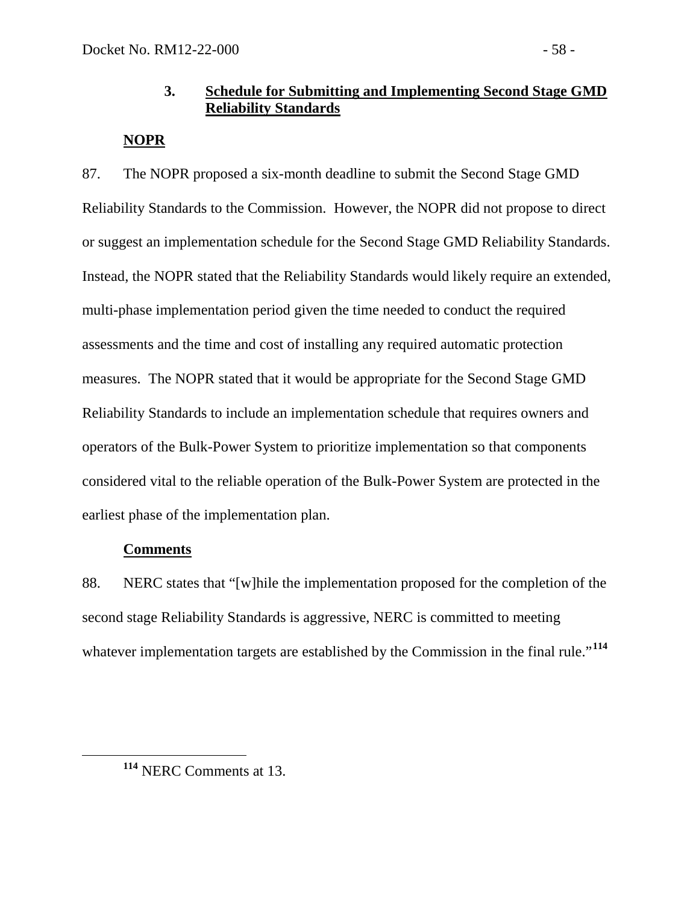### 3. Schedule for Submitting and Implementing Second Stage GMD Reliability Standards

**NOPR**

87. The NOPR proposed a six-month deadline to submit the Second Stage GMD Reliability Standards to the Commission. However, the NOPR did not propose to direct or suggest an implementation schedule for the Second Stage GMD Reliability Standards. Instead, the NOPR stated that the Reliability Standards would likely require an extended, multi-phase implementation period given the time needed to conduct the required assessments and the time and cost of installing any required automatic protection measures. The NOPR stated that it would be appropriate for the Second Stage GMD Reliability Standards to include an implementation schedule that requires owners and operators of the Bulk-Power System to prioritize implementation so that components considered vital to the reliable operation of the Bulk-Power System are protected in the earliest phase of the implementation plan.

**Comments**

88. NERC states that "[w]hile the implementation proposed for the completion of the second stage Reliability Standards is aggressive, NERC is committed to meeting whatever implementation targets are established by the Commission in the final rule."[114]

---

[114] NERC Comments at 13.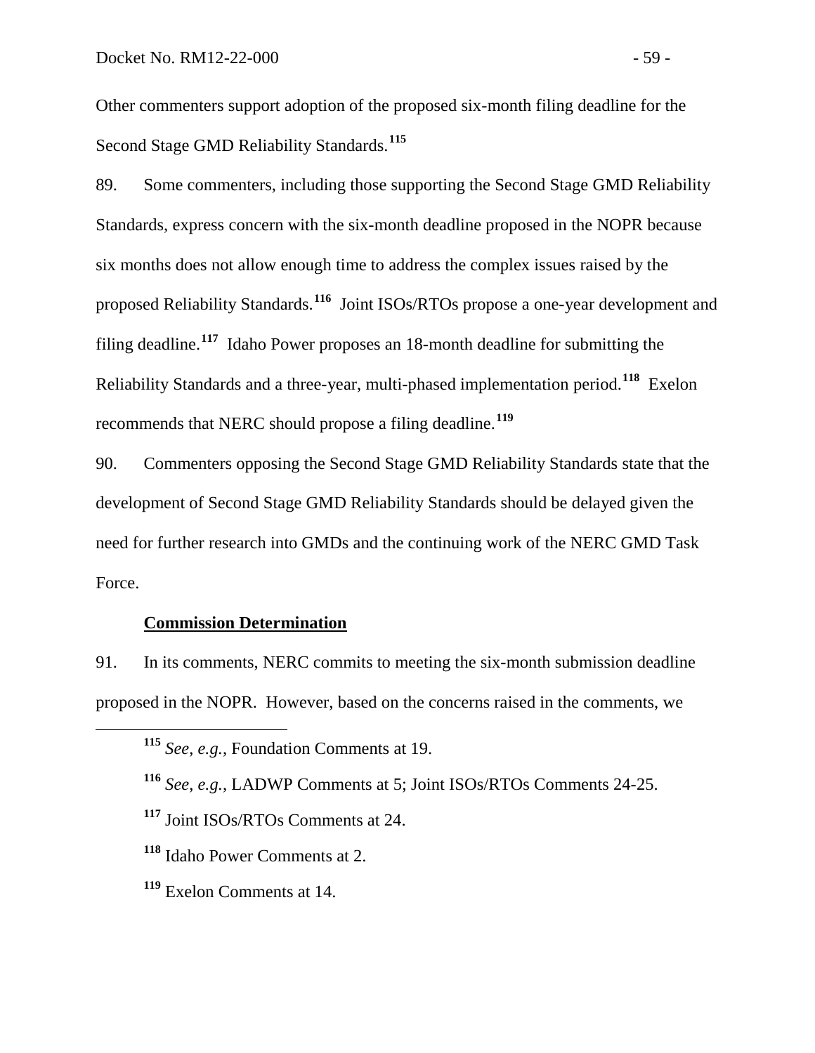Other commenters support adoption of the proposed six-month filing deadline for the Second Stage GMD Reliability Standards.[115]

89. Some commenters, including those supporting the Second Stage GMD Reliability Standards, express concern with the six-month deadline proposed in the NOPR because six months does not allow enough time to address the complex issues raised by the proposed Reliability Standards.[116] Joint ISOs/RTOs propose a one-year development and filing deadline.[117] Idaho Power proposes an 18-month deadline for submitting the Reliability Standards and a three-year, multi-phased implementation period.[118] Exelon recommends that NERC should propose a filing deadline.[119]

90. Commenters opposing the Second Stage GMD Reliability Standards state that the development of Second Stage GMD Reliability Standards should be delayed given the need for further research into GMDs and the continuing work of the NERC GMD Task Force.

**Commission Determination**

91. In its comments, NERC commits to meeting the six-month submission deadline proposed in the NOPR. However, based on the concerns raised in the comments, we

---

[115] *See, e.g.*, Foundation Comments at 19.

[116] *See*, *e.g.*, LADWP Comments at 5; Joint ISOs/RTOs Comments 24-25.

[117] Joint ISOs/RTOs Comments at 24.

[118] Idaho Power Comments at 2.

[119] Exelon Comments at 14.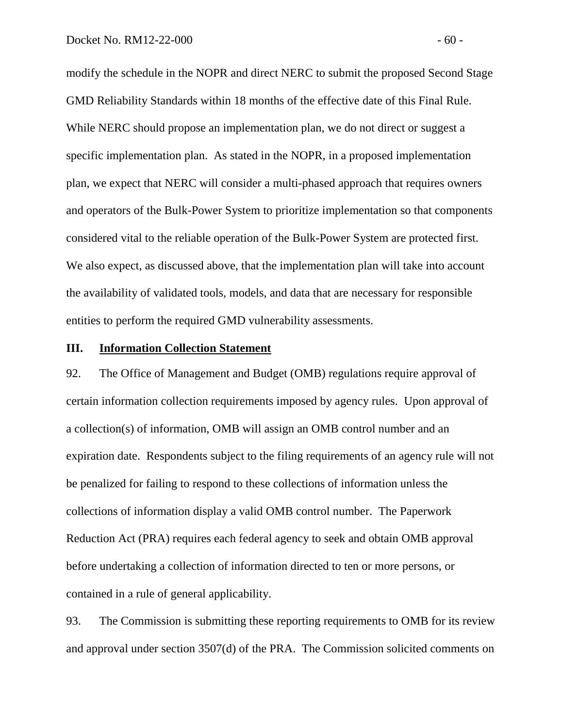modify the schedule in the NOPR and direct NERC to submit the proposed Second Stage GMD Reliability Standards within 18 months of the effective date of this Final Rule. While NERC should propose an implementation plan, we do not direct or suggest a specific implementation plan. As stated in the NOPR, in a proposed implementation plan, we expect that NERC will consider a multi-phased approach that requires owners and operators of the Bulk-Power System to prioritize implementation so that components considered vital to the reliable operation of the Bulk-Power System are protected first. We also expect, as discussed above, that the implementation plan will take into account the availability of validated tools, models, and data that are necessary for responsible entities to perform the required GMD vulnerability assessments.

## III. Information Collection Statement

92. The Office of Management and Budget (OMB) regulations require approval of certain information collection requirements imposed by agency rules. Upon approval of a collection(s) of information, OMB will assign an OMB control number and an expiration date. Respondents subject to the filing requirements of an agency rule will not be penalized for failing to respond to these collections of information unless the collections of information display a valid OMB control number. The Paperwork Reduction Act (PRA) requires each federal agency to seek and obtain OMB approval before undertaking a collection of information directed to ten or more persons, or contained in a rule of general applicability.

93. The Commission is submitting these reporting requirements to OMB for its review and approval under section 3507(d) of the PRA. The Commission solicited comments on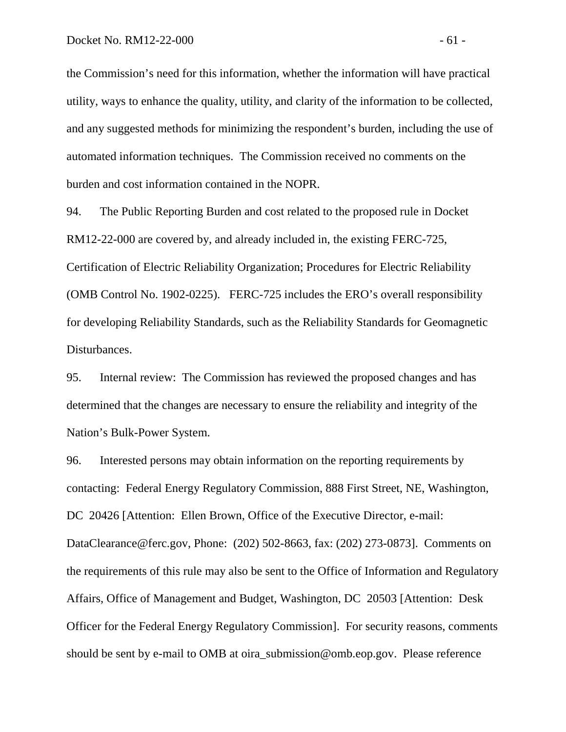the Commission's need for this information, whether the information will have practical utility, ways to enhance the quality, utility, and clarity of the information to be collected, and any suggested methods for minimizing the respondent's burden, including the use of automated information techniques. The Commission received no comments on the burden and cost information contained in the NOPR.

94. The Public Reporting Burden and cost related to the proposed rule in Docket RM12-22-000 are covered by, and already included in, the existing FERC-725, Certification of Electric Reliability Organization; Procedures for Electric Reliability (OMB Control No. 1902-0225). FERC-725 includes the ERO's overall responsibility for developing Reliability Standards, such as the Reliability Standards for Geomagnetic Disturbances.

95. Internal review: The Commission has reviewed the proposed changes and has determined that the changes are necessary to ensure the reliability and integrity of the Nation's Bulk-Power System.

96. Interested persons may obtain information on the reporting requirements by contacting: Federal Energy Regulatory Commission, 888 First Street, NE, Washington, DC 20426 [Attention: Ellen Brown, Office of the Executive Director, e-mail: DataClearance@ferc.gov, Phone: (202) 502-8663, fax: (202) 273-0873]. Comments on the requirements of this rule may also be sent to the Office of Information and Regulatory Affairs, Office of Management and Budget, Washington, DC 20503 [Attention: Desk Officer for the Federal Energy Regulatory Commission]. For security reasons, comments should be sent by e-mail to OMB at oira_submission@omb.eop.gov. Please reference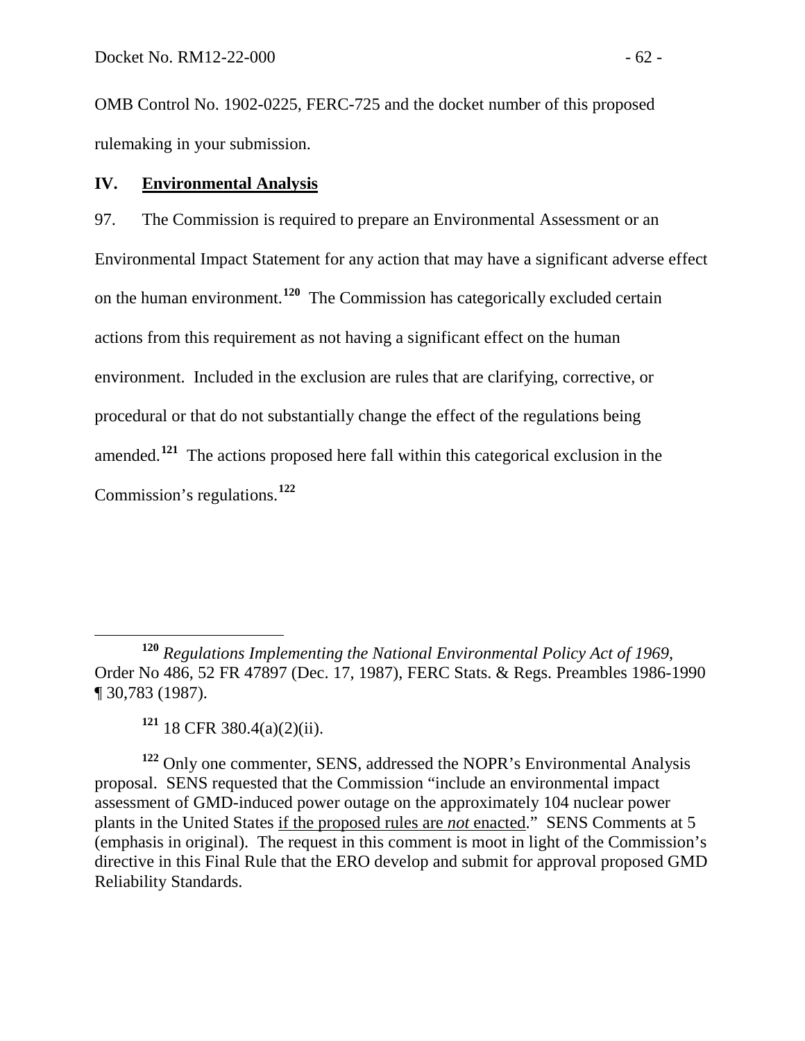OMB Control No. 1902-0225, FERC-725 and the docket number of this proposed rulemaking in your submission.

## IV. Environmental Analysis

97. The Commission is required to prepare an Environmental Assessment or an Environmental Impact Statement for any action that may have a significant adverse effect on the human environment.[120] The Commission has categorically excluded certain actions from this requirement as not having a significant effect on the human environment. Included in the exclusion are rules that are clarifying, corrective, or procedural or that do not substantially change the effect of the regulations being amended.[121] The actions proposed here fall within this categorical exclusion in the Commission's regulations.[122]

---

[120] *Regulations Implementing the National Environmental Policy Act of 1969*, Order No 486, 52 FR 47897 (Dec. 17, 1987), FERC Stats. & Regs. Preambles 1986-1990 ¶ 30,783 (1987).

[121] 18 CFR 380.4(a)(2)(ii).

[122] Only one commenter, SENS, addressed the NOPR's Environmental Analysis proposal. SENS requested that the Commission "include an environmental impact assessment of GMD-induced power outage on the approximately 104 nuclear power plants in the United States if the proposed rules are *not* enacted." SENS Comments at 5 (emphasis in original). The request in this comment is moot in light of the Commission's directive in this Final Rule that the ERO develop and submit for approval proposed GMD Reliability Standards.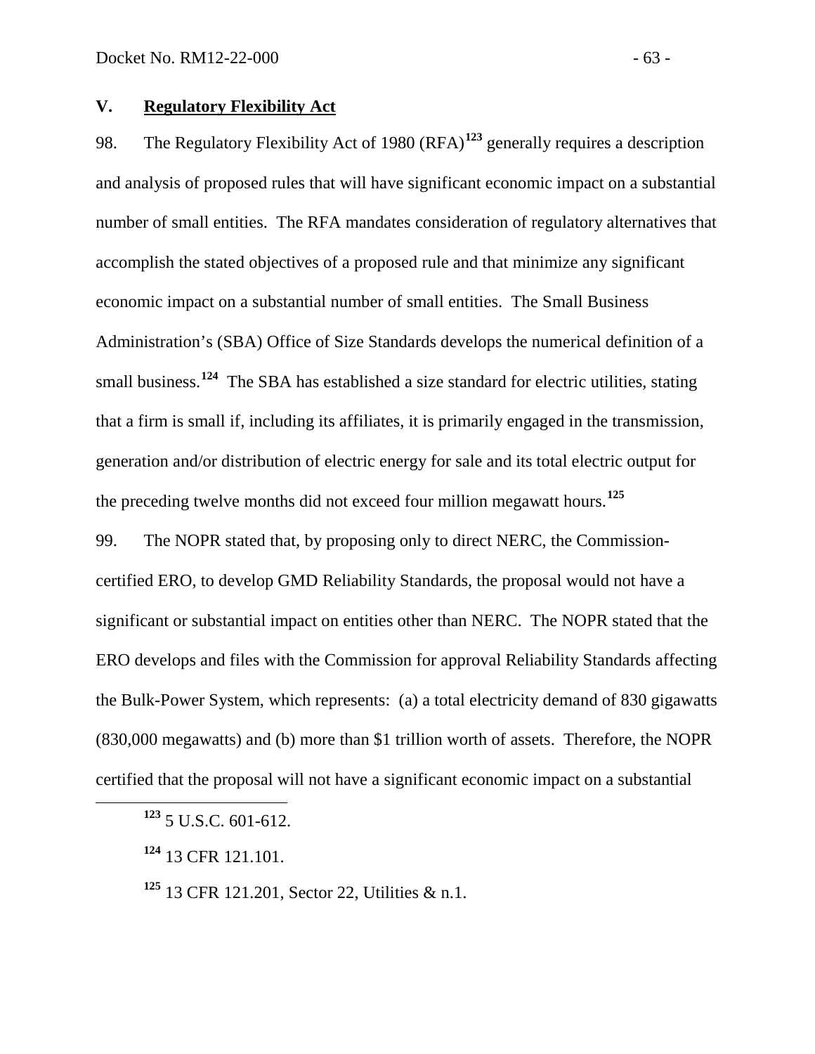## V. Regulatory Flexibility Act

98. The Regulatory Flexibility Act of 1980 (RFA)[123] generally requires a description and analysis of proposed rules that will have significant economic impact on a substantial number of small entities. The RFA mandates consideration of regulatory alternatives that accomplish the stated objectives of a proposed rule and that minimize any significant economic impact on a substantial number of small entities. The Small Business Administration's (SBA) Office of Size Standards develops the numerical definition of a small business.[124] The SBA has established a size standard for electric utilities, stating that a firm is small if, including its affiliates, it is primarily engaged in the transmission, generation and/or distribution of electric energy for sale and its total electric output for the preceding twelve months did not exceed four million megawatt hours.[125]

99. The NOPR stated that, by proposing only to direct NERC, the Commission-certified ERO, to develop GMD Reliability Standards, the proposal would not have a significant or substantial impact on entities other than NERC. The NOPR stated that the ERO develops and files with the Commission for approval Reliability Standards affecting the Bulk-Power System, which represents: (a) a total electricity demand of 830 gigawatts (830,000 megawatts) and (b) more than $1 trillion worth of assets. Therefore, the NOPR certified that the proposal will not have a significant economic impact on a substantial

[123] 5 U.S.C. 601-612.

[124] 13 CFR 121.101.

[125] 13 CFR 121.201, Sector 22, Utilities & n.1.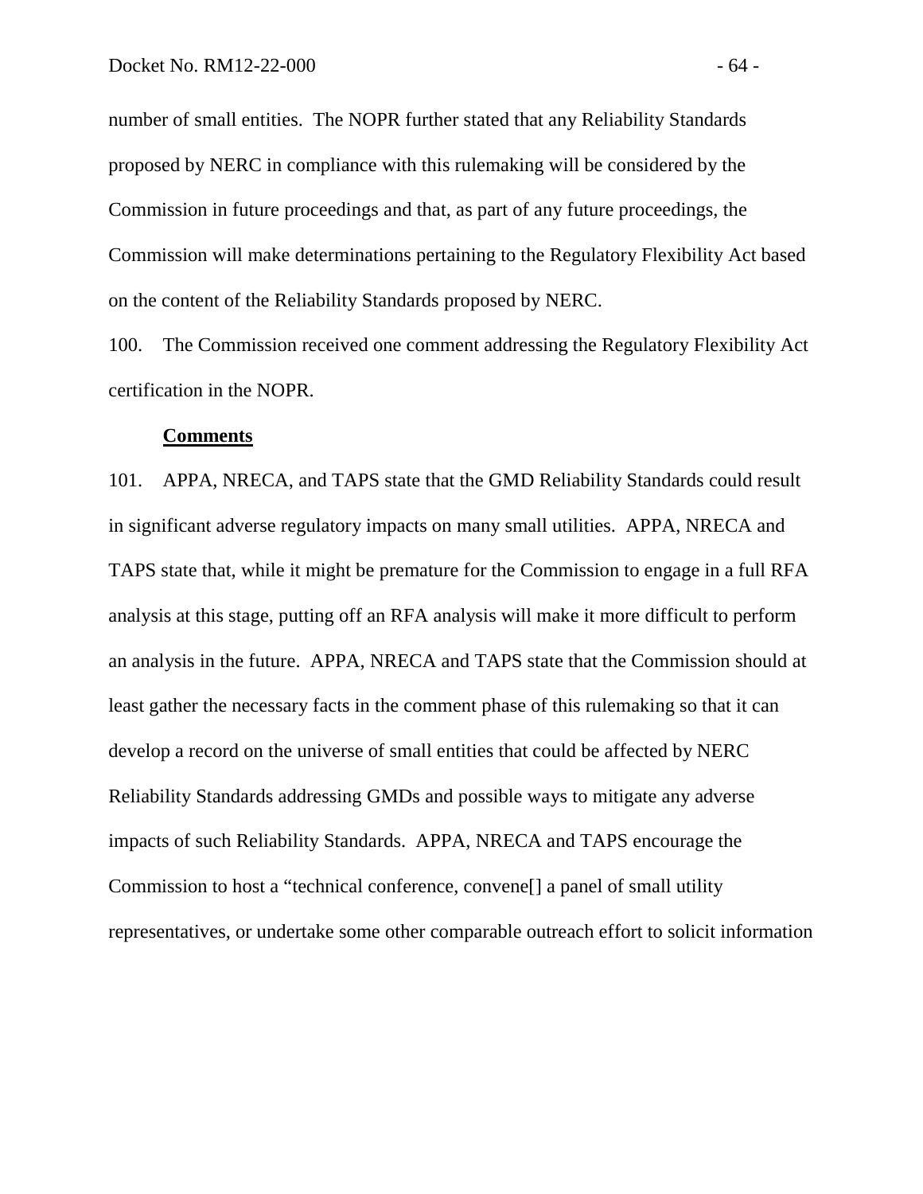number of small entities. The NOPR further stated that any Reliability Standards proposed by NERC in compliance with this rulemaking will be considered by the Commission in future proceedings and that, as part of any future proceedings, the Commission will make determinations pertaining to the Regulatory Flexibility Act based on the content of the Reliability Standards proposed by NERC.

100. The Commission received one comment addressing the Regulatory Flexibility Act certification in the NOPR.

**Comments**

101. APPA, NRECA, and TAPS state that the GMD Reliability Standards could result in significant adverse regulatory impacts on many small utilities. APPA, NRECA and TAPS state that, while it might be premature for the Commission to engage in a full RFA analysis at this stage, putting off an RFA analysis will make it more difficult to perform an analysis in the future. APPA, NRECA and TAPS state that the Commission should at least gather the necessary facts in the comment phase of this rulemaking so that it can develop a record on the universe of small entities that could be affected by NERC Reliability Standards addressing GMDs and possible ways to mitigate any adverse impacts of such Reliability Standards. APPA, NRECA and TAPS encourage the Commission to host a "technical conference, convene[] a panel of small utility representatives, or undertake some other comparable outreach effort to solicit information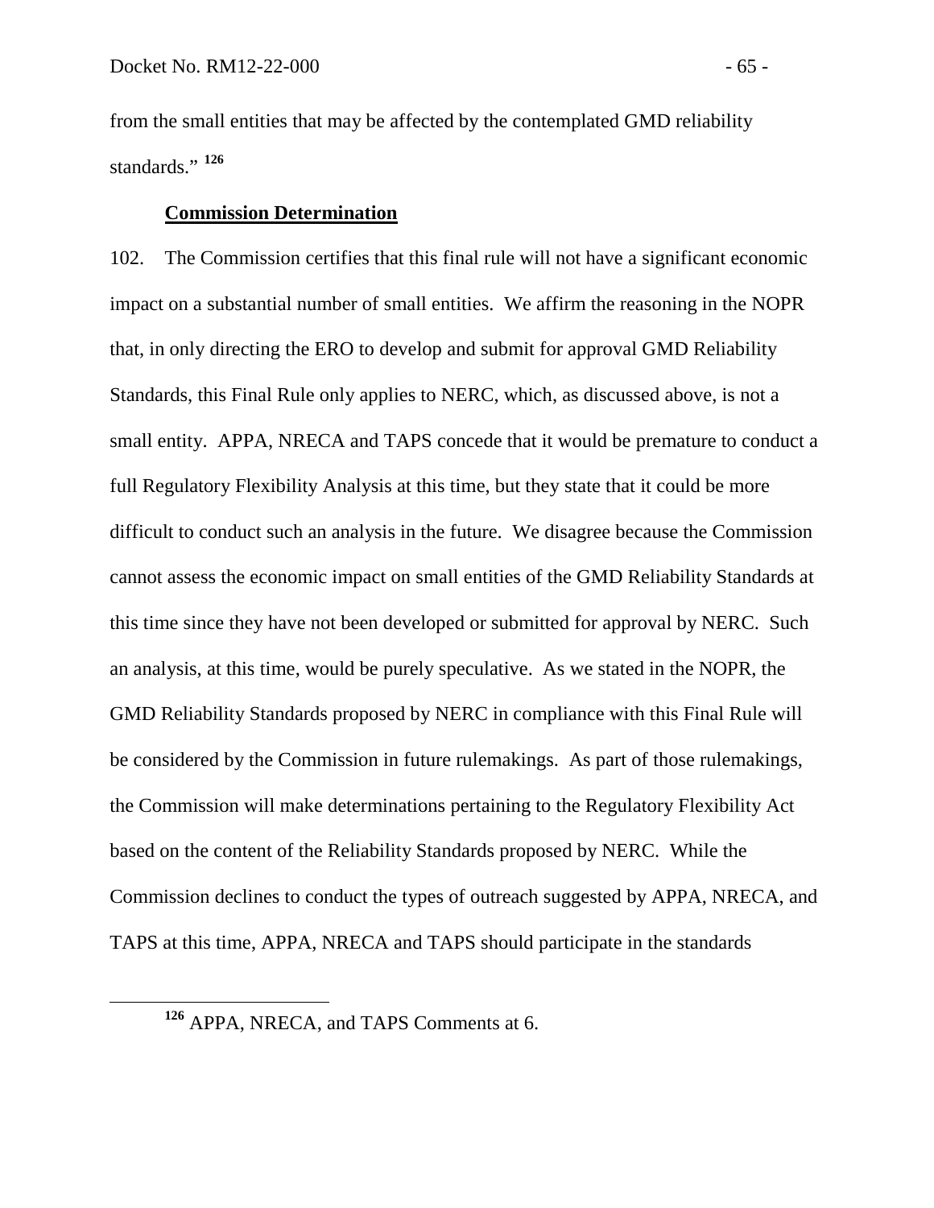from the small entities that may be affected by the contemplated GMD reliability standards." [126]

**Commission Determination**

102. The Commission certifies that this final rule will not have a significant economic impact on a substantial number of small entities. We affirm the reasoning in the NOPR that, in only directing the ERO to develop and submit for approval GMD Reliability Standards, this Final Rule only applies to NERC, which, as discussed above, is not a small entity. APPA, NRECA and TAPS concede that it would be premature to conduct a full Regulatory Flexibility Analysis at this time, but they state that it could be more difficult to conduct such an analysis in the future. We disagree because the Commission cannot assess the economic impact on small entities of the GMD Reliability Standards at this time since they have not been developed or submitted for approval by NERC. Such an analysis, at this time, would be purely speculative. As we stated in the NOPR, the GMD Reliability Standards proposed by NERC in compliance with this Final Rule will be considered by the Commission in future rulemakings. As part of those rulemakings, the Commission will make determinations pertaining to the Regulatory Flexibility Act based on the content of the Reliability Standards proposed by NERC. While the Commission declines to conduct the types of outreach suggested by APPA, NRECA, and TAPS at this time, APPA, NRECA and TAPS should participate in the standards

---

[126] APPA, NRECA, and TAPS Comments at 6.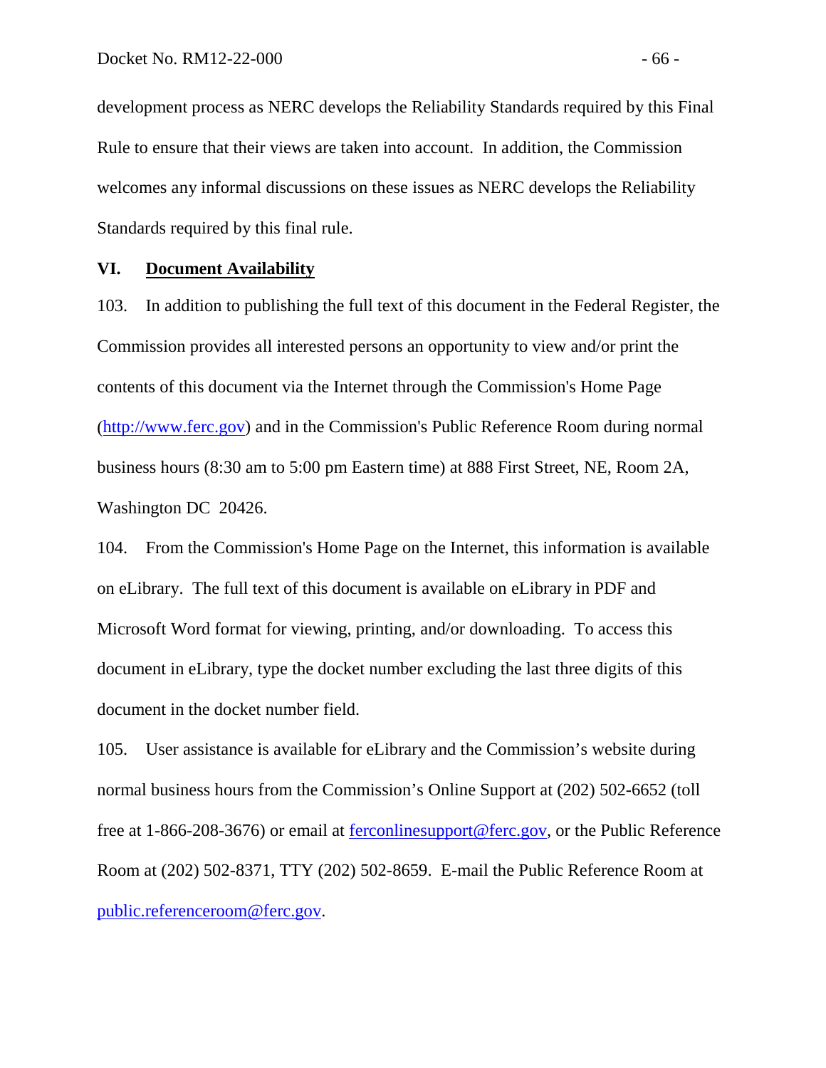development process as NERC develops the Reliability Standards required by this Final Rule to ensure that their views are taken into account. In addition, the Commission welcomes any informal discussions on these issues as NERC develops the Reliability Standards required by this final rule.

## VI. Document Availability

103. In addition to publishing the full text of this document in the Federal Register, the Commission provides all interested persons an opportunity to view and/or print the contents of this document via the Internet through the Commission's Home Page (http://www.ferc.gov) and in the Commission's Public Reference Room during normal business hours (8:30 am to 5:00 pm Eastern time) at 888 First Street, NE, Room 2A, Washington DC 20426.

104. From the Commission's Home Page on the Internet, this information is available on eLibrary. The full text of this document is available on eLibrary in PDF and Microsoft Word format for viewing, printing, and/or downloading. To access this document in eLibrary, type the docket number excluding the last three digits of this document in the docket number field.

105. User assistance is available for eLibrary and the Commission's website during normal business hours from the Commission's Online Support at (202) 502-6652 (toll free at 1-866-208-3676) or email at ferconlinesupport@ferc.gov, or the Public Reference Room at (202) 502-8371, TTY (202) 502-8659. E-mail the Public Reference Room at public.referenceroom@ferc.gov.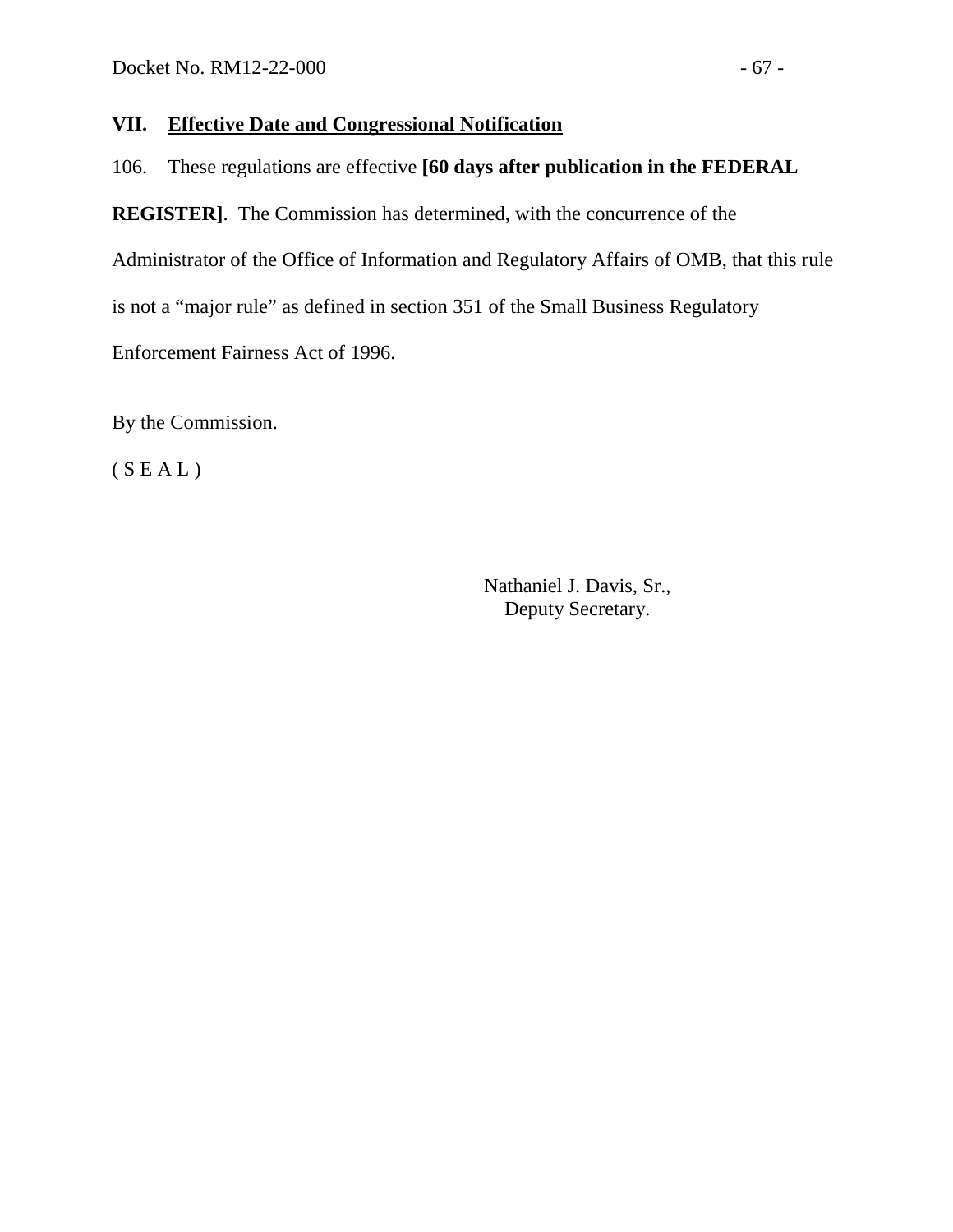## VII. Effective Date and Congressional Notification

106. These regulations are effective **[60 days after publication in the FEDERAL REGISTER]**. The Commission has determined, with the concurrence of the Administrator of the Office of Information and Regulatory Affairs of OMB, that this rule is not a "major rule" as defined in section 351 of the Small Business Regulatory Enforcement Fairness Act of 1996.

By the Commission.

( S E A L )

Nathaniel J. Davis, Sr.,
Deputy Secretary.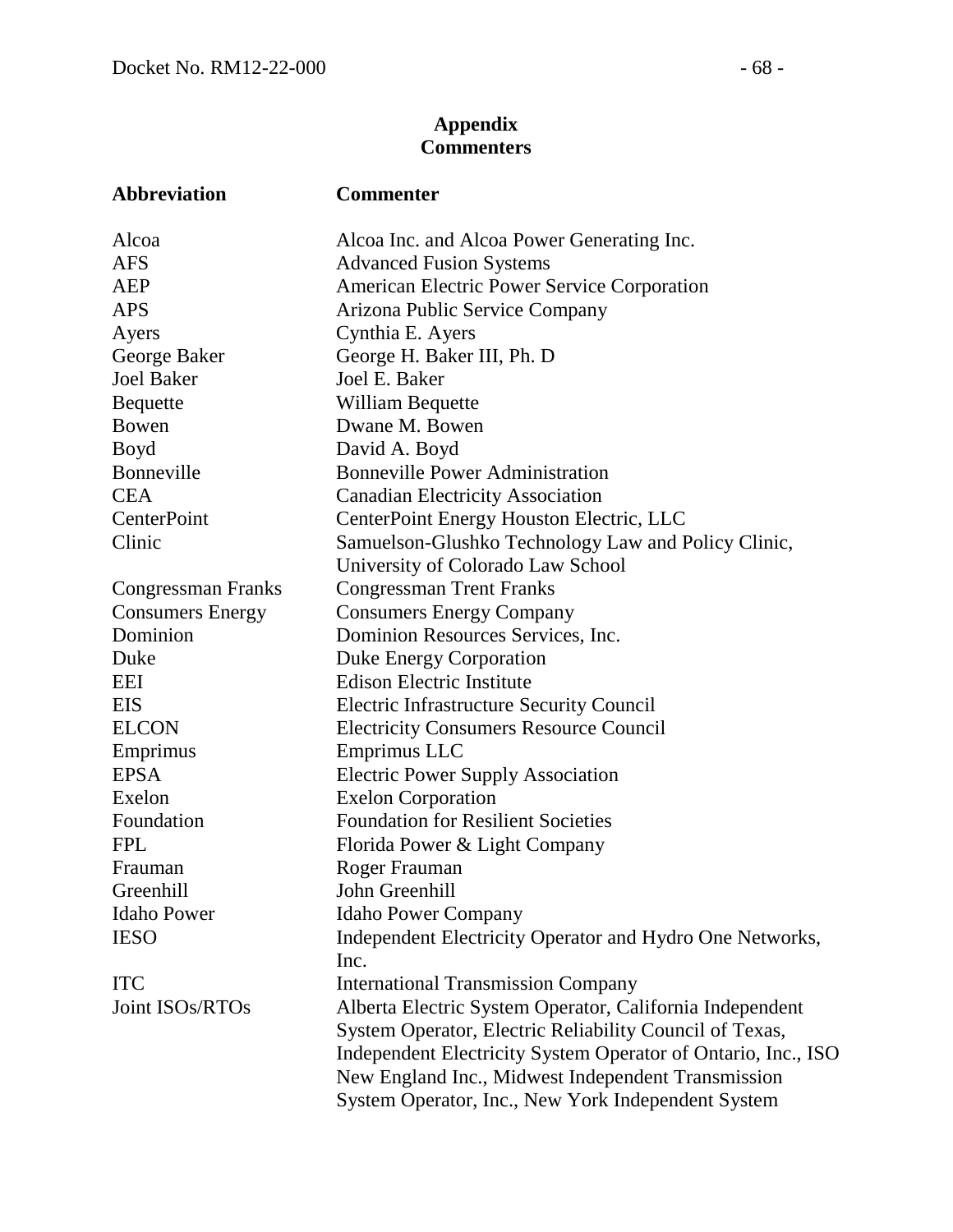## Appendix
## Commenters

| Abbreviation | Commenter |
|---|---|
| Alcoa | Alcoa Inc. and Alcoa Power Generating Inc. |
| AFS | Advanced Fusion Systems |
| AEP | American Electric Power Service Corporation |
| APS | Arizona Public Service Company |
| Ayers | Cynthia E. Ayers |
| George Baker | George H. Baker III, Ph. D |
| Joel Baker | Joel E. Baker |
| Bequette | William Bequette |
| Bowen | Dwane M. Bowen |
| Boyd | David A. Boyd |
| Bonneville | Bonneville Power Administration |
| CEA | Canadian Electricity Association |
| CenterPoint | CenterPoint Energy Houston Electric, LLC |
| Clinic | Samuelson-Glushko Technology Law and Policy Clinic, University of Colorado Law School |
| Congressman Franks | Congressman Trent Franks |
| Consumers Energy | Consumers Energy Company |
| Dominion | Dominion Resources Services, Inc. |
| Duke | Duke Energy Corporation |
| EEI | Edison Electric Institute |
| EIS | Electric Infrastructure Security Council |
| ELCON | Electricity Consumers Resource Council |
| Emprimus | Emprimus LLC |
| EPSA | Electric Power Supply Association |
| Exelon | Exelon Corporation |
| Foundation | Foundation for Resilient Societies |
| FPL | Florida Power & Light Company |
| Frauman | Roger Frauman |
| Greenhill | John Greenhill |
| Idaho Power | Idaho Power Company |
| IESO | Independent Electricity Operator and Hydro One Networks, Inc. |
| ITC | International Transmission Company |
| Joint ISOs/RTOs | Alberta Electric System Operator, California Independent System Operator, Electric Reliability Council of Texas, Independent Electricity System Operator of Ontario, Inc., ISO New England Inc., Midwest Independent Transmission System Operator, Inc., New York Independent System |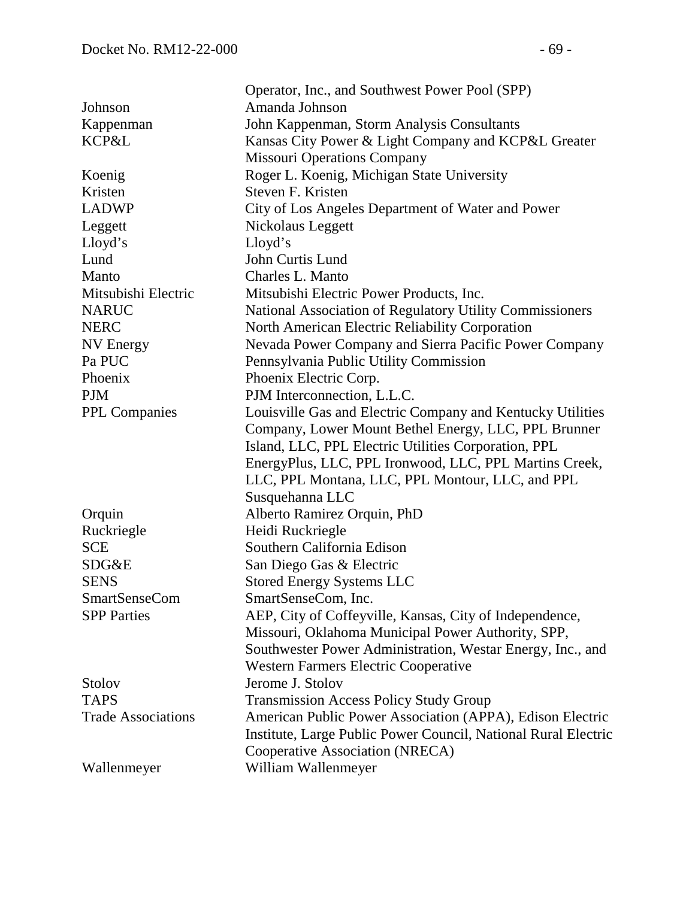| | |
|---|---|
| | Operator, Inc., and Southwest Power Pool (SPP) |
| Johnson | Amanda Johnson |
| Kappenman | John Kappenman, Storm Analysis Consultants |
| KCP&L | Kansas City Power & Light Company and KCP&L Greater Missouri Operations Company |
| Koenig | Roger L. Koenig, Michigan State University |
| Kristen | Steven F. Kristen |
| LADWP | City of Los Angeles Department of Water and Power |
| Leggett | Nickolaus Leggett |
| Lloyd's | Lloyd's |
| Lund | John Curtis Lund |
| Manto | Charles L. Manto |
| Mitsubishi Electric | Mitsubishi Electric Power Products, Inc. |
| NARUC | National Association of Regulatory Utility Commissioners |
| NERC | North American Electric Reliability Corporation |
| NV Energy | Nevada Power Company and Sierra Pacific Power Company |
| Pa PUC | Pennsylvania Public Utility Commission |
| Phoenix | Phoenix Electric Corp. |
| PJM | PJM Interconnection, L.L.C. |
| PPL Companies | Louisville Gas and Electric Company and Kentucky Utilities Company, Lower Mount Bethel Energy, LLC, PPL Brunner Island, LLC, PPL Electric Utilities Corporation, PPL EnergyPlus, LLC, PPL Ironwood, LLC, PPL Martins Creek, LLC, PPL Montana, LLC, PPL Montour, LLC, and PPL Susquehanna LLC |
| Orquin | Alberto Ramirez Orquin, PhD |
| Ruckriegle | Heidi Ruckriegle |
| SCE | Southern California Edison |
| SDG&E | San Diego Gas & Electric |
| SENS | Stored Energy Systems LLC |
| SmartSenseCom | SmartSenseCom, Inc. |
| SPP Parties | AEP, City of Coffeyville, Kansas, City of Independence, Missouri, Oklahoma Municipal Power Authority, SPP, Southwester Power Administration, Westar Energy, Inc., and Western Farmers Electric Cooperative |
| Stolov | Jerome J. Stolov |
| TAPS | Transmission Access Policy Study Group |
| Trade Associations | American Public Power Association (APPA), Edison Electric Institute, Large Public Power Council, National Rural Electric Cooperative Association (NRECA) |
| Wallenmeyer | William Wallenmeyer |